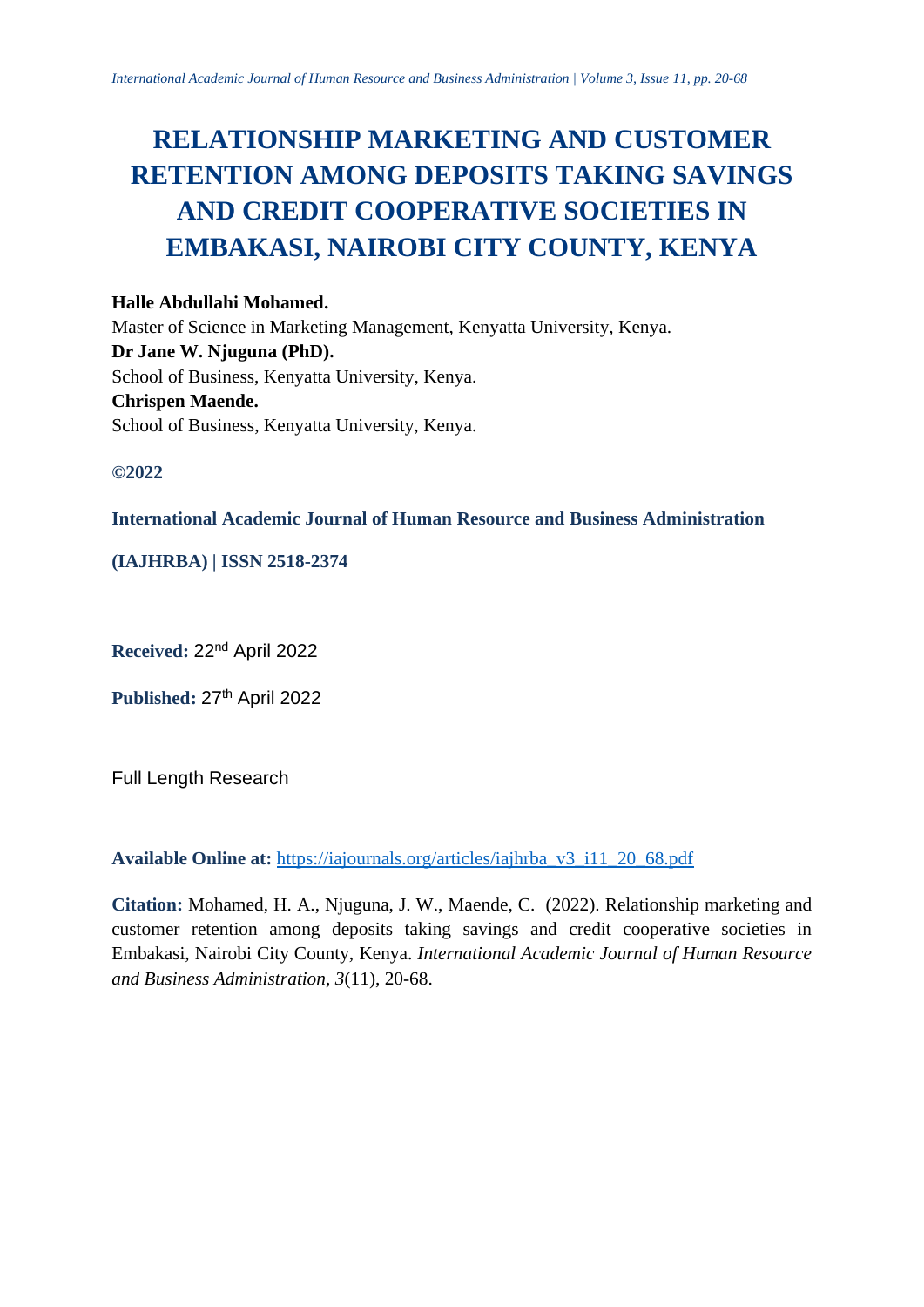# RELATIONSHIP MARKETING AND CUSTOMER RETENTION AMONG DEPOSITS TAKING SAVINGS AND CREDIT COOPERATIVE SOCIETIES IN EMBAKASI, NAIROBI CITY COUNTY, KENYA

**Halle Abdullahi Mohamed.**
Master of Science in Marketing Management, Kenyatta University, Kenya.
**Dr Jane W. Njuguna (PhD).**
School of Business, Kenyatta University, Kenya.
**Chrispen Maende.**
School of Business, Kenyatta University, Kenya.

**©2022**

**International Academic Journal of Human Resource and Business Administration**

**(IAJHRBA) | ISSN 2518-2374**

**Received:** 22nd April 2022

**Published:** 27th April 2022

Full Length Research

**Available Online at:** https://iajournals.org/articles/iajhrba_v3_i11_20_68.pdf

**Citation:** Mohamed, H. A., Njuguna, J. W., Maende, C. (2022). Relationship marketing and customer retention among deposits taking savings and credit cooperative societies in Embakasi, Nairobi City County, Kenya. *International Academic Journal of Human Resource and Business Administration, 3*(11), 20-68.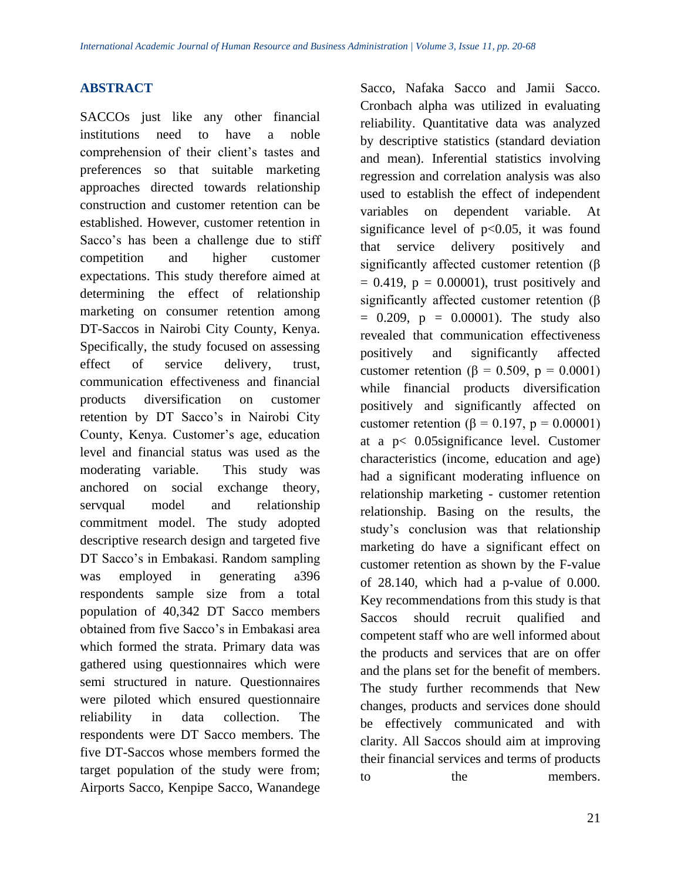## ABSTRACT

SACCOs just like any other financial institutions need to have a noble comprehension of their client's tastes and preferences so that suitable marketing approaches directed towards relationship construction and customer retention can be established. However, customer retention in Sacco's has been a challenge due to stiff competition and higher customer expectations. This study therefore aimed at determining the effect of relationship marketing on consumer retention among DT-Saccos in Nairobi City County, Kenya. Specifically, the study focused on assessing effect of service delivery, trust, communication effectiveness and financial products diversification on customer retention by DT Sacco's in Nairobi City County, Kenya. Customer's age, education level and financial status was used as the moderating variable. This study was anchored on social exchange theory, servqual model and relationship commitment model. The study adopted descriptive research design and targeted five DT Sacco's in Embakasi. Random sampling was employed in generating a396 respondents sample size from a total population of 40,342 DT Sacco members obtained from five Sacco's in Embakasi area which formed the strata. Primary data was gathered using questionnaires which were semi structured in nature. Questionnaires were piloted which ensured questionnaire reliability in data collection. The respondents were DT Sacco members. The five DT-Saccos whose members formed the target population of the study were from; Airports Sacco, Kenpipe Sacco, Wanandege Sacco, Nafaka Sacco and Jamii Sacco. Cronbach alpha was utilized in evaluating reliability. Quantitative data was analyzed by descriptive statistics (standard deviation and mean). Inferential statistics involving regression and correlation analysis was also used to establish the effect of independent variables on dependent variable. At significance level of $p<0.05$, it was found that service delivery positively and significantly affected customer retention ($\beta = 0.419$, $p = 0.00001$), trust positively and significantly affected customer retention ($\beta = 0.209$, $p = 0.00001$). The study also revealed that communication effectiveness positively and significantly affected customer retention ($\beta = 0.509$, $p = 0.0001$) while financial products diversification positively and significantly affected on customer retention ($\beta = 0.197$, $p = 0.00001$) at a $p< 0.05$significance level. Customer characteristics (income, education and age) had a significant moderating influence on relationship marketing - customer retention relationship. Basing on the results, the study's conclusion was that relationship marketing do have a significant effect on customer retention as shown by the F-value of 28.140, which had a p-value of 0.000. Key recommendations from this study is that Saccos should recruit qualified and competent staff who are well informed about the products and services that are on offer and the plans set for the benefit of members. The study further recommends that New changes, products and services done should be effectively communicated and with clarity. All Saccos should aim at improving their financial services and terms of products to the members.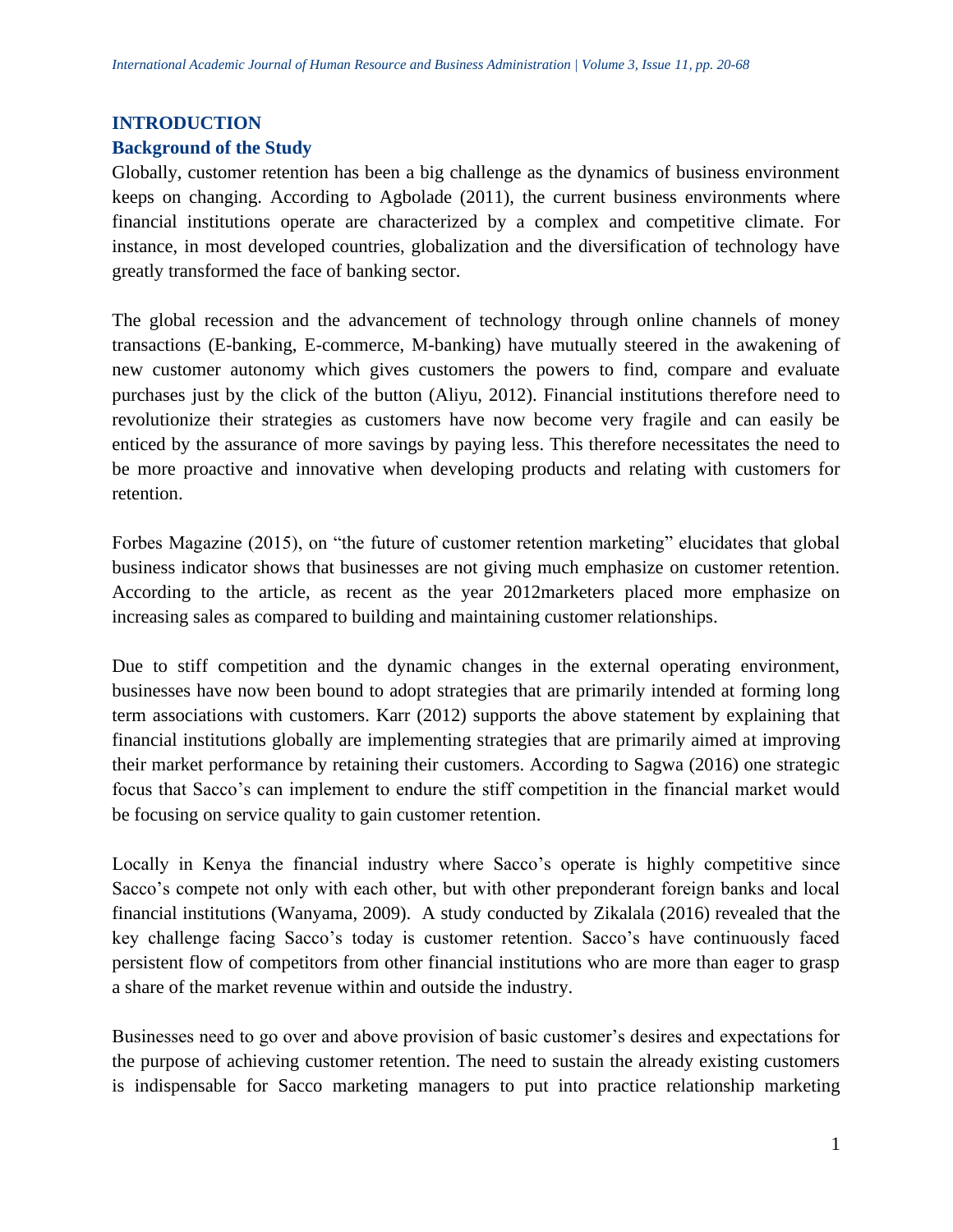## INTRODUCTION

### Background of the Study

Globally, customer retention has been a big challenge as the dynamics of business environment keeps on changing. According to Agbolade (2011), the current business environments where financial institutions operate are characterized by a complex and competitive climate. For instance, in most developed countries, globalization and the diversification of technology have greatly transformed the face of banking sector.

The global recession and the advancement of technology through online channels of money transactions (E-banking, E-commerce, M-banking) have mutually steered in the awakening of new customer autonomy which gives customers the powers to find, compare and evaluate purchases just by the click of the button (Aliyu, 2012). Financial institutions therefore need to revolutionize their strategies as customers have now become very fragile and can easily be enticed by the assurance of more savings by paying less. This therefore necessitates the need to be more proactive and innovative when developing products and relating with customers for retention.

Forbes Magazine (2015), on "the future of customer retention marketing" elucidates that global business indicator shows that businesses are not giving much emphasize on customer retention. According to the article, as recent as the year 2012marketers placed more emphasize on increasing sales as compared to building and maintaining customer relationships.

Due to stiff competition and the dynamic changes in the external operating environment, businesses have now been bound to adopt strategies that are primarily intended at forming long term associations with customers. Karr (2012) supports the above statement by explaining that financial institutions globally are implementing strategies that are primarily aimed at improving their market performance by retaining their customers. According to Sagwa (2016) one strategic focus that Sacco's can implement to endure the stiff competition in the financial market would be focusing on service quality to gain customer retention.

Locally in Kenya the financial industry where Sacco's operate is highly competitive since Sacco's compete not only with each other, but with other preponderant foreign banks and local financial institutions (Wanyama, 2009). A study conducted by Zikalala (2016) revealed that the key challenge facing Sacco's today is customer retention. Sacco's have continuously faced persistent flow of competitors from other financial institutions who are more than eager to grasp a share of the market revenue within and outside the industry.

Businesses need to go over and above provision of basic customer's desires and expectations for the purpose of achieving customer retention. The need to sustain the already existing customers is indispensable for Sacco marketing managers to put into practice relationship marketing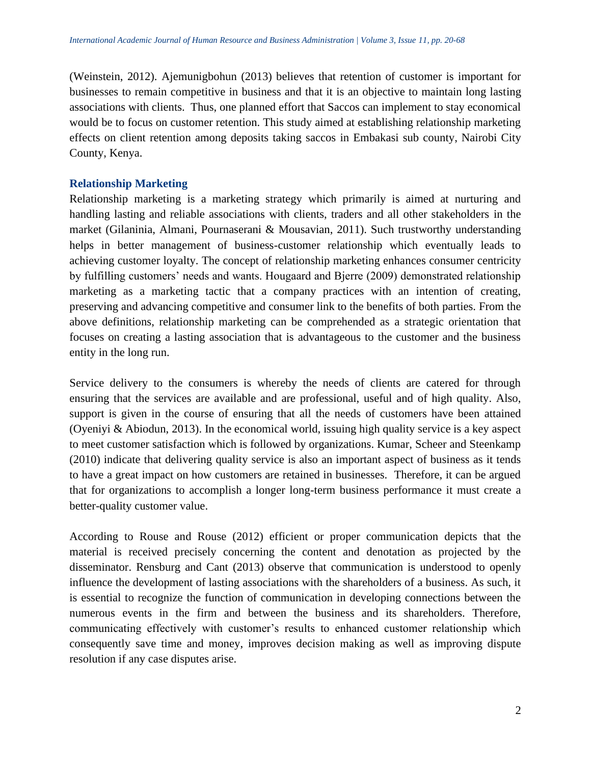(Weinstein, 2012). Ajemunigbohun (2013) believes that retention of customer is important for businesses to remain competitive in business and that it is an objective to maintain long lasting associations with clients. Thus, one planned effort that Saccos can implement to stay economical would be to focus on customer retention. This study aimed at establishing relationship marketing effects on client retention among deposits taking saccos in Embakasi sub county, Nairobi City County, Kenya.

### Relationship Marketing

Relationship marketing is a marketing strategy which primarily is aimed at nurturing and handling lasting and reliable associations with clients, traders and all other stakeholders in the market (Gilaninia, Almani, Pournaserani & Mousavian, 2011). Such trustworthy understanding helps in better management of business-customer relationship which eventually leads to achieving customer loyalty. The concept of relationship marketing enhances consumer centricity by fulfilling customers' needs and wants. Hougaard and Bjerre (2009) demonstrated relationship marketing as a marketing tactic that a company practices with an intention of creating, preserving and advancing competitive and consumer link to the benefits of both parties. From the above definitions, relationship marketing can be comprehended as a strategic orientation that focuses on creating a lasting association that is advantageous to the customer and the business entity in the long run.

Service delivery to the consumers is whereby the needs of clients are catered for through ensuring that the services are available and are professional, useful and of high quality. Also, support is given in the course of ensuring that all the needs of customers have been attained (Oyeniyi & Abiodun, 2013). In the economical world, issuing high quality service is a key aspect to meet customer satisfaction which is followed by organizations. Kumar, Scheer and Steenkamp (2010) indicate that delivering quality service is also an important aspect of business as it tends to have a great impact on how customers are retained in businesses. Therefore, it can be argued that for organizations to accomplish a longer long-term business performance it must create a better-quality customer value.

According to Rouse and Rouse (2012) efficient or proper communication depicts that the material is received precisely concerning the content and denotation as projected by the disseminator. Rensburg and Cant (2013) observe that communication is understood to openly influence the development of lasting associations with the shareholders of a business. As such, it is essential to recognize the function of communication in developing connections between the numerous events in the firm and between the business and its shareholders. Therefore, communicating effectively with customer's results to enhanced customer relationship which consequently save time and money, improves decision making as well as improving dispute resolution if any case disputes arise.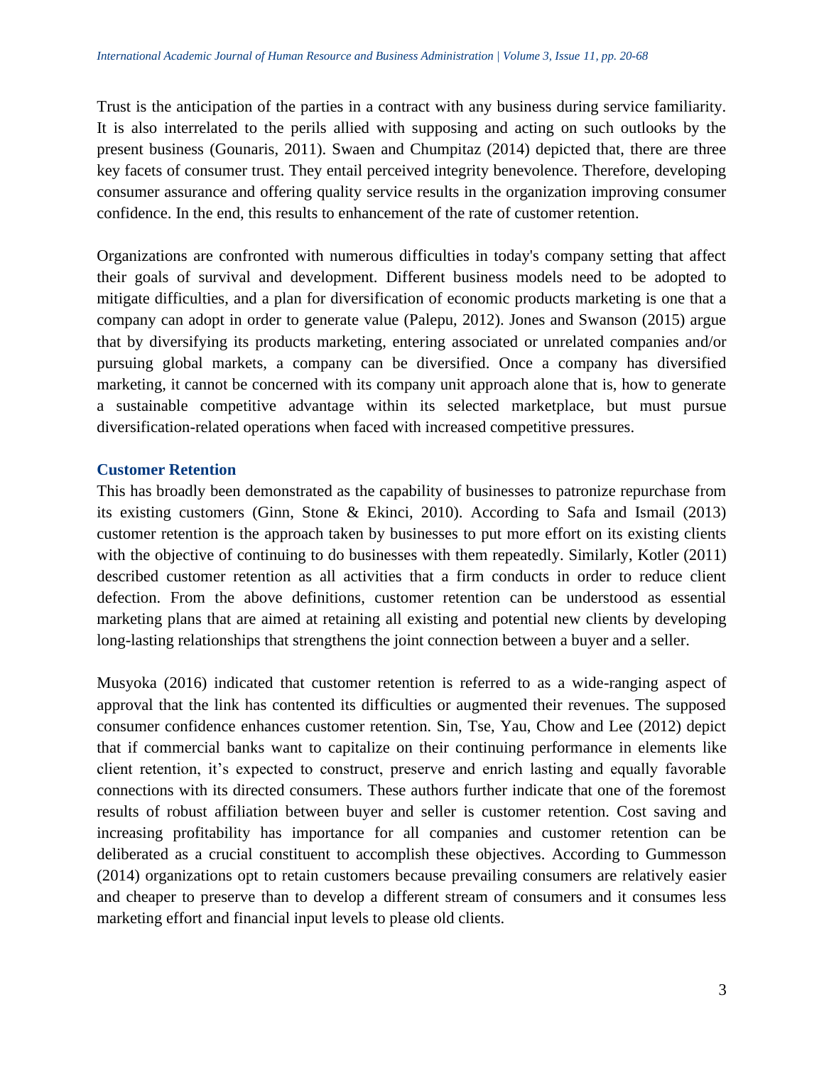Trust is the anticipation of the parties in a contract with any business during service familiarity. It is also interrelated to the perils allied with supposing and acting on such outlooks by the present business (Gounaris, 2011). Swaen and Chumpitaz (2014) depicted that, there are three key facets of consumer trust. They entail perceived integrity benevolence. Therefore, developing consumer assurance and offering quality service results in the organization improving consumer confidence. In the end, this results to enhancement of the rate of customer retention.

Organizations are confronted with numerous difficulties in today's company setting that affect their goals of survival and development. Different business models need to be adopted to mitigate difficulties, and a plan for diversification of economic products marketing is one that a company can adopt in order to generate value (Palepu, 2012). Jones and Swanson (2015) argue that by diversifying its products marketing, entering associated or unrelated companies and/or pursuing global markets, a company can be diversified. Once a company has diversified marketing, it cannot be concerned with its company unit approach alone that is, how to generate a sustainable competitive advantage within its selected marketplace, but must pursue diversification-related operations when faced with increased competitive pressures.

### Customer Retention

This has broadly been demonstrated as the capability of businesses to patronize repurchase from its existing customers (Ginn, Stone & Ekinci, 2010). According to Safa and Ismail (2013) customer retention is the approach taken by businesses to put more effort on its existing clients with the objective of continuing to do businesses with them repeatedly. Similarly, Kotler (2011) described customer retention as all activities that a firm conducts in order to reduce client defection. From the above definitions, customer retention can be understood as essential marketing plans that are aimed at retaining all existing and potential new clients by developing long-lasting relationships that strengthens the joint connection between a buyer and a seller.

Musyoka (2016) indicated that customer retention is referred to as a wide-ranging aspect of approval that the link has contented its difficulties or augmented their revenues. The supposed consumer confidence enhances customer retention. Sin, Tse, Yau, Chow and Lee (2012) depict that if commercial banks want to capitalize on their continuing performance in elements like client retention, it's expected to construct, preserve and enrich lasting and equally favorable connections with its directed consumers. These authors further indicate that one of the foremost results of robust affiliation between buyer and seller is customer retention. Cost saving and increasing profitability has importance for all companies and customer retention can be deliberated as a crucial constituent to accomplish these objectives. According to Gummesson (2014) organizations opt to retain customers because prevailing consumers are relatively easier and cheaper to preserve than to develop a different stream of consumers and it consumes less marketing effort and financial input levels to please old clients.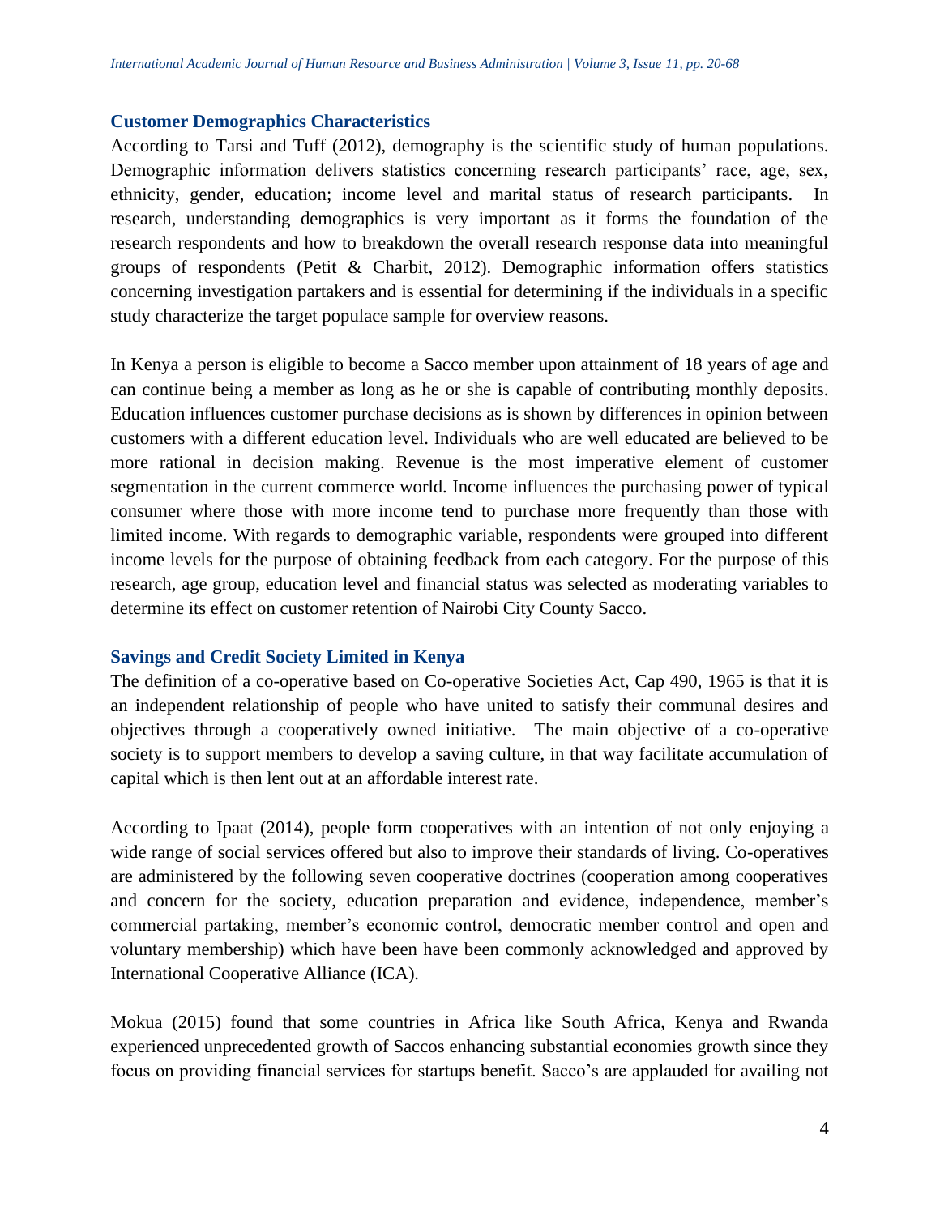### Customer Demographics Characteristics

According to Tarsi and Tuff (2012), demography is the scientific study of human populations. Demographic information delivers statistics concerning research participants' race, age, sex, ethnicity, gender, education; income level and marital status of research participants. In research, understanding demographics is very important as it forms the foundation of the research respondents and how to breakdown the overall research response data into meaningful groups of respondents (Petit & Charbit, 2012). Demographic information offers statistics concerning investigation partakers and is essential for determining if the individuals in a specific study characterize the target populace sample for overview reasons.

In Kenya a person is eligible to become a Sacco member upon attainment of 18 years of age and can continue being a member as long as he or she is capable of contributing monthly deposits. Education influences customer purchase decisions as is shown by differences in opinion between customers with a different education level. Individuals who are well educated are believed to be more rational in decision making. Revenue is the most imperative element of customer segmentation in the current commerce world. Income influences the purchasing power of typical consumer where those with more income tend to purchase more frequently than those with limited income. With regards to demographic variable, respondents were grouped into different income levels for the purpose of obtaining feedback from each category. For the purpose of this research, age group, education level and financial status was selected as moderating variables to determine its effect on customer retention of Nairobi City County Sacco.

### Savings and Credit Society Limited in Kenya

The definition of a co-operative based on Co-operative Societies Act, Cap 490, 1965 is that it is an independent relationship of people who have united to satisfy their communal desires and objectives through a cooperatively owned initiative. The main objective of a co-operative society is to support members to develop a saving culture, in that way facilitate accumulation of capital which is then lent out at an affordable interest rate.

According to Ipaat (2014), people form cooperatives with an intention of not only enjoying a wide range of social services offered but also to improve their standards of living. Co-operatives are administered by the following seven cooperative doctrines (cooperation among cooperatives and concern for the society, education preparation and evidence, independence, member's commercial partaking, member's economic control, democratic member control and open and voluntary membership) which have been have been commonly acknowledged and approved by International Cooperative Alliance (ICA).

Mokua (2015) found that some countries in Africa like South Africa, Kenya and Rwanda experienced unprecedented growth of Saccos enhancing substantial economies growth since they focus on providing financial services for startups benefit. Sacco's are applauded for availing not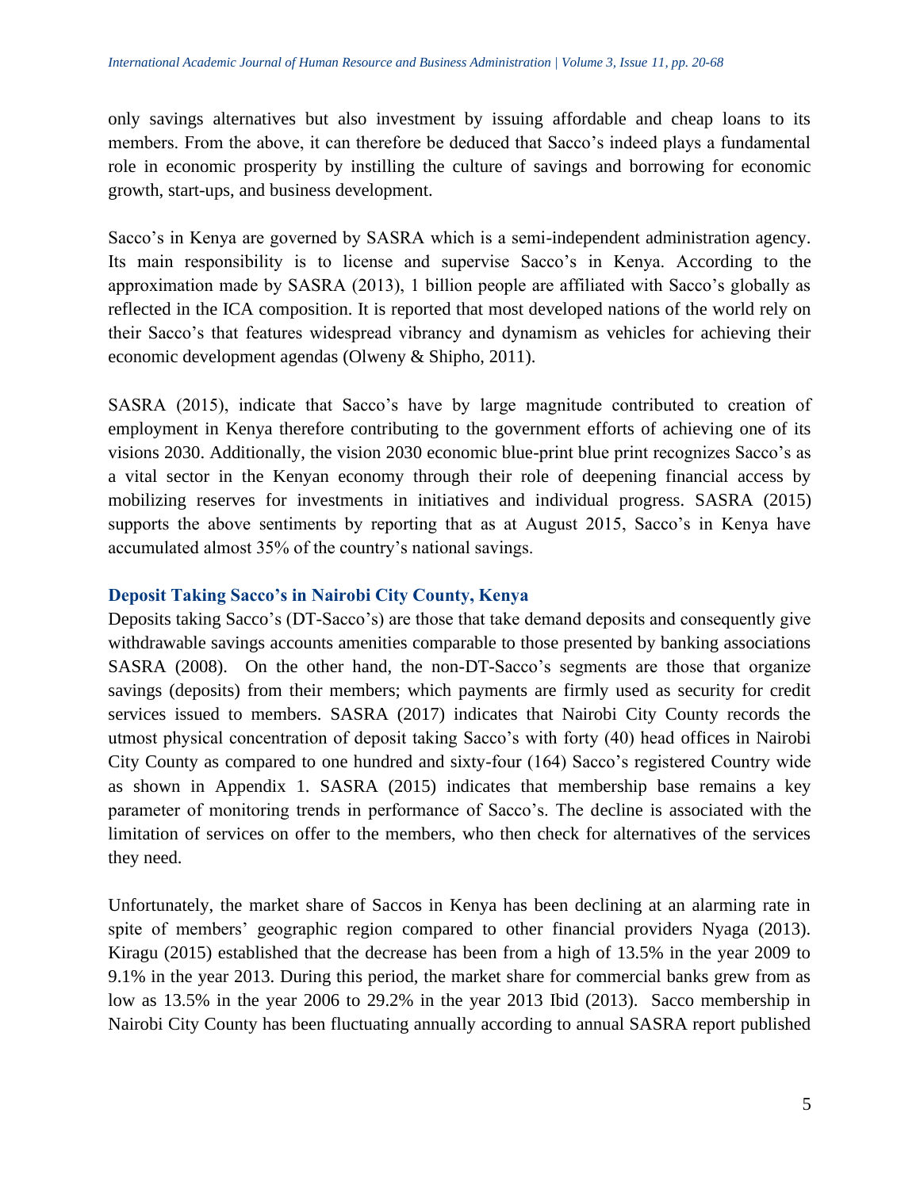only savings alternatives but also investment by issuing affordable and cheap loans to its members. From the above, it can therefore be deduced that Sacco's indeed plays a fundamental role in economic prosperity by instilling the culture of savings and borrowing for economic growth, start-ups, and business development.

Sacco's in Kenya are governed by SASRA which is a semi-independent administration agency. Its main responsibility is to license and supervise Sacco's in Kenya. According to the approximation made by SASRA (2013), 1 billion people are affiliated with Sacco's globally as reflected in the ICA composition. It is reported that most developed nations of the world rely on their Sacco's that features widespread vibrancy and dynamism as vehicles for achieving their economic development agendas (Olweny & Shipho, 2011).

SASRA (2015), indicate that Sacco's have by large magnitude contributed to creation of employment in Kenya therefore contributing to the government efforts of achieving one of its visions 2030. Additionally, the vision 2030 economic blue-print blue print recognizes Sacco's as a vital sector in the Kenyan economy through their role of deepening financial access by mobilizing reserves for investments in initiatives and individual progress. SASRA (2015) supports the above sentiments by reporting that as at August 2015, Sacco's in Kenya have accumulated almost 35% of the country's national savings.

### Deposit Taking Sacco's in Nairobi City County, Kenya

Deposits taking Sacco's (DT-Sacco's) are those that take demand deposits and consequently give withdrawable savings accounts amenities comparable to those presented by banking associations SASRA (2008). On the other hand, the non-DT-Sacco's segments are those that organize savings (deposits) from their members; which payments are firmly used as security for credit services issued to members. SASRA (2017) indicates that Nairobi City County records the utmost physical concentration of deposit taking Sacco's with forty (40) head offices in Nairobi City County as compared to one hundred and sixty-four (164) Sacco's registered Country wide as shown in Appendix 1. SASRA (2015) indicates that membership base remains a key parameter of monitoring trends in performance of Sacco's. The decline is associated with the limitation of services on offer to the members, who then check for alternatives of the services they need.

Unfortunately, the market share of Saccos in Kenya has been declining at an alarming rate in spite of members' geographic region compared to other financial providers Nyaga (2013). Kiragu (2015) established that the decrease has been from a high of 13.5% in the year 2009 to 9.1% in the year 2013. During this period, the market share for commercial banks grew from as low as 13.5% in the year 2006 to 29.2% in the year 2013 Ibid (2013). Sacco membership in Nairobi City County has been fluctuating annually according to annual SASRA report published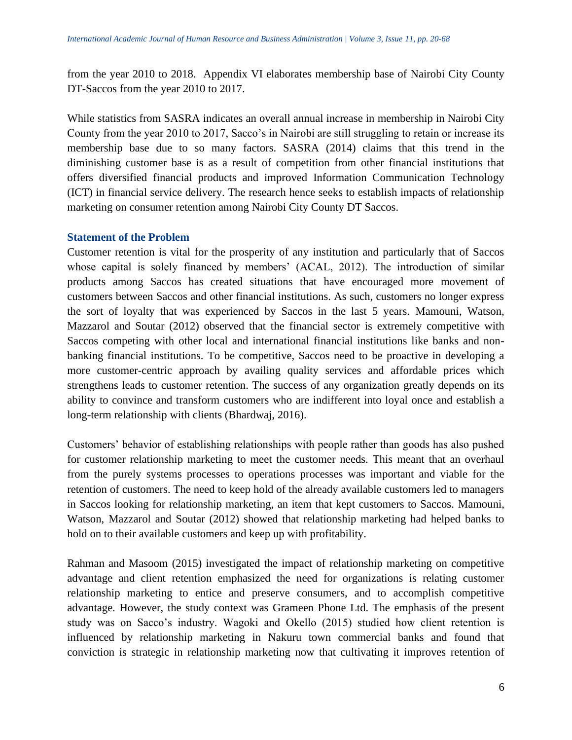from the year 2010 to 2018. Appendix VI elaborates membership base of Nairobi City County DT-Saccos from the year 2010 to 2017.

While statistics from SASRA indicates an overall annual increase in membership in Nairobi City County from the year 2010 to 2017, Sacco's in Nairobi are still struggling to retain or increase its membership base due to so many factors. SASRA (2014) claims that this trend in the diminishing customer base is as a result of competition from other financial institutions that offers diversified financial products and improved Information Communication Technology (ICT) in financial service delivery. The research hence seeks to establish impacts of relationship marketing on consumer retention among Nairobi City County DT Saccos.

## Statement of the Problem

Customer retention is vital for the prosperity of any institution and particularly that of Saccos whose capital is solely financed by members' (ACAL, 2012). The introduction of similar products among Saccos has created situations that have encouraged more movement of customers between Saccos and other financial institutions. As such, customers no longer express the sort of loyalty that was experienced by Saccos in the last 5 years. Mamouni, Watson, Mazzarol and Soutar (2012) observed that the financial sector is extremely competitive with Saccos competing with other local and international financial institutions like banks and non-banking financial institutions. To be competitive, Saccos need to be proactive in developing a more customer-centric approach by availing quality services and affordable prices which strengthens leads to customer retention. The success of any organization greatly depends on its ability to convince and transform customers who are indifferent into loyal once and establish a long-term relationship with clients (Bhardwaj, 2016).

Customers' behavior of establishing relationships with people rather than goods has also pushed for customer relationship marketing to meet the customer needs. This meant that an overhaul from the purely systems processes to operations processes was important and viable for the retention of customers. The need to keep hold of the already available customers led to managers in Saccos looking for relationship marketing, an item that kept customers to Saccos. Mamouni, Watson, Mazzarol and Soutar (2012) showed that relationship marketing had helped banks to hold on to their available customers and keep up with profitability.

Rahman and Masoom (2015) investigated the impact of relationship marketing on competitive advantage and client retention emphasized the need for organizations is relating customer relationship marketing to entice and preserve consumers, and to accomplish competitive advantage. However, the study context was Grameen Phone Ltd. The emphasis of the present study was on Sacco's industry. Wagoki and Okello (2015) studied how client retention is influenced by relationship marketing in Nakuru town commercial banks and found that conviction is strategic in relationship marketing now that cultivating it improves retention of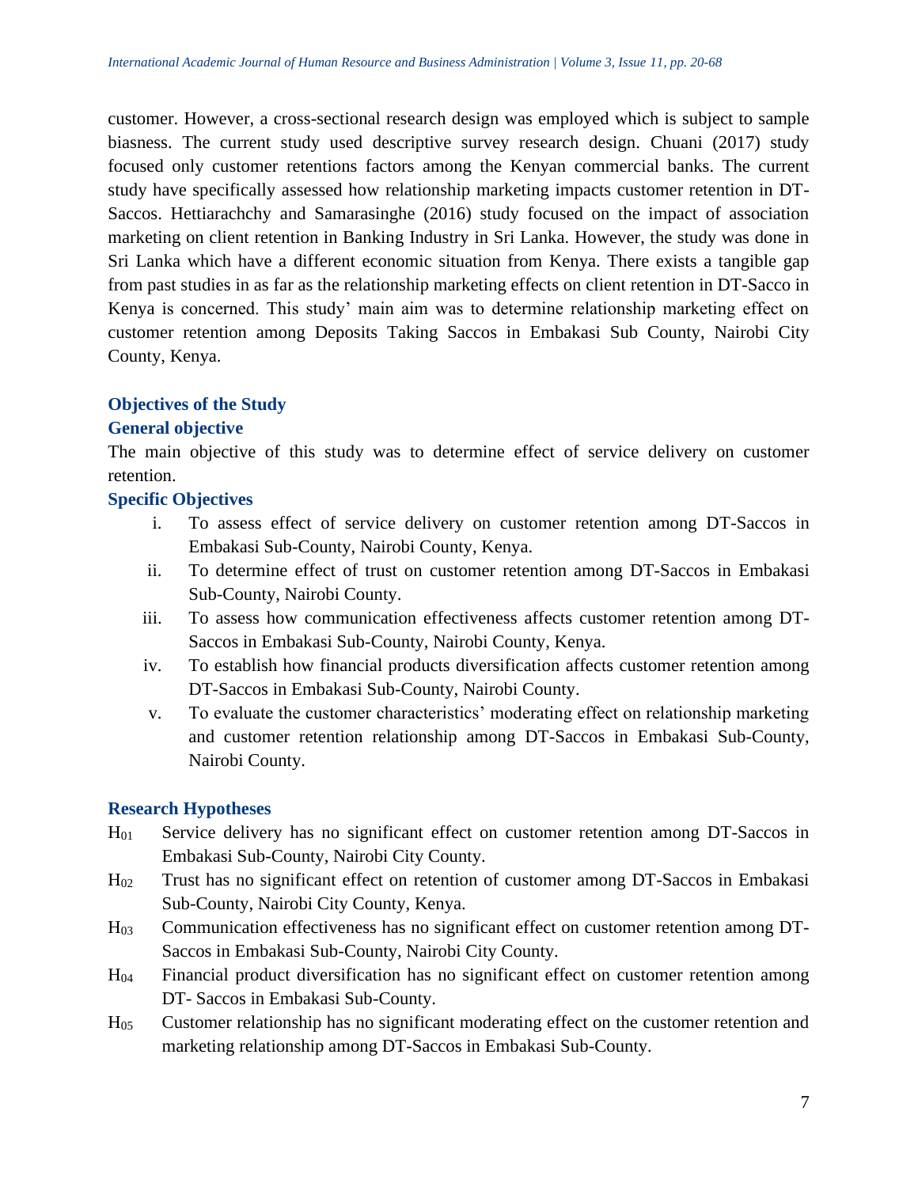customer. However, a cross-sectional research design was employed which is subject to sample biasness. The current study used descriptive survey research design. Chuani (2017) study focused only customer retentions factors among the Kenyan commercial banks. The current study have specifically assessed how relationship marketing impacts customer retention in DT-Saccos. Hettiarachchy and Samarasinghe (2016) study focused on the impact of association marketing on client retention in Banking Industry in Sri Lanka. However, the study was done in Sri Lanka which have a different economic situation from Kenya. There exists a tangible gap from past studies in as far as the relationship marketing effects on client retention in DT-Sacco in Kenya is concerned. This study' main aim was to determine relationship marketing effect on customer retention among Deposits Taking Saccos in Embakasi Sub County, Nairobi City County, Kenya.

## Objectives of the Study

### General objective

The main objective of this study was to determine effect of service delivery on customer retention.

### Specific Objectives

i. To assess effect of service delivery on customer retention among DT-Saccos in Embakasi Sub-County, Nairobi County, Kenya.
ii. To determine effect of trust on customer retention among DT-Saccos in Embakasi Sub-County, Nairobi County.
iii. To assess how communication effectiveness affects customer retention among DT-Saccos in Embakasi Sub-County, Nairobi County, Kenya.
iv. To establish how financial products diversification affects customer retention among DT-Saccos in Embakasi Sub-County, Nairobi County.
v. To evaluate the customer characteristics' moderating effect on relationship marketing and customer retention relationship among DT-Saccos in Embakasi Sub-County, Nairobi County.

## Research Hypotheses

$H_{01}$ Service delivery has no significant effect on customer retention among DT-Saccos in Embakasi Sub-County, Nairobi City County.

$H_{02}$ Trust has no significant effect on retention of customer among DT-Saccos in Embakasi Sub-County, Nairobi City County, Kenya.

$H_{03}$ Communication effectiveness has no significant effect on customer retention among DT-Saccos in Embakasi Sub-County, Nairobi City County.

$H_{04}$ Financial product diversification has no significant effect on customer retention among DT- Saccos in Embakasi Sub-County.

$H_{05}$ Customer relationship has no significant moderating effect on the customer retention and marketing relationship among DT-Saccos in Embakasi Sub-County.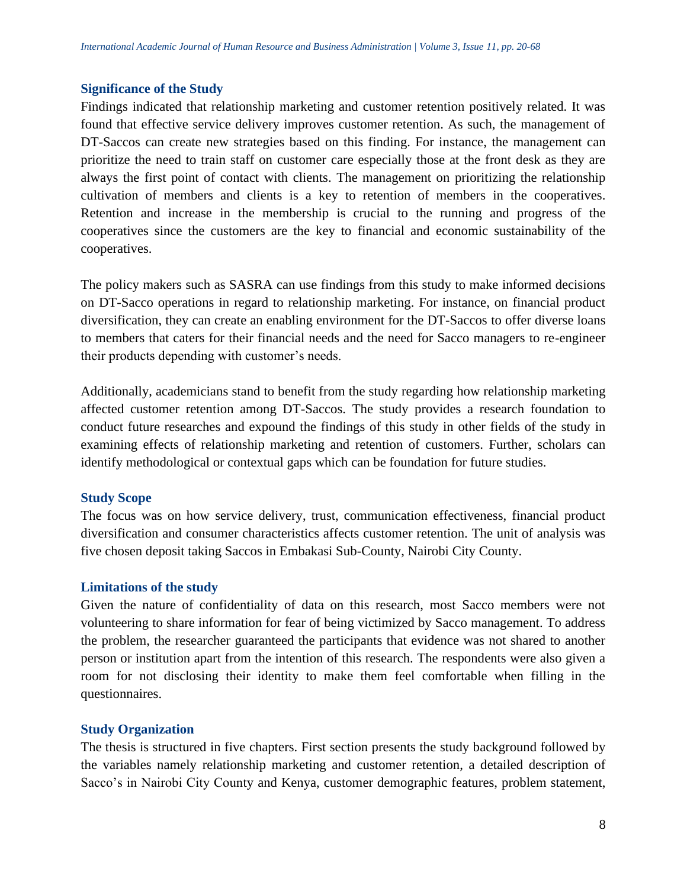### Significance of the Study

Findings indicated that relationship marketing and customer retention positively related. It was found that effective service delivery improves customer retention. As such, the management of DT-Saccos can create new strategies based on this finding. For instance, the management can prioritize the need to train staff on customer care especially those at the front desk as they are always the first point of contact with clients. The management on prioritizing the relationship cultivation of members and clients is a key to retention of members in the cooperatives. Retention and increase in the membership is crucial to the running and progress of the cooperatives since the customers are the key to financial and economic sustainability of the cooperatives.

The policy makers such as SASRA can use findings from this study to make informed decisions on DT-Sacco operations in regard to relationship marketing. For instance, on financial product diversification, they can create an enabling environment for the DT-Saccos to offer diverse loans to members that caters for their financial needs and the need for Sacco managers to re-engineer their products depending with customer's needs.

Additionally, academicians stand to benefit from the study regarding how relationship marketing affected customer retention among DT-Saccos. The study provides a research foundation to conduct future researches and expound the findings of this study in other fields of the study in examining effects of relationship marketing and retention of customers. Further, scholars can identify methodological or contextual gaps which can be foundation for future studies.

### Study Scope

The focus was on how service delivery, trust, communication effectiveness, financial product diversification and consumer characteristics affects customer retention. The unit of analysis was five chosen deposit taking Saccos in Embakasi Sub-County, Nairobi City County.

### Limitations of the study

Given the nature of confidentiality of data on this research, most Sacco members were not volunteering to share information for fear of being victimized by Sacco management. To address the problem, the researcher guaranteed the participants that evidence was not shared to another person or institution apart from the intention of this research. The respondents were also given a room for not disclosing their identity to make them feel comfortable when filling in the questionnaires.

### Study Organization

The thesis is structured in five chapters. First section presents the study background followed by the variables namely relationship marketing and customer retention, a detailed description of Sacco's in Nairobi City County and Kenya, customer demographic features, problem statement,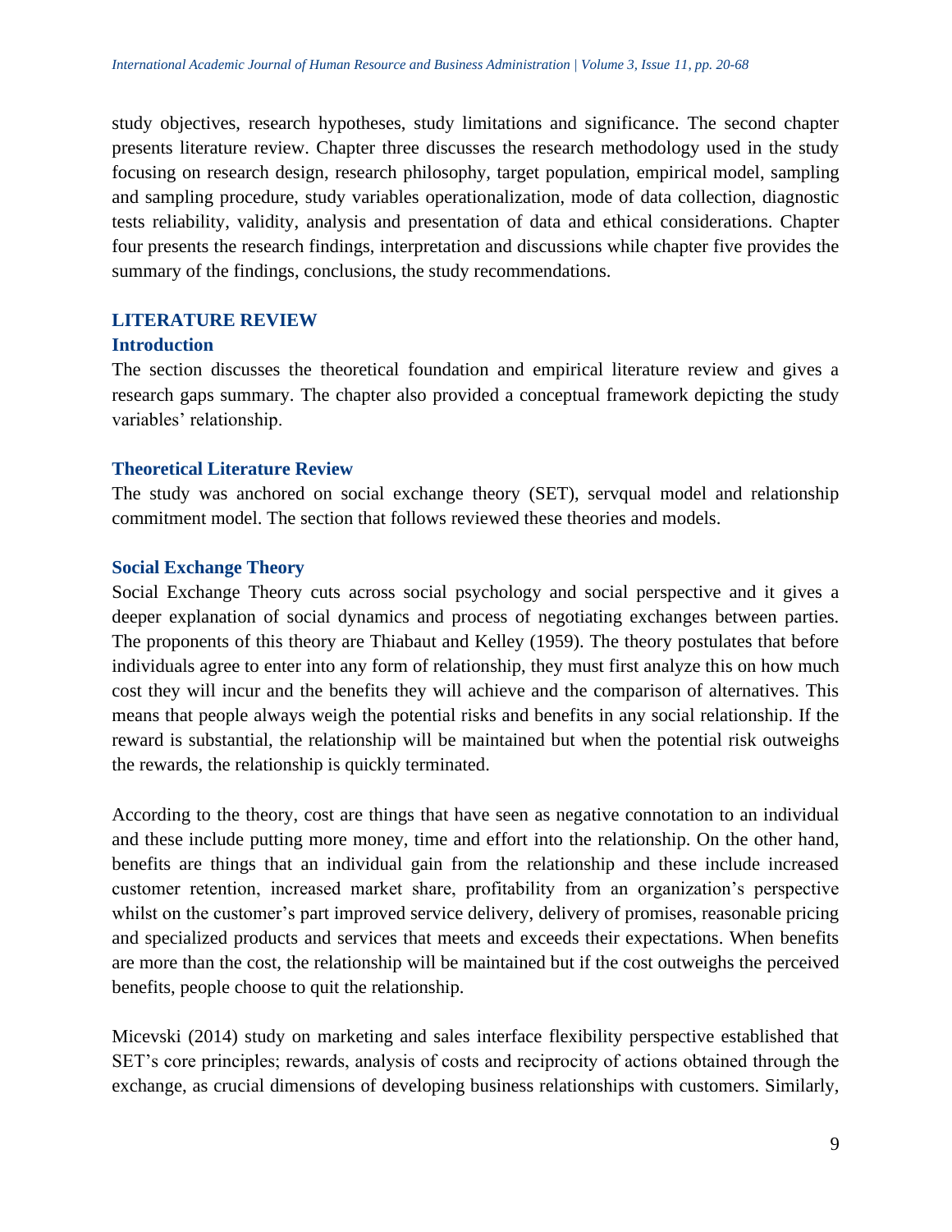study objectives, research hypotheses, study limitations and significance. The second chapter presents literature review. Chapter three discusses the research methodology used in the study focusing on research design, research philosophy, target population, empirical model, sampling and sampling procedure, study variables operationalization, mode of data collection, diagnostic tests reliability, validity, analysis and presentation of data and ethical considerations. Chapter four presents the research findings, interpretation and discussions while chapter five provides the summary of the findings, conclusions, the study recommendations.

## LITERATURE REVIEW

### Introduction

The section discusses the theoretical foundation and empirical literature review and gives a research gaps summary. The chapter also provided a conceptual framework depicting the study variables' relationship.

### Theoretical Literature Review

The study was anchored on social exchange theory (SET), servqual model and relationship commitment model. The section that follows reviewed these theories and models.

### Social Exchange Theory

Social Exchange Theory cuts across social psychology and social perspective and it gives a deeper explanation of social dynamics and process of negotiating exchanges between parties. The proponents of this theory are Thiabaut and Kelley (1959). The theory postulates that before individuals agree to enter into any form of relationship, they must first analyze this on how much cost they will incur and the benefits they will achieve and the comparison of alternatives. This means that people always weigh the potential risks and benefits in any social relationship. If the reward is substantial, the relationship will be maintained but when the potential risk outweighs the rewards, the relationship is quickly terminated.

According to the theory, cost are things that have seen as negative connotation to an individual and these include putting more money, time and effort into the relationship. On the other hand, benefits are things that an individual gain from the relationship and these include increased customer retention, increased market share, profitability from an organization's perspective whilst on the customer's part improved service delivery, delivery of promises, reasonable pricing and specialized products and services that meets and exceeds their expectations. When benefits are more than the cost, the relationship will be maintained but if the cost outweighs the perceived benefits, people choose to quit the relationship.

Micevski (2014) study on marketing and sales interface flexibility perspective established that SET's core principles; rewards, analysis of costs and reciprocity of actions obtained through the exchange, as crucial dimensions of developing business relationships with customers. Similarly,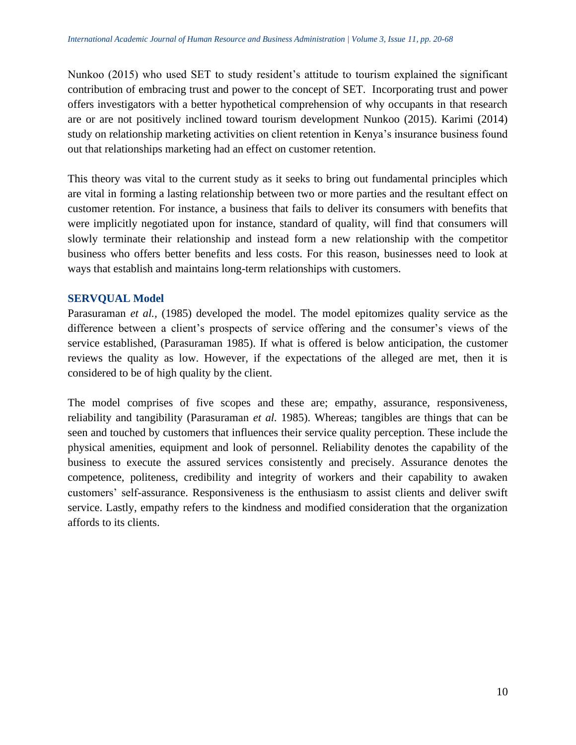Nunkoo (2015) who used SET to study resident's attitude to tourism explained the significant contribution of embracing trust and power to the concept of SET. Incorporating trust and power offers investigators with a better hypothetical comprehension of why occupants in that research are or are not positively inclined toward tourism development Nunkoo (2015). Karimi (2014) study on relationship marketing activities on client retention in Kenya's insurance business found out that relationships marketing had an effect on customer retention.

This theory was vital to the current study as it seeks to bring out fundamental principles which are vital in forming a lasting relationship between two or more parties and the resultant effect on customer retention. For instance, a business that fails to deliver its consumers with benefits that were implicitly negotiated upon for instance, standard of quality, will find that consumers will slowly terminate their relationship and instead form a new relationship with the competitor business who offers better benefits and less costs. For this reason, businesses need to look at ways that establish and maintains long-term relationships with customers.

### SERVQUAL Model

Parasuraman *et al.,* (1985) developed the model. The model epitomizes quality service as the difference between a client's prospects of service offering and the consumer's views of the service established, (Parasuraman 1985). If what is offered is below anticipation, the customer reviews the quality as low. However, if the expectations of the alleged are met, then it is considered to be of high quality by the client.

The model comprises of five scopes and these are; empathy, assurance, responsiveness, reliability and tangibility (Parasuraman *et al.* 1985). Whereas; tangibles are things that can be seen and touched by customers that influences their service quality perception. These include the physical amenities, equipment and look of personnel. Reliability denotes the capability of the business to execute the assured services consistently and precisely. Assurance denotes the competence, politeness, credibility and integrity of workers and their capability to awaken customers' self-assurance. Responsiveness is the enthusiasm to assist clients and deliver swift service. Lastly, empathy refers to the kindness and modified consideration that the organization affords to its clients.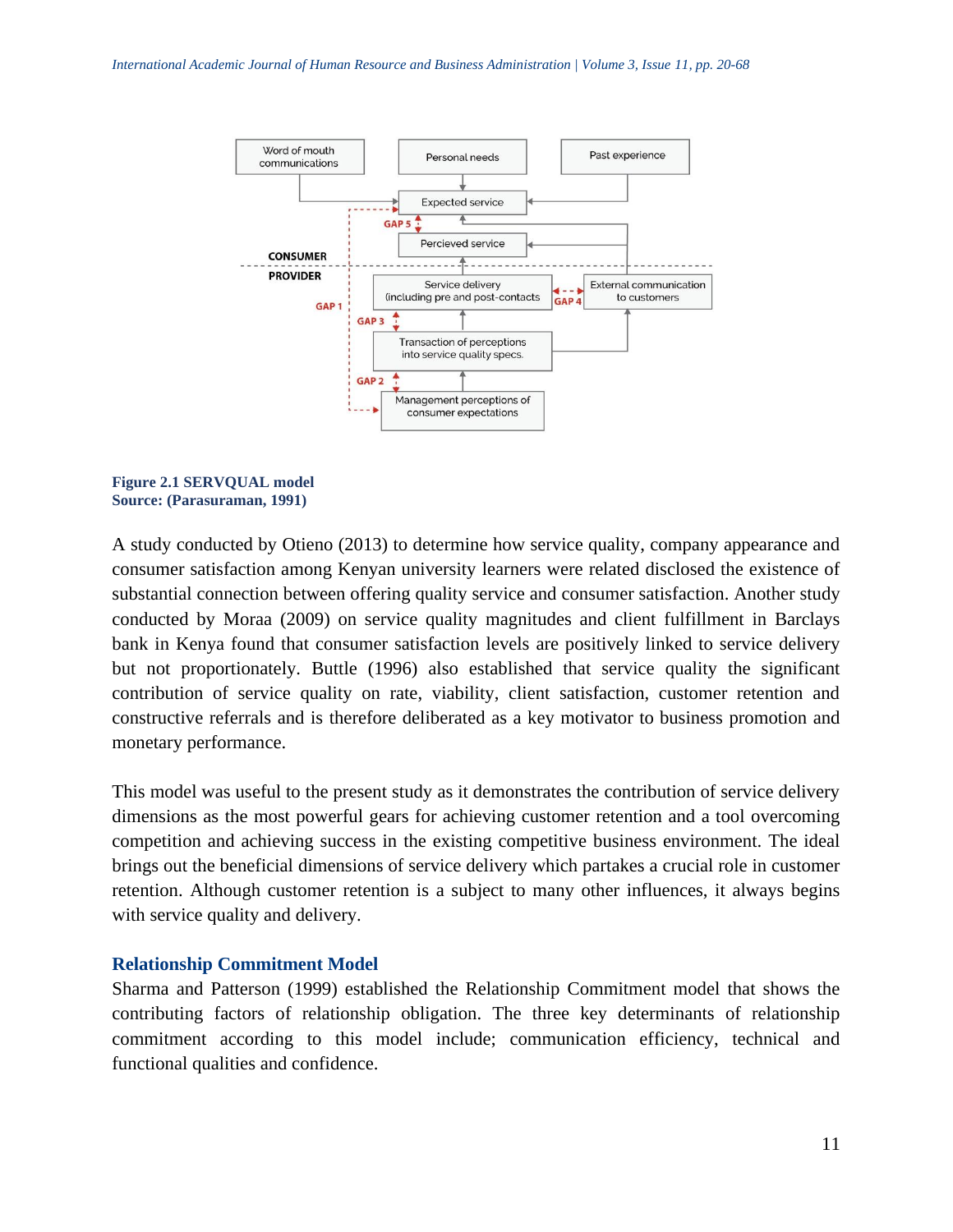Figure 2.1 SERVQUAL model
Source: (Parasuraman, 1991)

A study conducted by Otieno (2013) to determine how service quality, company appearance and consumer satisfaction among Kenyan university learners were related disclosed the existence of substantial connection between offering quality service and consumer satisfaction. Another study conducted by Moraa (2009) on service quality magnitudes and client fulfillment in Barclays bank in Kenya found that consumer satisfaction levels are positively linked to service delivery but not proportionately. Buttle (1996) also established that service quality the significant contribution of service quality on rate, viability, client satisfaction, customer retention and constructive referrals and is therefore deliberated as a key motivator to business promotion and monetary performance.

This model was useful to the present study as it demonstrates the contribution of service delivery dimensions as the most powerful gears for achieving customer retention and a tool overcoming competition and achieving success in the existing competitive business environment. The ideal brings out the beneficial dimensions of service delivery which partakes a crucial role in customer retention. Although customer retention is a subject to many other influences, it always begins with service quality and delivery.

### Relationship Commitment Model

Sharma and Patterson (1999) established the Relationship Commitment model that shows the contributing factors of relationship obligation. The three key determinants of relationship commitment according to this model include; communication efficiency, technical and functional qualities and confidence.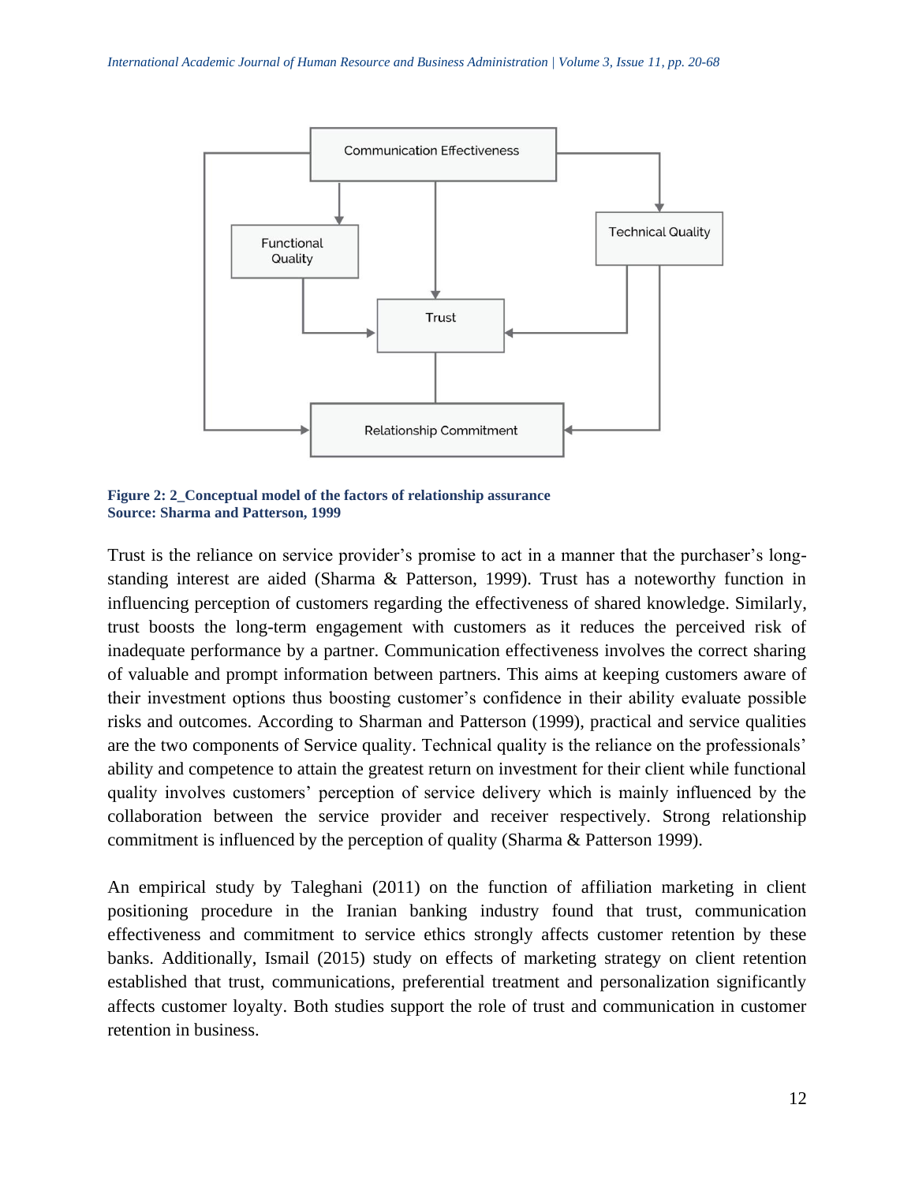**Figure 2: 2_Conceptual model of the factors of relationship assurance**
**Source: Sharma and Patterson, 1999**

Trust is the reliance on service provider's promise to act in a manner that the purchaser's long-standing interest are aided (Sharma & Patterson, 1999). Trust has a noteworthy function in influencing perception of customers regarding the effectiveness of shared knowledge. Similarly, trust boosts the long-term engagement with customers as it reduces the perceived risk of inadequate performance by a partner. Communication effectiveness involves the correct sharing of valuable and prompt information between partners. This aims at keeping customers aware of their investment options thus boosting customer's confidence in their ability evaluate possible risks and outcomes. According to Sharman and Patterson (1999), practical and service qualities are the two components of Service quality. Technical quality is the reliance on the professionals' ability and competence to attain the greatest return on investment for their client while functional quality involves customers' perception of service delivery which is mainly influenced by the collaboration between the service provider and receiver respectively. Strong relationship commitment is influenced by the perception of quality (Sharma & Patterson 1999).

An empirical study by Taleghani (2011) on the function of affiliation marketing in client positioning procedure in the Iranian banking industry found that trust, communication effectiveness and commitment to service ethics strongly affects customer retention by these banks. Additionally, Ismail (2015) study on effects of marketing strategy on client retention established that trust, communications, preferential treatment and personalization significantly affects customer loyalty. Both studies support the role of trust and communication in customer retention in business.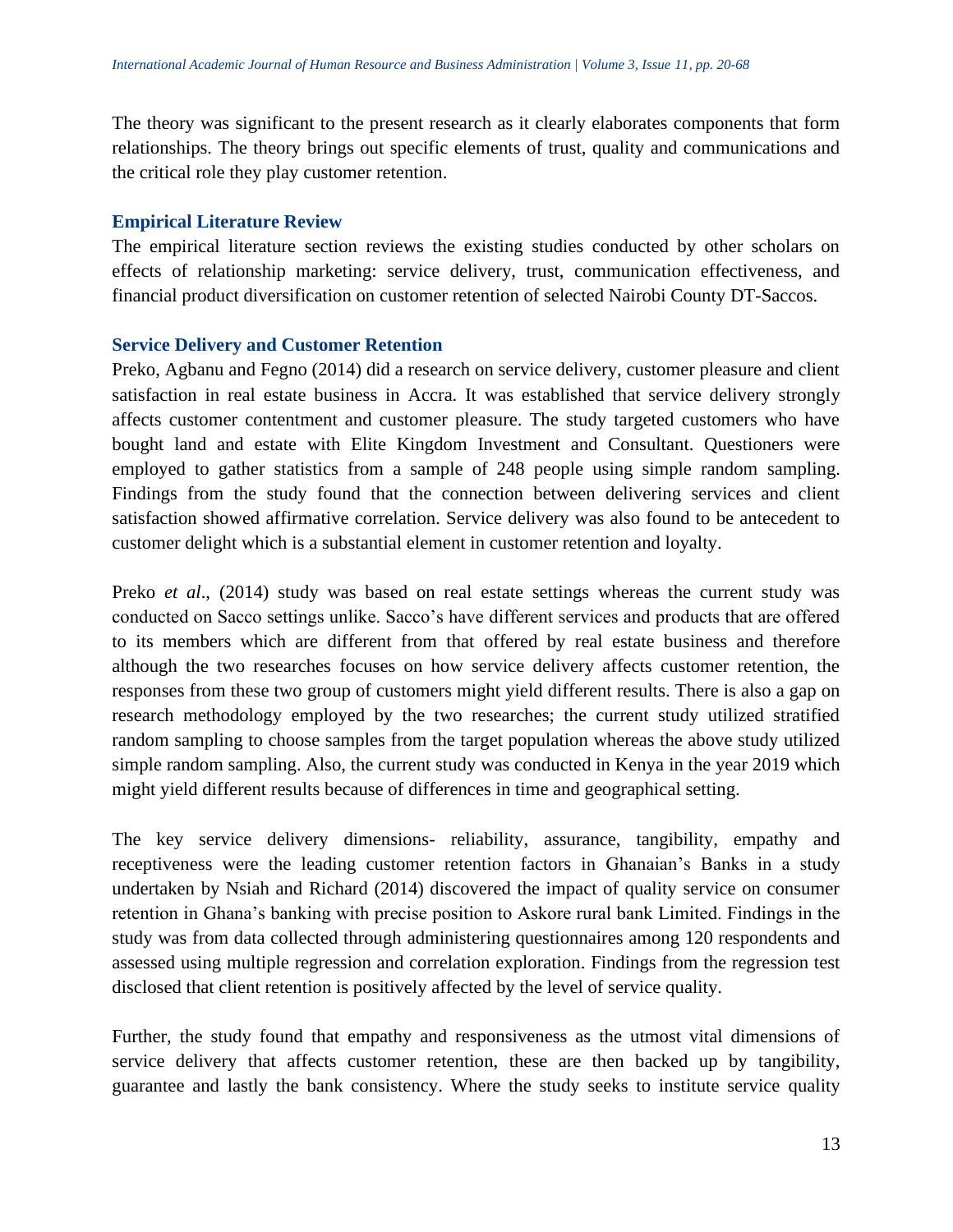The theory was significant to the present research as it clearly elaborates components that form relationships. The theory brings out specific elements of trust, quality and communications and the critical role they play customer retention.

## Empirical Literature Review

The empirical literature section reviews the existing studies conducted by other scholars on effects of relationship marketing: service delivery, trust, communication effectiveness, and financial product diversification on customer retention of selected Nairobi County DT-Saccos.

### Service Delivery and Customer Retention

Preko, Agbanu and Fegno (2014) did a research on service delivery, customer pleasure and client satisfaction in real estate business in Accra. It was established that service delivery strongly affects customer contentment and customer pleasure. The study targeted customers who have bought land and estate with Elite Kingdom Investment and Consultant. Questioners were employed to gather statistics from a sample of 248 people using simple random sampling. Findings from the study found that the connection between delivering services and client satisfaction showed affirmative correlation. Service delivery was also found to be antecedent to customer delight which is a substantial element in customer retention and loyalty.

Preko *et al*., (2014) study was based on real estate settings whereas the current study was conducted on Sacco settings unlike. Sacco's have different services and products that are offered to its members which are different from that offered by real estate business and therefore although the two researches focuses on how service delivery affects customer retention, the responses from these two group of customers might yield different results. There is also a gap on research methodology employed by the two researches; the current study utilized stratified random sampling to choose samples from the target population whereas the above study utilized simple random sampling. Also, the current study was conducted in Kenya in the year 2019 which might yield different results because of differences in time and geographical setting.

The key service delivery dimensions- reliability, assurance, tangibility, empathy and receptiveness were the leading customer retention factors in Ghanaian's Banks in a study undertaken by Nsiah and Richard (2014) discovered the impact of quality service on consumer retention in Ghana's banking with precise position to Askore rural bank Limited. Findings in the study was from data collected through administering questionnaires among 120 respondents and assessed using multiple regression and correlation exploration. Findings from the regression test disclosed that client retention is positively affected by the level of service quality.

Further, the study found that empathy and responsiveness as the utmost vital dimensions of service delivery that affects customer retention, these are then backed up by tangibility, guarantee and lastly the bank consistency. Where the study seeks to institute service quality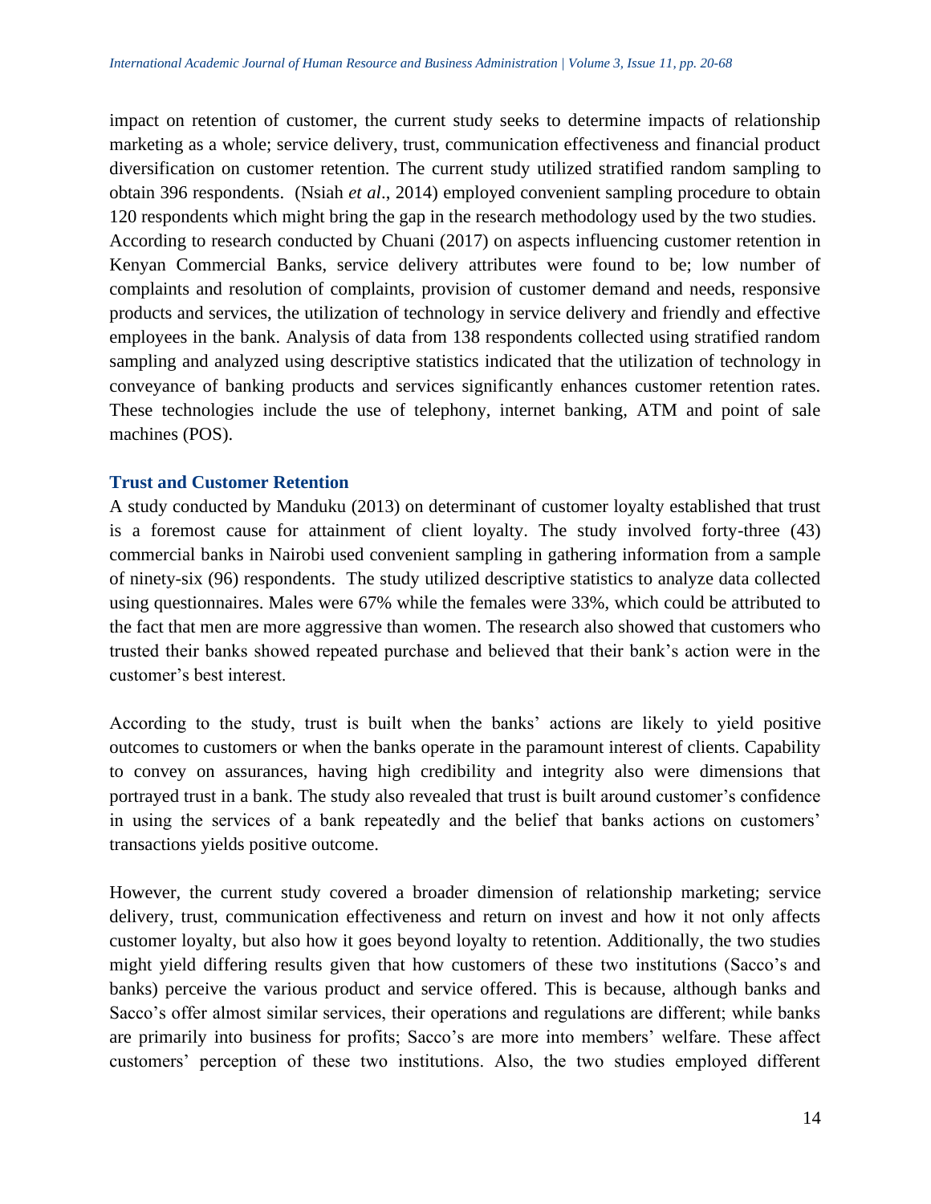impact on retention of customer, the current study seeks to determine impacts of relationship marketing as a whole; service delivery, trust, communication effectiveness and financial product diversification on customer retention. The current study utilized stratified random sampling to obtain 396 respondents. (Nsiah *et al*., 2014) employed convenient sampling procedure to obtain 120 respondents which might bring the gap in the research methodology used by the two studies. According to research conducted by Chuani (2017) on aspects influencing customer retention in Kenyan Commercial Banks, service delivery attributes were found to be; low number of complaints and resolution of complaints, provision of customer demand and needs, responsive products and services, the utilization of technology in service delivery and friendly and effective employees in the bank. Analysis of data from 138 respondents collected using stratified random sampling and analyzed using descriptive statistics indicated that the utilization of technology in conveyance of banking products and services significantly enhances customer retention rates. These technologies include the use of telephony, internet banking, ATM and point of sale machines (POS).

### Trust and Customer Retention

A study conducted by Manduku (2013) on determinant of customer loyalty established that trust is a foremost cause for attainment of client loyalty. The study involved forty-three (43) commercial banks in Nairobi used convenient sampling in gathering information from a sample of ninety-six (96) respondents. The study utilized descriptive statistics to analyze data collected using questionnaires. Males were 67% while the females were 33%, which could be attributed to the fact that men are more aggressive than women. The research also showed that customers who trusted their banks showed repeated purchase and believed that their bank's action were in the customer's best interest.

According to the study, trust is built when the banks' actions are likely to yield positive outcomes to customers or when the banks operate in the paramount interest of clients. Capability to convey on assurances, having high credibility and integrity also were dimensions that portrayed trust in a bank. The study also revealed that trust is built around customer's confidence in using the services of a bank repeatedly and the belief that banks actions on customers' transactions yields positive outcome.

However, the current study covered a broader dimension of relationship marketing; service delivery, trust, communication effectiveness and return on invest and how it not only affects customer loyalty, but also how it goes beyond loyalty to retention. Additionally, the two studies might yield differing results given that how customers of these two institutions (Sacco's and banks) perceive the various product and service offered. This is because, although banks and Sacco's offer almost similar services, their operations and regulations are different; while banks are primarily into business for profits; Sacco's are more into members' welfare. These affect customers' perception of these two institutions. Also, the two studies employed different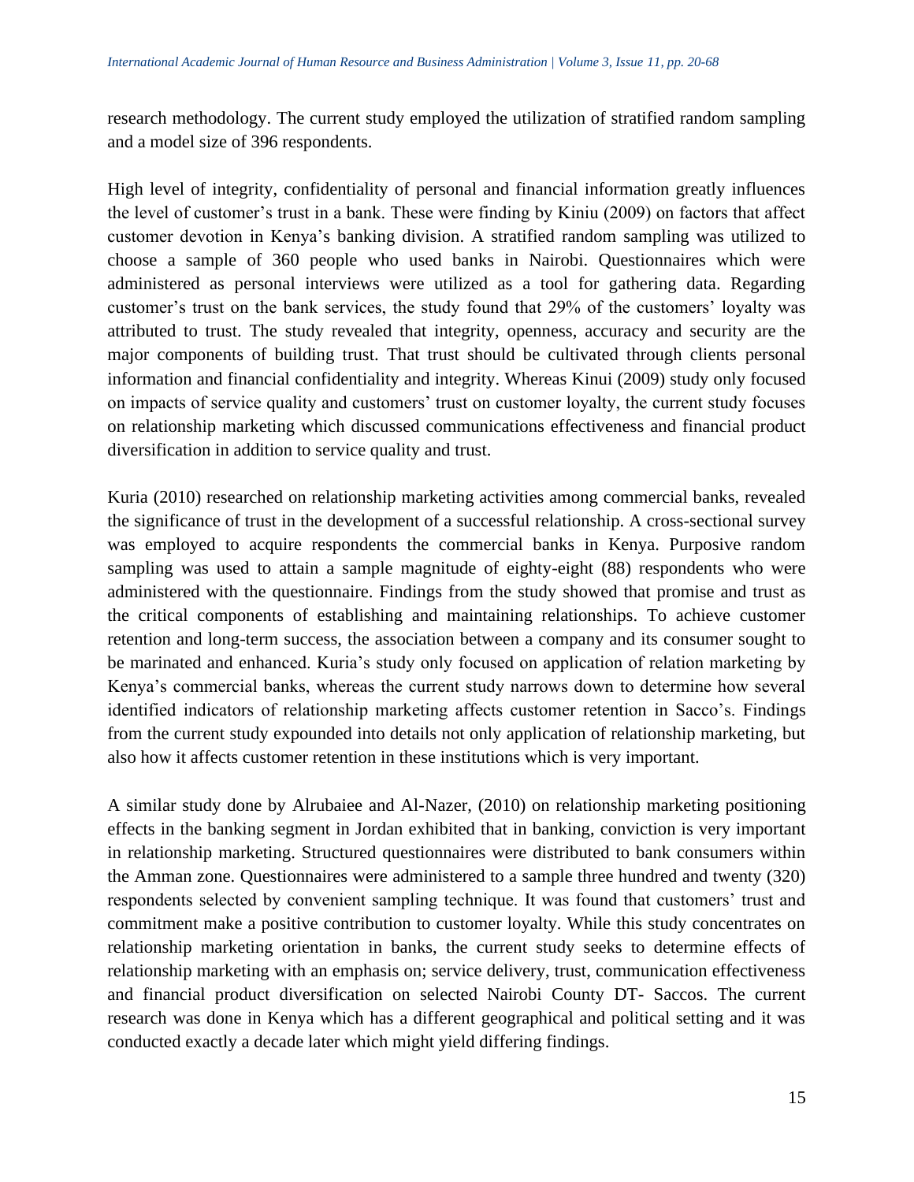research methodology. The current study employed the utilization of stratified random sampling and a model size of 396 respondents.

High level of integrity, confidentiality of personal and financial information greatly influences the level of customer's trust in a bank. These were finding by Kiniu (2009) on factors that affect customer devotion in Kenya's banking division. A stratified random sampling was utilized to choose a sample of 360 people who used banks in Nairobi. Questionnaires which were administered as personal interviews were utilized as a tool for gathering data. Regarding customer's trust on the bank services, the study found that 29% of the customers' loyalty was attributed to trust. The study revealed that integrity, openness, accuracy and security are the major components of building trust. That trust should be cultivated through clients personal information and financial confidentiality and integrity. Whereas Kinui (2009) study only focused on impacts of service quality and customers' trust on customer loyalty, the current study focuses on relationship marketing which discussed communications effectiveness and financial product diversification in addition to service quality and trust.

Kuria (2010) researched on relationship marketing activities among commercial banks, revealed the significance of trust in the development of a successful relationship. A cross-sectional survey was employed to acquire respondents the commercial banks in Kenya. Purposive random sampling was used to attain a sample magnitude of eighty-eight (88) respondents who were administered with the questionnaire. Findings from the study showed that promise and trust as the critical components of establishing and maintaining relationships. To achieve customer retention and long-term success, the association between a company and its consumer sought to be marinated and enhanced. Kuria's study only focused on application of relation marketing by Kenya's commercial banks, whereas the current study narrows down to determine how several identified indicators of relationship marketing affects customer retention in Sacco's. Findings from the current study expounded into details not only application of relationship marketing, but also how it affects customer retention in these institutions which is very important.

A similar study done by Alrubaiee and Al-Nazer, (2010) on relationship marketing positioning effects in the banking segment in Jordan exhibited that in banking, conviction is very important in relationship marketing. Structured questionnaires were distributed to bank consumers within the Amman zone. Questionnaires were administered to a sample three hundred and twenty (320) respondents selected by convenient sampling technique. It was found that customers' trust and commitment make a positive contribution to customer loyalty. While this study concentrates on relationship marketing orientation in banks, the current study seeks to determine effects of relationship marketing with an emphasis on; service delivery, trust, communication effectiveness and financial product diversification on selected Nairobi County DT- Saccos. The current research was done in Kenya which has a different geographical and political setting and it was conducted exactly a decade later which might yield differing findings.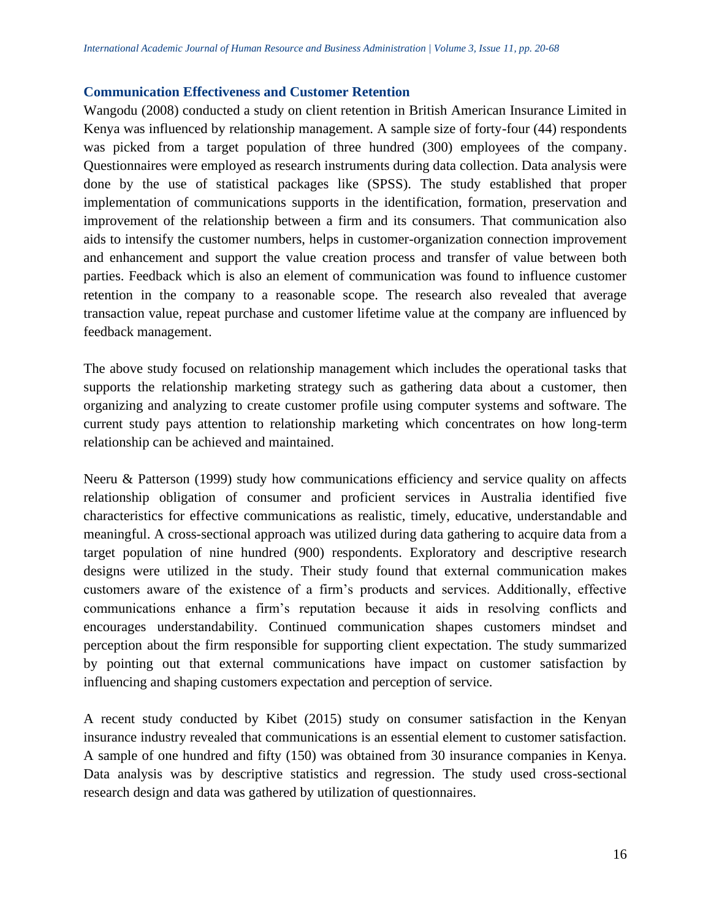### Communication Effectiveness and Customer Retention

Wangodu (2008) conducted a study on client retention in British American Insurance Limited in Kenya was influenced by relationship management. A sample size of forty-four (44) respondents was picked from a target population of three hundred (300) employees of the company. Questionnaires were employed as research instruments during data collection. Data analysis were done by the use of statistical packages like (SPSS). The study established that proper implementation of communications supports in the identification, formation, preservation and improvement of the relationship between a firm and its consumers. That communication also aids to intensify the customer numbers, helps in customer-organization connection improvement and enhancement and support the value creation process and transfer of value between both parties. Feedback which is also an element of communication was found to influence customer retention in the company to a reasonable scope. The research also revealed that average transaction value, repeat purchase and customer lifetime value at the company are influenced by feedback management.

The above study focused on relationship management which includes the operational tasks that supports the relationship marketing strategy such as gathering data about a customer, then organizing and analyzing to create customer profile using computer systems and software. The current study pays attention to relationship marketing which concentrates on how long-term relationship can be achieved and maintained.

Neeru & Patterson (1999) study how communications efficiency and service quality on affects relationship obligation of consumer and proficient services in Australia identified five characteristics for effective communications as realistic, timely, educative, understandable and meaningful. A cross-sectional approach was utilized during data gathering to acquire data from a target population of nine hundred (900) respondents. Exploratory and descriptive research designs were utilized in the study. Their study found that external communication makes customers aware of the existence of a firm's products and services. Additionally, effective communications enhance a firm's reputation because it aids in resolving conflicts and encourages understandability. Continued communication shapes customers mindset and perception about the firm responsible for supporting client expectation. The study summarized by pointing out that external communications have impact on customer satisfaction by influencing and shaping customers expectation and perception of service.

A recent study conducted by Kibet (2015) study on consumer satisfaction in the Kenyan insurance industry revealed that communications is an essential element to customer satisfaction. A sample of one hundred and fifty (150) was obtained from 30 insurance companies in Kenya. Data analysis was by descriptive statistics and regression. The study used cross-sectional research design and data was gathered by utilization of questionnaires.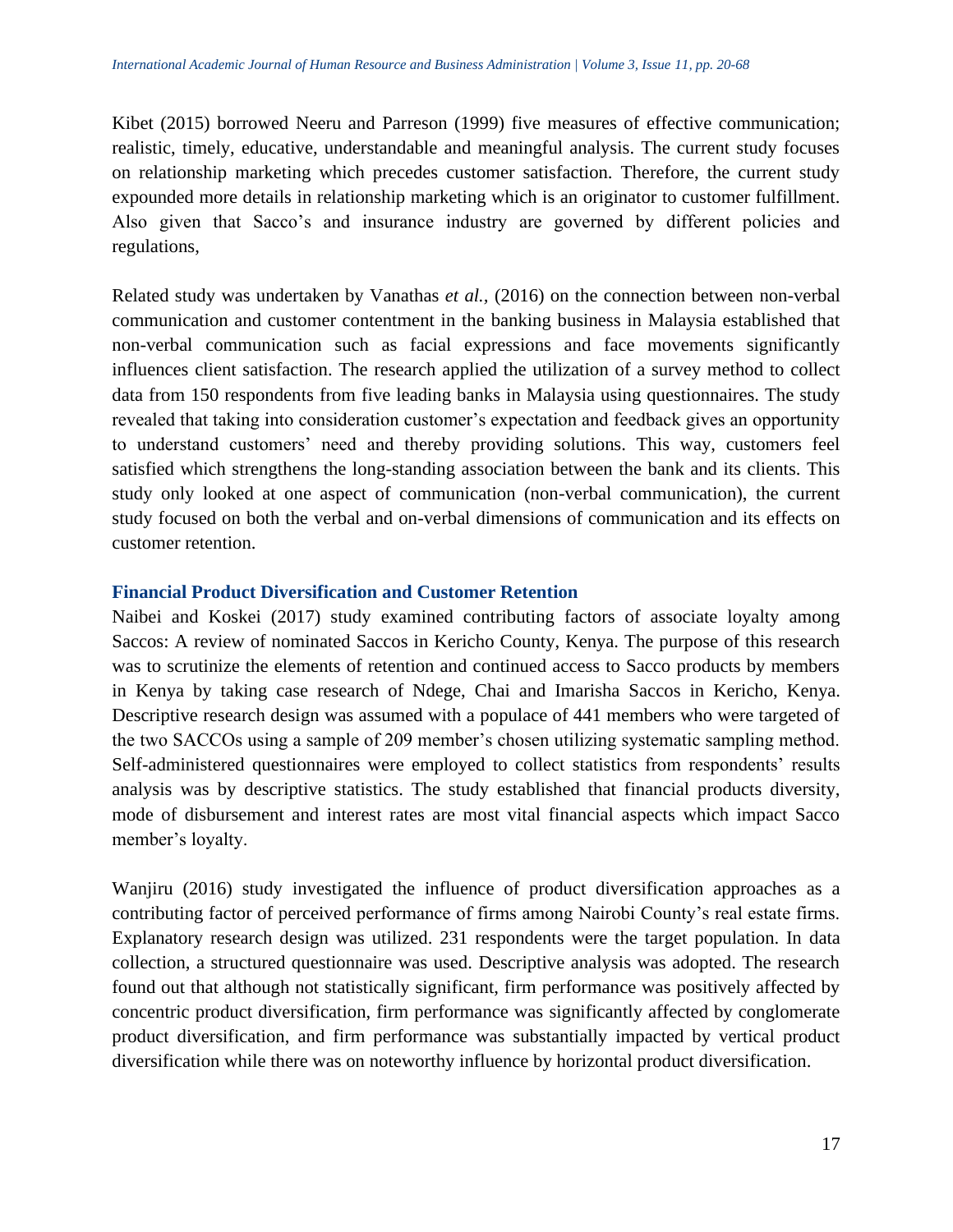Kibet (2015) borrowed Neeru and Parreson (1999) five measures of effective communication; realistic, timely, educative, understandable and meaningful analysis. The current study focuses on relationship marketing which precedes customer satisfaction. Therefore, the current study expounded more details in relationship marketing which is an originator to customer fulfillment. Also given that Sacco's and insurance industry are governed by different policies and regulations,

Related study was undertaken by Vanathas *et al.,* (2016) on the connection between non-verbal communication and customer contentment in the banking business in Malaysia established that non-verbal communication such as facial expressions and face movements significantly influences client satisfaction. The research applied the utilization of a survey method to collect data from 150 respondents from five leading banks in Malaysia using questionnaires. The study revealed that taking into consideration customer's expectation and feedback gives an opportunity to understand customers' need and thereby providing solutions. This way, customers feel satisfied which strengthens the long-standing association between the bank and its clients. This study only looked at one aspect of communication (non-verbal communication), the current study focused on both the verbal and on-verbal dimensions of communication and its effects on customer retention.

### Financial Product Diversification and Customer Retention

Naibei and Koskei (2017) study examined contributing factors of associate loyalty among Saccos: A review of nominated Saccos in Kericho County, Kenya. The purpose of this research was to scrutinize the elements of retention and continued access to Sacco products by members in Kenya by taking case research of Ndege, Chai and Imarisha Saccos in Kericho, Kenya. Descriptive research design was assumed with a populace of 441 members who were targeted of the two SACCOs using a sample of 209 member's chosen utilizing systematic sampling method. Self-administered questionnaires were employed to collect statistics from respondents' results analysis was by descriptive statistics. The study established that financial products diversity, mode of disbursement and interest rates are most vital financial aspects which impact Sacco member's loyalty.

Wanjiru (2016) study investigated the influence of product diversification approaches as a contributing factor of perceived performance of firms among Nairobi County's real estate firms. Explanatory research design was utilized. 231 respondents were the target population. In data collection, a structured questionnaire was used. Descriptive analysis was adopted. The research found out that although not statistically significant, firm performance was positively affected by concentric product diversification, firm performance was significantly affected by conglomerate product diversification, and firm performance was substantially impacted by vertical product diversification while there was on noteworthy influence by horizontal product diversification.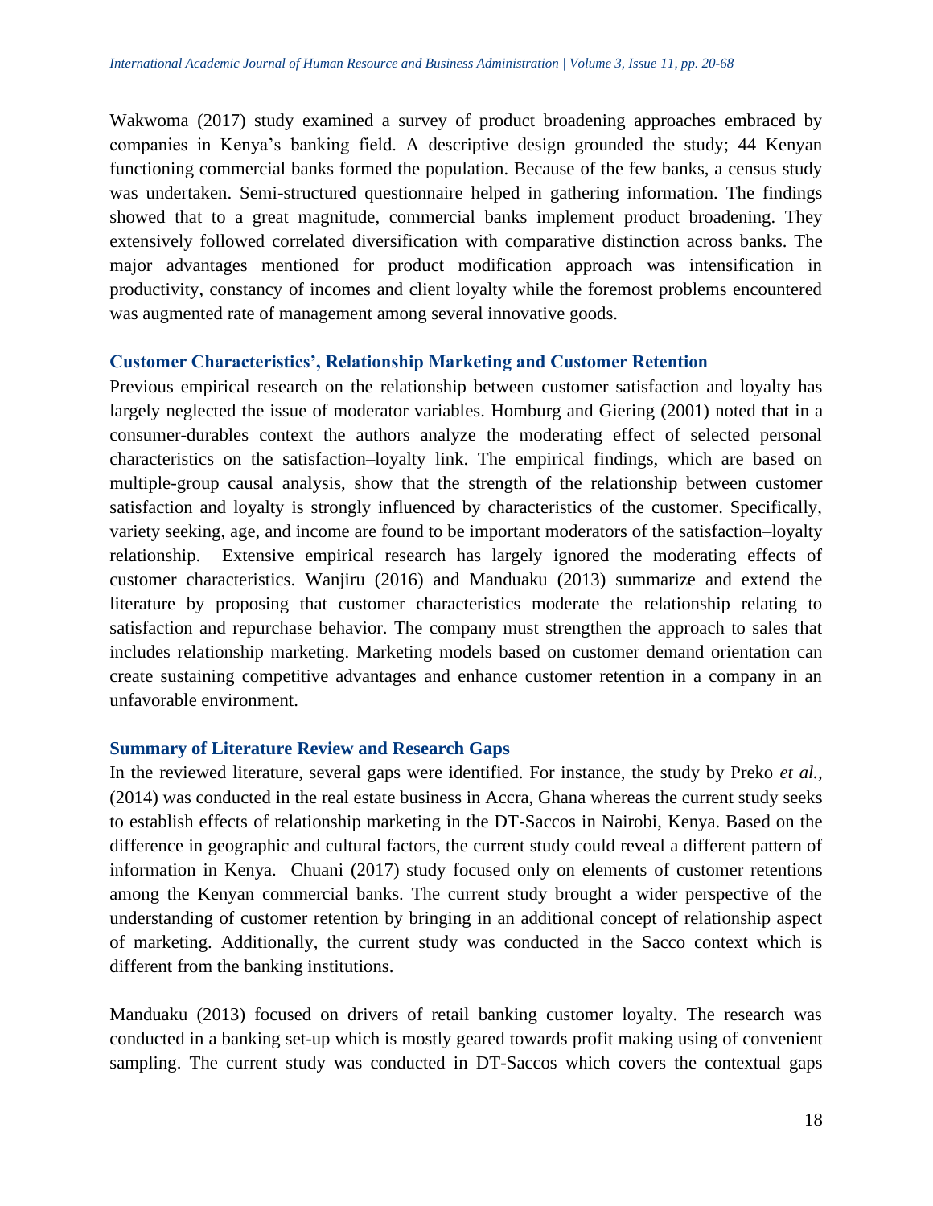Wakwoma (2017) study examined a survey of product broadening approaches embraced by companies in Kenya's banking field. A descriptive design grounded the study; 44 Kenyan functioning commercial banks formed the population. Because of the few banks, a census study was undertaken. Semi-structured questionnaire helped in gathering information. The findings showed that to a great magnitude, commercial banks implement product broadening. They extensively followed correlated diversification with comparative distinction across banks. The major advantages mentioned for product modification approach was intensification in productivity, constancy of incomes and client loyalty while the foremost problems encountered was augmented rate of management among several innovative goods.

### Customer Characteristics', Relationship Marketing and Customer Retention

Previous empirical research on the relationship between customer satisfaction and loyalty has largely neglected the issue of moderator variables. Homburg and Giering (2001) noted that in a consumer-durables context the authors analyze the moderating effect of selected personal characteristics on the satisfaction–loyalty link. The empirical findings, which are based on multiple-group causal analysis, show that the strength of the relationship between customer satisfaction and loyalty is strongly influenced by characteristics of the customer. Specifically, variety seeking, age, and income are found to be important moderators of the satisfaction–loyalty relationship. Extensive empirical research has largely ignored the moderating effects of customer characteristics. Wanjiru (2016) and Manduaku (2013) summarize and extend the literature by proposing that customer characteristics moderate the relationship relating to satisfaction and repurchase behavior. The company must strengthen the approach to sales that includes relationship marketing. Marketing models based on customer demand orientation can create sustaining competitive advantages and enhance customer retention in a company in an unfavorable environment.

### Summary of Literature Review and Research Gaps

In the reviewed literature, several gaps were identified. For instance, the study by Preko *et al.,* (2014) was conducted in the real estate business in Accra, Ghana whereas the current study seeks to establish effects of relationship marketing in the DT-Saccos in Nairobi, Kenya. Based on the difference in geographic and cultural factors, the current study could reveal a different pattern of information in Kenya. Chuani (2017) study focused only on elements of customer retentions among the Kenyan commercial banks. The current study brought a wider perspective of the understanding of customer retention by bringing in an additional concept of relationship aspect of marketing. Additionally, the current study was conducted in the Sacco context which is different from the banking institutions.

Manduaku (2013) focused on drivers of retail banking customer loyalty. The research was conducted in a banking set-up which is mostly geared towards profit making using of convenient sampling. The current study was conducted in DT-Saccos which covers the contextual gaps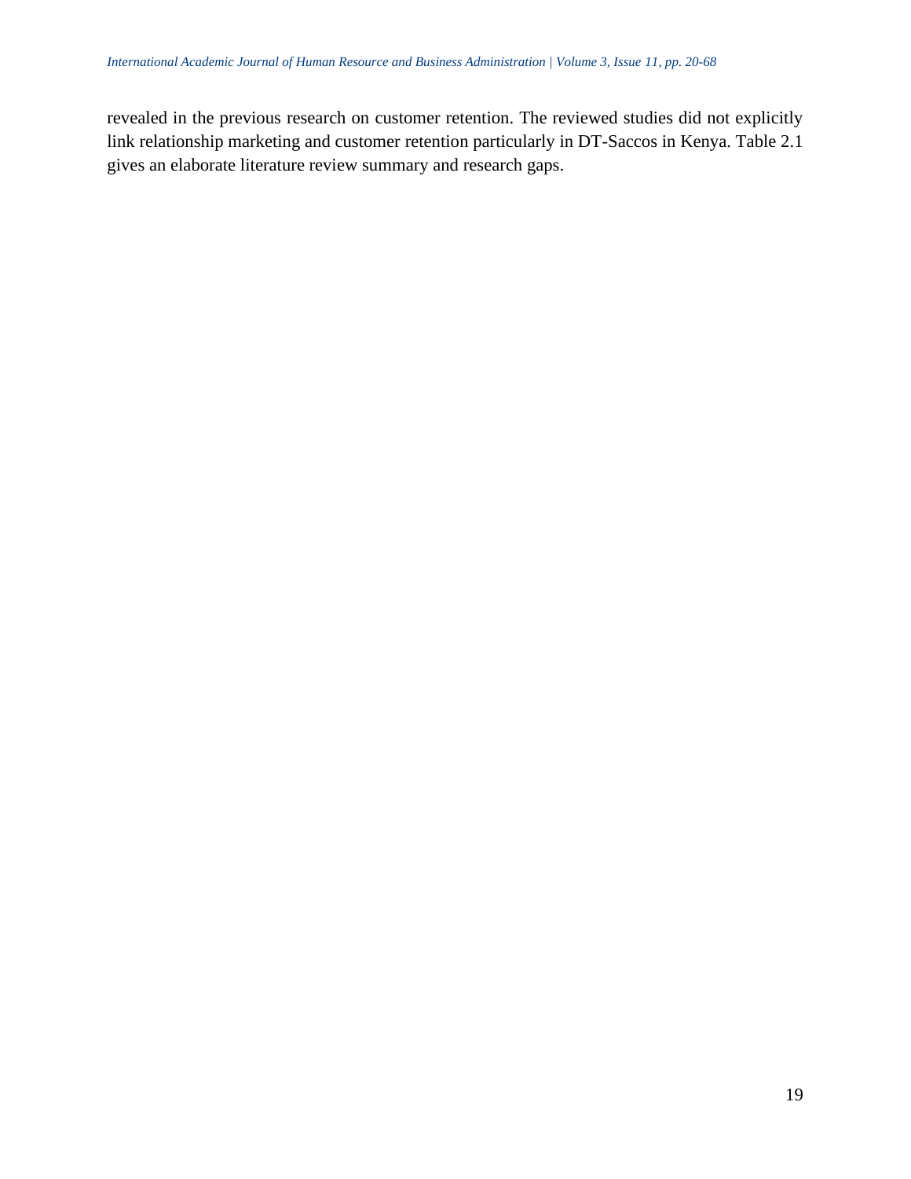revealed in the previous research on customer retention. The reviewed studies did not explicitly link relationship marketing and customer retention particularly in DT-Saccos in Kenya. Table 2.1 gives an elaborate literature review summary and research gaps.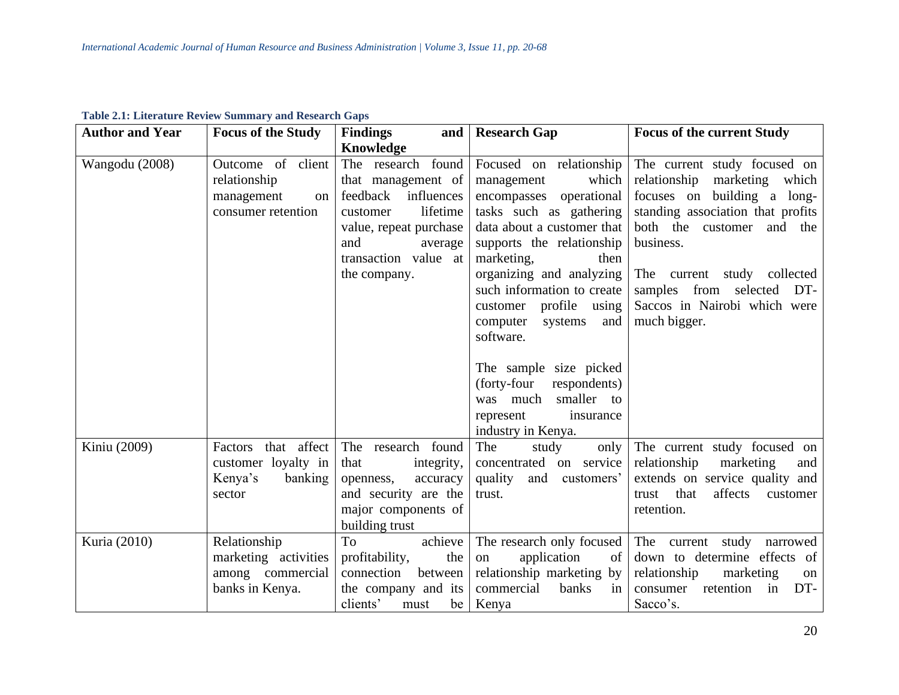**Table 2.1: Literature Review Summary and Research Gaps**

| Author and Year | Focus of the Study | Findings and Knowledge | Research Gap | Focus of the current Study |
|---|---|---|---|---|
| Wangodu (2008) | Outcome of client relationship management on consumer retention | The research found that management of feedback influences customer lifetime value, repeat purchase and average transaction value at the company. | Focused on relationship management which encompasses operational tasks such as gathering data about a customer that supports the relationship marketing, then organizing and analyzing such information to create customer profile using computer systems and software.<br><br>The sample size picked (forty-four respondents) was much smaller to represent insurance industry in Kenya. | The current study focused on relationship marketing which focuses on building a long-standing association that profits both the customer and the business.<br><br>The current study collected samples from selected DT-Saccos in Nairobi which were much bigger. |
| Kiniu (2009) | Factors that affect customer loyalty in Kenya's banking sector | The research found that integrity, openness, accuracy and security are the major components of building trust | The study only concentrated on service quality and customers' trust. | The current study focused on relationship marketing and extends on service quality and trust that affects customer retention. |
| Kuria (2010) | Relationship marketing activities among commercial banks in Kenya. | To achieve profitability, the connection between the company and its clients' must be | The research only focused on application of relationship marketing by commercial banks in Kenya | The current study narrowed down to determine effects of relationship marketing on consumer retention in DT-Sacco's. |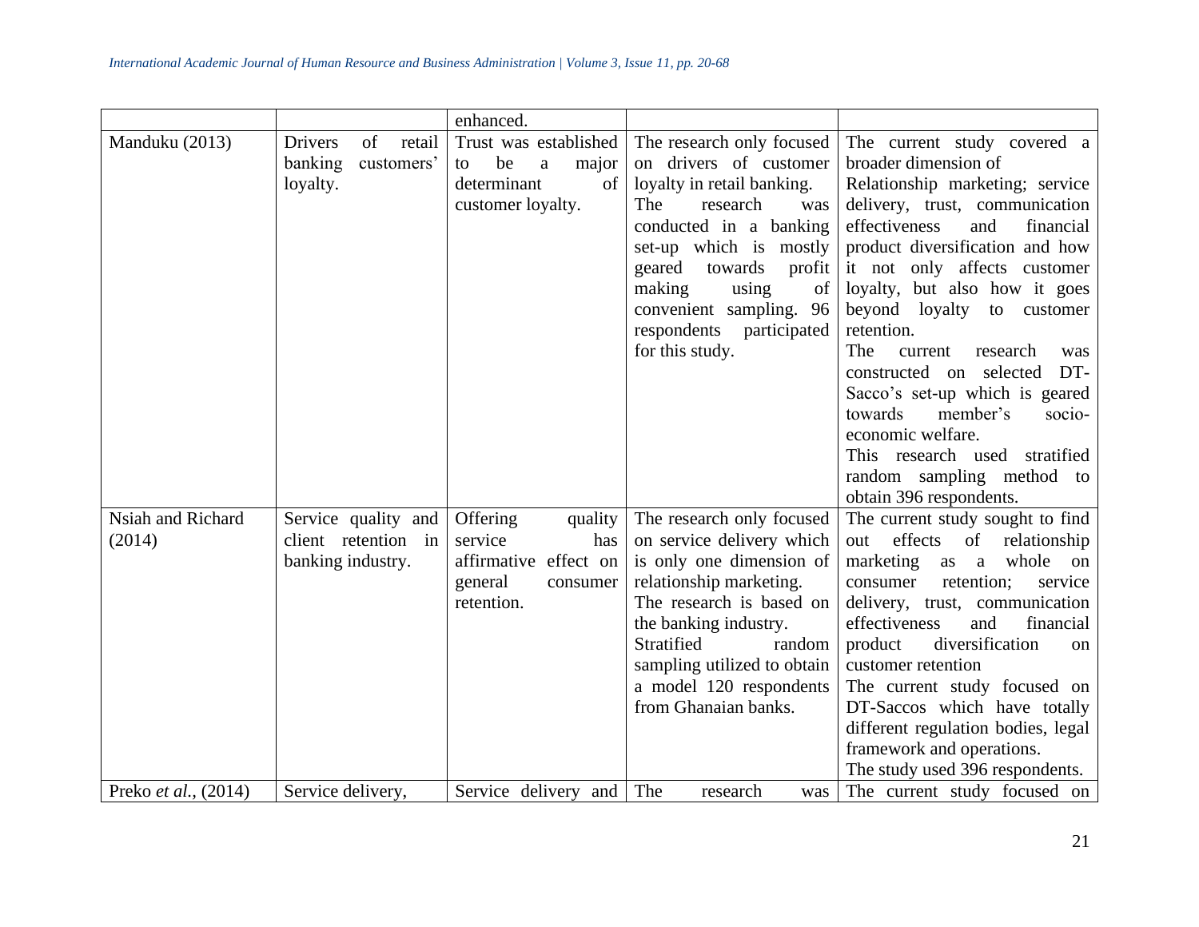| | | enhanced. | | |
|---|---|---|---|---|
| Manduku (2013) | Drivers of retail banking customers' loyalty. | Trust was established to be a major determinant of customer loyalty. | The research only focused on drivers of customer loyalty in retail banking. The research was conducted in a banking set-up which is mostly geared towards profit making using of convenient sampling. 96 respondents participated for this study. | The current study covered a broader dimension of Relationship marketing; service delivery, trust, communication effectiveness and financial product diversification and how it not only affects customer loyalty, but also how it goes beyond loyalty to customer retention. The current research was constructed on selected DT-Sacco's set-up which is geared towards member's socio-economic welfare. This research used stratified random sampling method to obtain 396 respondents. |
| Nsiah and Richard (2014) | Service quality and client retention in banking industry. | Offering quality service has affirmative effect on general consumer retention. | The research only focused on service delivery which is only one dimension of relationship marketing. The research is based on the banking industry. Stratified random sampling utilized to obtain a model 120 respondents from Ghanaian banks. | The current study sought to find out effects of relationship marketing as a whole on consumer retention; service delivery, trust, communication effectiveness and financial product diversification on customer retention The current study focused on DT-Saccos which have totally different regulation bodies, legal framework and operations. The study used 396 respondents. |
| Preko *et al.*, (2014) | Service delivery, | Service delivery and | The research was | The current study focused on |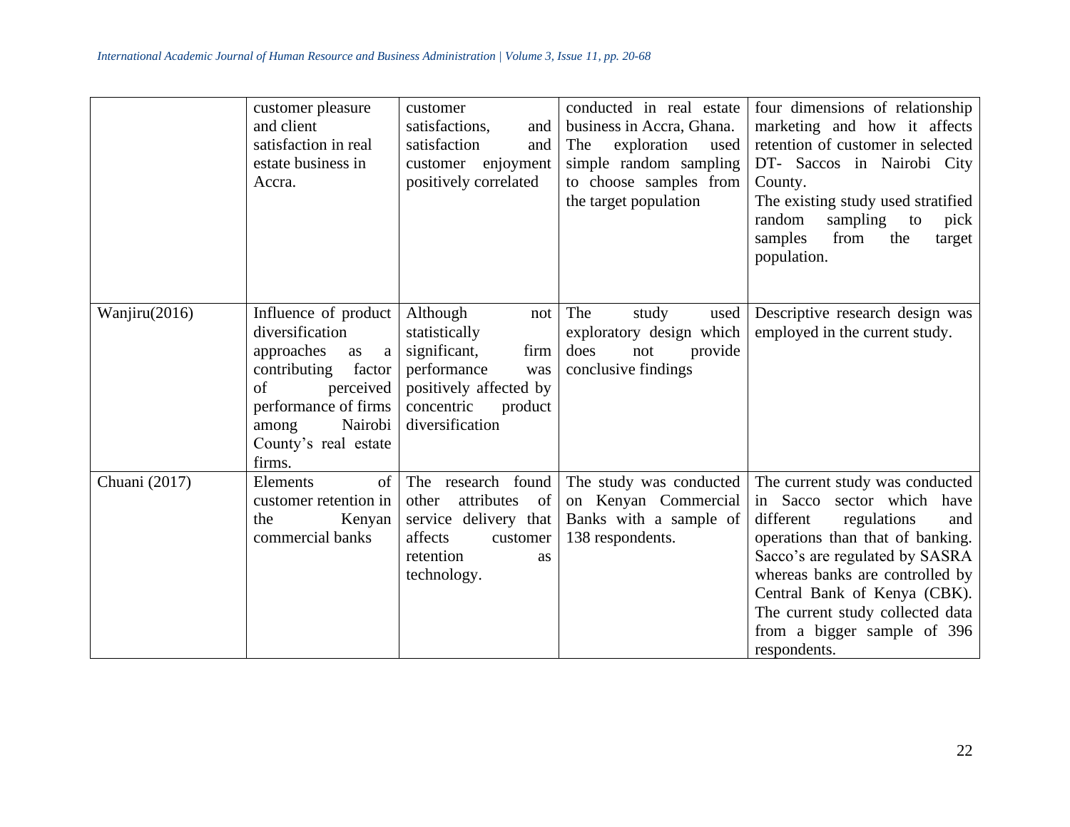| | | | | |
|---|---|---|---|---|
| | customer pleasure and client satisfaction in real estate business in Accra. | customer satisfactions, and satisfaction and customer enjoyment positively correlated | conducted in real estate business in Accra, Ghana. The exploration used simple random sampling to choose samples from the target population | four dimensions of relationship marketing and how it affects retention of customer in selected DT- Saccos in Nairobi City County. The existing study used stratified random sampling to pick samples from the target population. |
| Wanjiru(2016) | Influence of product diversification approaches as a contributing factor of perceived performance of firms among Nairobi County's real estate firms. | Although not statistically significant, firm performance was positively affected by concentric product diversification | The study used exploratory design which does not provide conclusive findings | Descriptive research design was employed in the current study. |
| Chuani (2017) | Elements of customer retention in the Kenyan commercial banks | The research found other attributes of service delivery that affects customer retention as technology. | The study was conducted on Kenyan Commercial Banks with a sample of 138 respondents. | The current study was conducted in Sacco sector which have different regulations and operations than that of banking. Sacco's are regulated by SASRA whereas banks are controlled by Central Bank of Kenya (CBK). The current study collected data from a bigger sample of 396 respondents. |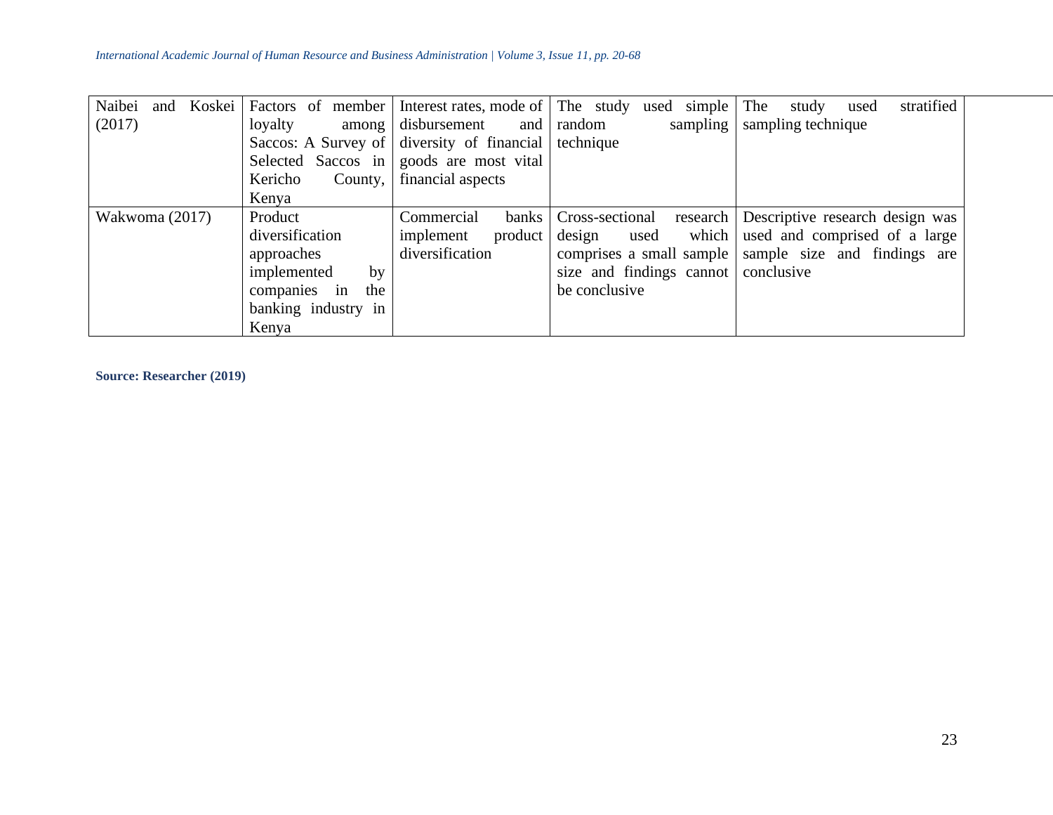| | | | | |
|---|---|---|---|---|
| Naibei and Koskei (2017) | Factors of member loyalty among Saccos: A Survey of Selected Saccos in Kericho County, Kenya | Interest rates, mode of disbursement and diversity of financial goods are most vital financial aspects | The study used simple random sampling technique | The study used stratified sampling technique |
| Wakwoma (2017) | Product diversification approaches implemented by companies in the banking industry in Kenya | Commercial banks implement product diversification | Cross-sectional research design used which comprises a small sample size and findings cannot be conclusive | Descriptive research design was used and comprised of a large sample size and findings are conclusive |

**Source: Researcher (2019)**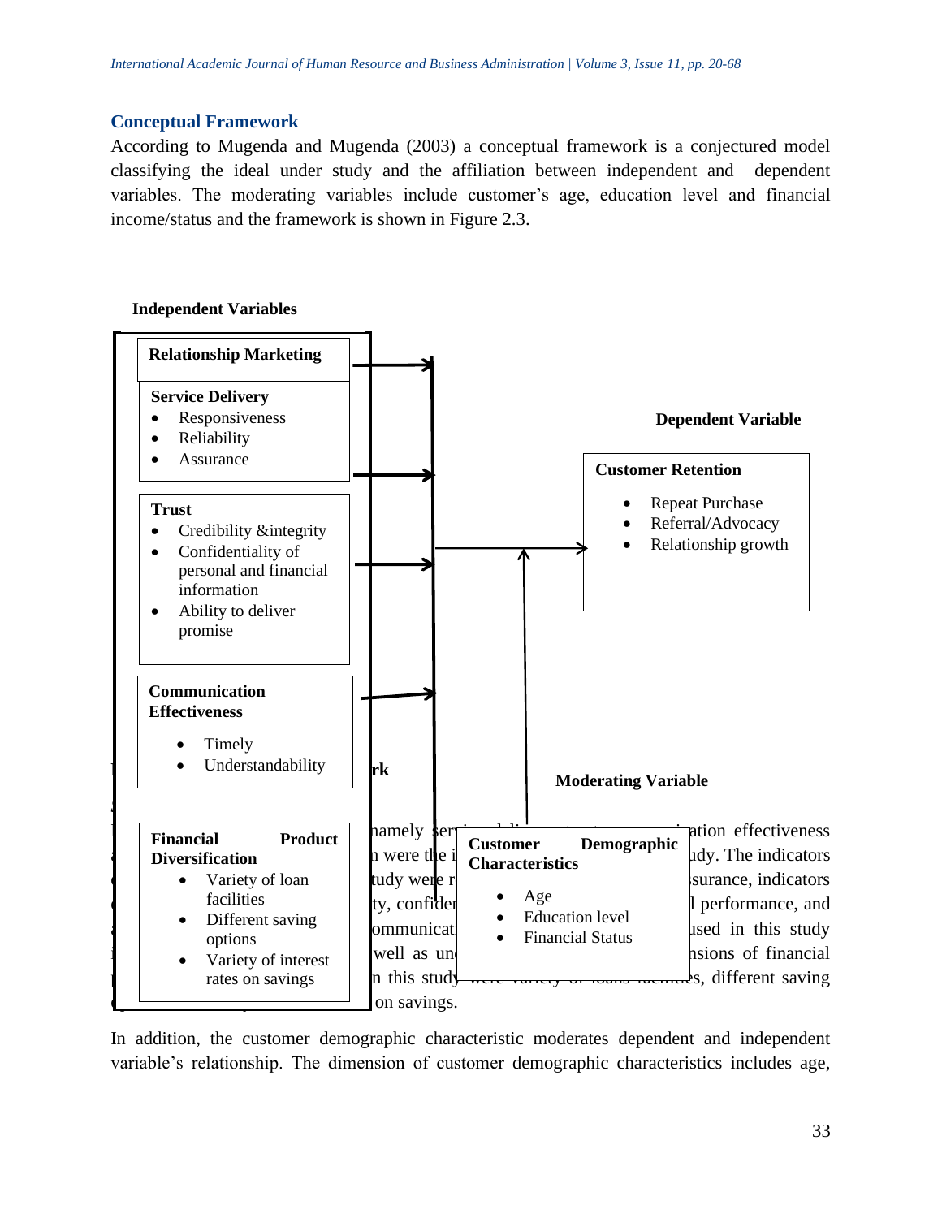### Conceptual Framework

According to Mugenda and Mugenda (2003) a conceptual framework is a conjectured model classifying the ideal under study and the affiliation between independent and dependent variables. The moderating variables include customer's age, education level and financial income/status and the framework is shown in Figure 2.3.

**Independent Variables**

**Relationship Marketing**

**Service Delivery**

- Responsiveness
- Reliability
- Assurance

**Trust**

- Credibility &integrity
- Confidentiality of personal and financial information
- Ability to deliver promise

**Communication Effectiveness**

- Timely
- Understandability

**Financial Product Diversification**

- Variety of loan facilities
- Different saving options
- Variety of interest rates on savings

**Dependent Variable**

**Customer Retention**

- Repeat Purchase
- Referral/Advocacy
- Relationship growth

**Moderating Variable**

**Customer Demographic Characteristics**

- Age
- Education level
- Financial Status

... namely service delivery, trust, communication effectiveness ... were the i... study. The indicators ... study were r... assurance, indicators ... ty, confiden... performance, and ... communicati... used in this study ... well as un... dimensions of financial ... in this study were variety of loans facilities, different saving ... on savings.

In addition, the customer demographic characteristic moderates dependent and independent variable's relationship. The dimension of customer demographic characteristics includes age,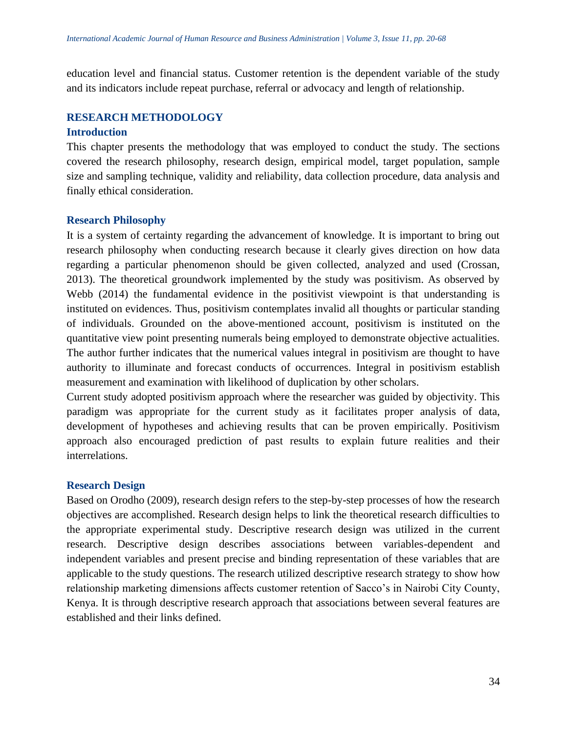education level and financial status. Customer retention is the dependent variable of the study and its indicators include repeat purchase, referral or advocacy and length of relationship.

## RESEARCH METHODOLOGY

### Introduction

This chapter presents the methodology that was employed to conduct the study. The sections covered the research philosophy, research design, empirical model, target population, sample size and sampling technique, validity and reliability, data collection procedure, data analysis and finally ethical consideration.

### Research Philosophy

It is a system of certainty regarding the advancement of knowledge. It is important to bring out research philosophy when conducting research because it clearly gives direction on how data regarding a particular phenomenon should be given collected, analyzed and used (Crossan, 2013). The theoretical groundwork implemented by the study was positivism. As observed by Webb (2014) the fundamental evidence in the positivist viewpoint is that understanding is instituted on evidences. Thus, positivism contemplates invalid all thoughts or particular standing of individuals. Grounded on the above-mentioned account, positivism is instituted on the quantitative view point presenting numerals being employed to demonstrate objective actualities. The author further indicates that the numerical values integral in positivism are thought to have authority to illuminate and forecast conducts of occurrences. Integral in positivism establish measurement and examination with likelihood of duplication by other scholars.

Current study adopted positivism approach where the researcher was guided by objectivity. This paradigm was appropriate for the current study as it facilitates proper analysis of data, development of hypotheses and achieving results that can be proven empirically. Positivism approach also encouraged prediction of past results to explain future realities and their interrelations.

### Research Design

Based on Orodho (2009), research design refers to the step-by-step processes of how the research objectives are accomplished. Research design helps to link the theoretical research difficulties to the appropriate experimental study. Descriptive research design was utilized in the current research. Descriptive design describes associations between variables-dependent and independent variables and present precise and binding representation of these variables that are applicable to the study questions. The research utilized descriptive research strategy to show how relationship marketing dimensions affects customer retention of Sacco's in Nairobi City County, Kenya. It is through descriptive research approach that associations between several features are established and their links defined.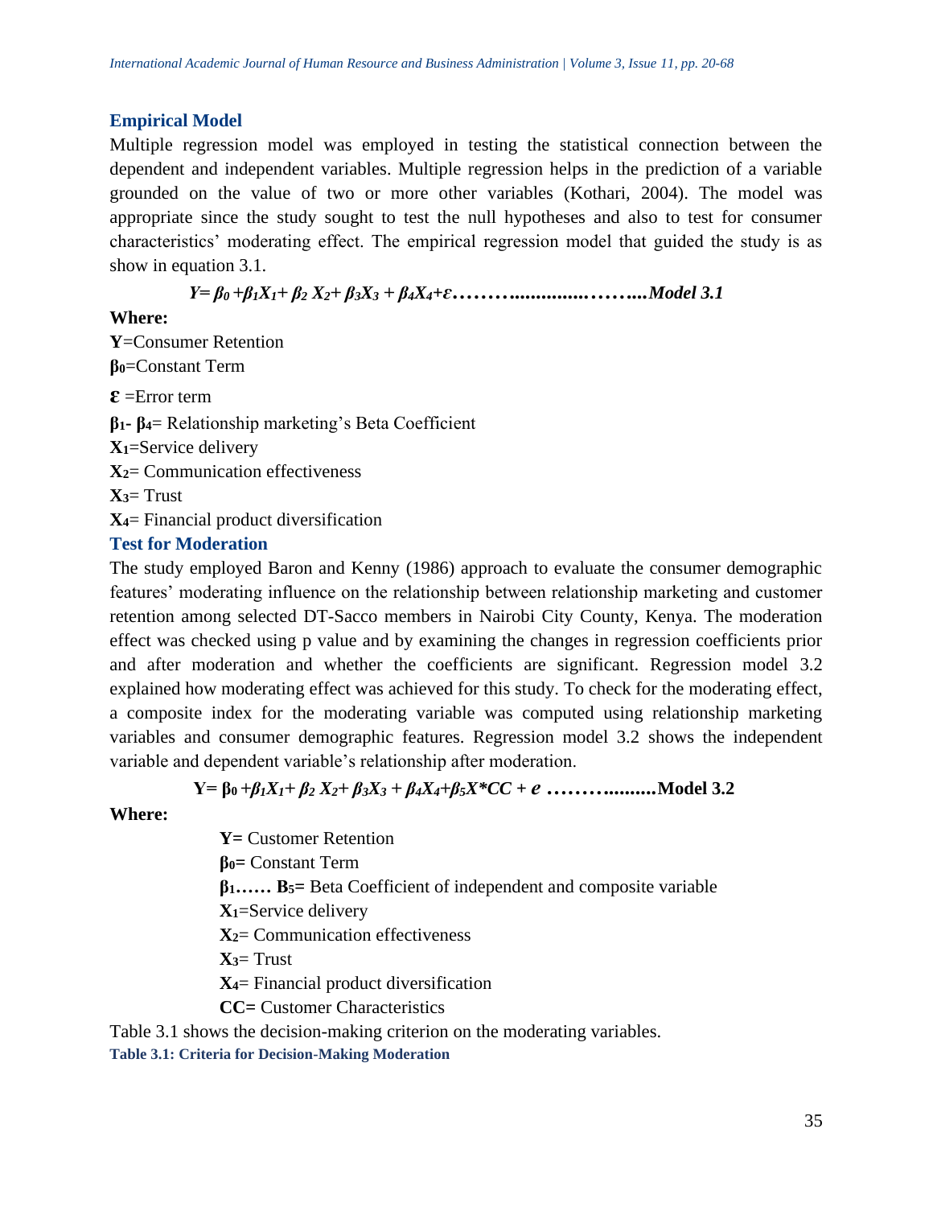## Empirical Model

Multiple regression model was employed in testing the statistical connection between the dependent and independent variables. Multiple regression helps in the prediction of a variable grounded on the value of two or more other variables (Kothari, 2004). The model was appropriate since the study sought to test the null hypotheses and also to test for consumer characteristics' moderating effect. The empirical regression model that guided the study is as show in equation 3.1.

$$Y= \beta_0 +\beta_1 X_1+ \beta_2 X_2+ \beta_3 X_3 + \beta_4 X_4+\varepsilon \text{ ………..............……....Model 3.1}$$

**Where:**

**Y**=Consumer Retention

$\beta_0$=Constant Term

$\varepsilon$ =Error term

$\beta_1$- $\beta_4$= Relationship marketing's Beta Coefficient

$X_1$=Service delivery

$X_2$= Communication effectiveness

$X_3$= Trust

$X_4$= Financial product diversification

## Test for Moderation

The study employed Baron and Kenny (1986) approach to evaluate the consumer demographic features' moderating influence on the relationship between relationship marketing and customer retention among selected DT-Sacco members in Nairobi City County, Kenya. The moderation effect was checked using p value and by examining the changes in regression coefficients prior and after moderation and whether the coefficients are significant. Regression model 3.2 explained how moderating effect was achieved for this study. To check for the moderating effect, a composite index for the moderating variable was computed using relationship marketing variables and consumer demographic features. Regression model 3.2 shows the independent variable and dependent variable's relationship after moderation.

$$Y= \beta_0 +\beta_1 X_1+ \beta_2 X_2+ \beta_3 X_3 + \beta_4 X_4+\beta_5 X*CC + e \text{ ……….........Model 3.2}$$

**Where:**

**Y=** Customer Retention

$\beta_0$= Constant Term

$\beta_1$…… $B_5$= Beta Coefficient of independent and composite variable

$X_1$=Service delivery

$X_2$= Communication effectiveness

$X_3$= Trust

$X_4$= Financial product diversification

**CC=** Customer Characteristics

Table 3.1 shows the decision-making criterion on the moderating variables.

**Table 3.1: Criteria for Decision-Making Moderation**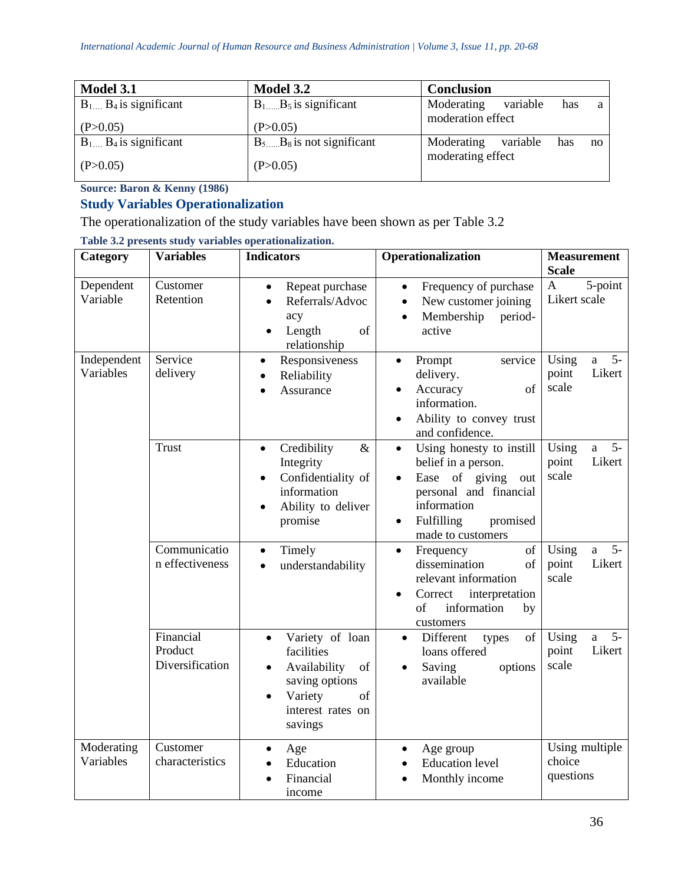| Model 3.1 | Model 3.2 | Conclusion |
|---|---|---|
| $B_1 \ldots B_4$ is significant (P>0.05) | $B_1 \ldots B_5$ is significant (P>0.05) | Moderating variable has a moderation effect |
| $B_1 \ldots B_4$ is significant (P>0.05) | $B_5 \ldots B_8$ is not significant (P>0.05) | Moderating variable has no moderating effect |

**Source: Baron & Kenny (1986)**

## Study Variables Operationalization

The operationalization of the study variables have been shown as per Table 3.2

**Table 3.2 presents study variables operationalization.**

| Category | Variables | Indicators | Operationalization | Measurement Scale |
|---|---|---|---|---|
| Dependent Variable | Customer Retention | • Repeat purchase<br>• Referrals/Advocacy<br>• Length of relationship | • Frequency of purchase<br>• New customer joining<br>• Membership period-active | A 5-point Likert scale |
| Independent Variables | Service delivery | • Responsiveness<br>• Reliability<br>• Assurance | • Prompt service delivery.<br>• Accuracy of information.<br>• Ability to convey trust and confidence. | Using a 5-point Likert scale |
| | Trust | • Credibility & Integrity<br>• Confidentiality of information<br>• Ability to deliver promise | • Using honesty to instill belief in a person.<br>• Ease of giving out personal and financial information<br>• Fulfilling promised made to customers | Using a 5-point Likert scale |
| | Communication effectiveness | • Timely<br>• understandability | • Frequency of dissemination of relevant information<br>• Correct interpretation of information by customers | Using a 5-point Likert scale |
| | Financial Product Diversification | • Variety of loan facilities<br>• Availability of saving options<br>• Variety of interest rates on savings | • Different types of loans offered<br>• Saving options available | Using a 5-point Likert scale |
| Moderating Variables | Customer characteristics | • Age<br>• Education<br>• Financial income | • Age group<br>• Education level<br>• Monthly income | Using multiple choice questions |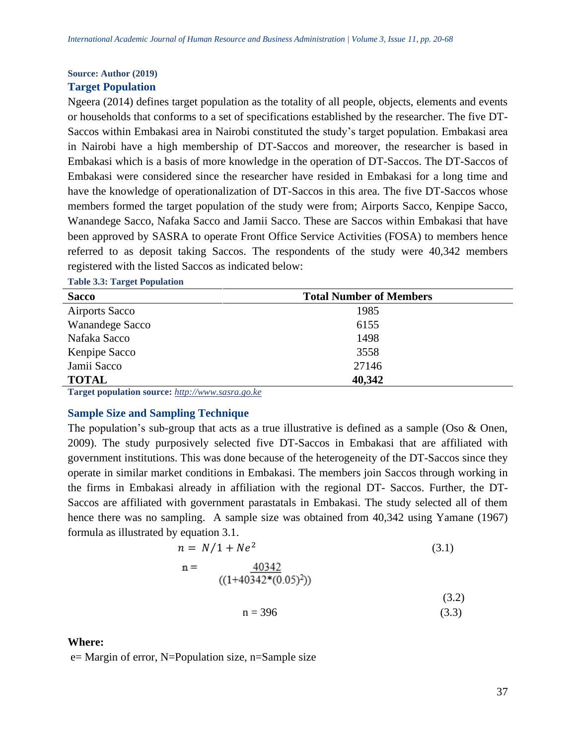**Source: Author (2019)**

### Target Population

Ngeera (2014) defines target population as the totality of all people, objects, elements and events or households that conforms to a set of specifications established by the researcher. The five DT-Saccos within Embakasi area in Nairobi constituted the study's target population. Embakasi area in Nairobi have a high membership of DT-Saccos and moreover, the researcher is based in Embakasi which is a basis of more knowledge in the operation of DT-Saccos. The DT-Saccos of Embakasi were considered since the researcher have resided in Embakasi for a long time and have the knowledge of operationalization of DT-Saccos in this area. The five DT-Saccos whose members formed the target population of the study were from; Airports Sacco, Kenpipe Sacco, Wanandege Sacco, Nafaka Sacco and Jamii Sacco. These are Saccos within Embakasi that have been approved by SASRA to operate Front Office Service Activities (FOSA) to members hence referred to as deposit taking Saccos. The respondents of the study were 40,342 members registered with the listed Saccos as indicated below:

**Table 3.3: Target Population**

| Sacco | Total Number of Members |
|---|---|
| Airports Sacco | 1985 |
| Wanandege Sacco | 6155 |
| Nafaka Sacco | 1498 |
| Kenpipe Sacco | 3558 |
| Jamii Sacco | 27146 |
| **TOTAL** | **40,342** |

**Target population source:** *http://www.sasra.go.ke*

### Sample Size and Sampling Technique

The population's sub-group that acts as a true illustrative is defined as a sample (Oso & Onen, 2009). The study purposively selected five DT-Saccos in Embakasi that are affiliated with government institutions. This was done because of the heterogeneity of the DT-Saccos since they operate in similar market conditions in Embakasi. The members join Saccos through working in the firms in Embakasi already in affiliation with the regional DT- Saccos. Further, the DT-Saccos are affiliated with government parastatals in Embakasi. The study selected all of them hence there was no sampling. A sample size was obtained from 40,342 using Yamane (1967) formula as illustrated by equation 3.1.

$$n = N/1 + Ne^2 \tag{3.1}$$

$$n = \frac{40342}{((1+40342*(0.05)^2))} \tag{3.2}$$

$$n = 396 \tag{3.3}$$

**Where:**

e= Margin of error, N=Population size, n=Sample size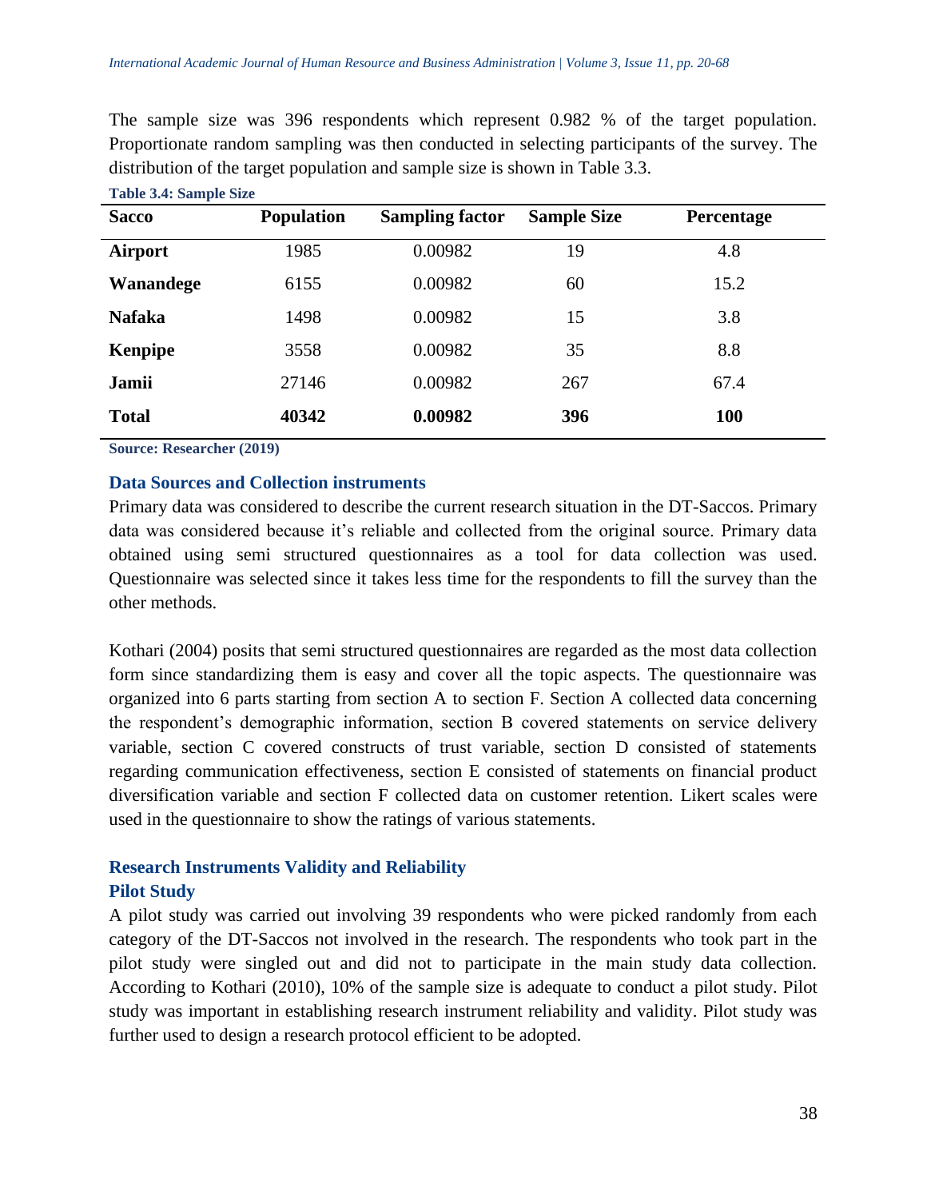The sample size was 396 respondents which represent 0.982 % of the target population. Proportionate random sampling was then conducted in selecting participants of the survey. The distribution of the target population and sample size is shown in Table 3.3.

**Table 3.4: Sample Size**

| Sacco | Population | Sampling factor | Sample Size | Percentage |
|---|---|---|---|---|
| **Airport** | 1985 | 0.00982 | 19 | 4.8 |
| **Wanandege** | 6155 | 0.00982 | 60 | 15.2 |
| **Nafaka** | 1498 | 0.00982 | 15 | 3.8 |
| **Kenpipe** | 3558 | 0.00982 | 35 | 8.8 |
| **Jamii** | 27146 | 0.00982 | 267 | 67.4 |
| **Total** | **40342** | **0.00982** | **396** | **100** |

**Source: Researcher (2019)**

### Data Sources and Collection instruments

Primary data was considered to describe the current research situation in the DT-Saccos. Primary data was considered because it's reliable and collected from the original source. Primary data obtained using semi structured questionnaires as a tool for data collection was used. Questionnaire was selected since it takes less time for the respondents to fill the survey than the other methods.

Kothari (2004) posits that semi structured questionnaires are regarded as the most data collection form since standardizing them is easy and cover all the topic aspects. The questionnaire was organized into 6 parts starting from section A to section F. Section A collected data concerning the respondent's demographic information, section B covered statements on service delivery variable, section C covered constructs of trust variable, section D consisted of statements regarding communication effectiveness, section E consisted of statements on financial product diversification variable and section F collected data on customer retention. Likert scales were used in the questionnaire to show the ratings of various statements.

### Research Instruments Validity and Reliability

### Pilot Study

A pilot study was carried out involving 39 respondents who were picked randomly from each category of the DT-Saccos not involved in the research. The respondents who took part in the pilot study were singled out and did not to participate in the main study data collection. According to Kothari (2010), 10% of the sample size is adequate to conduct a pilot study. Pilot study was important in establishing research instrument reliability and validity. Pilot study was further used to design a research protocol efficient to be adopted.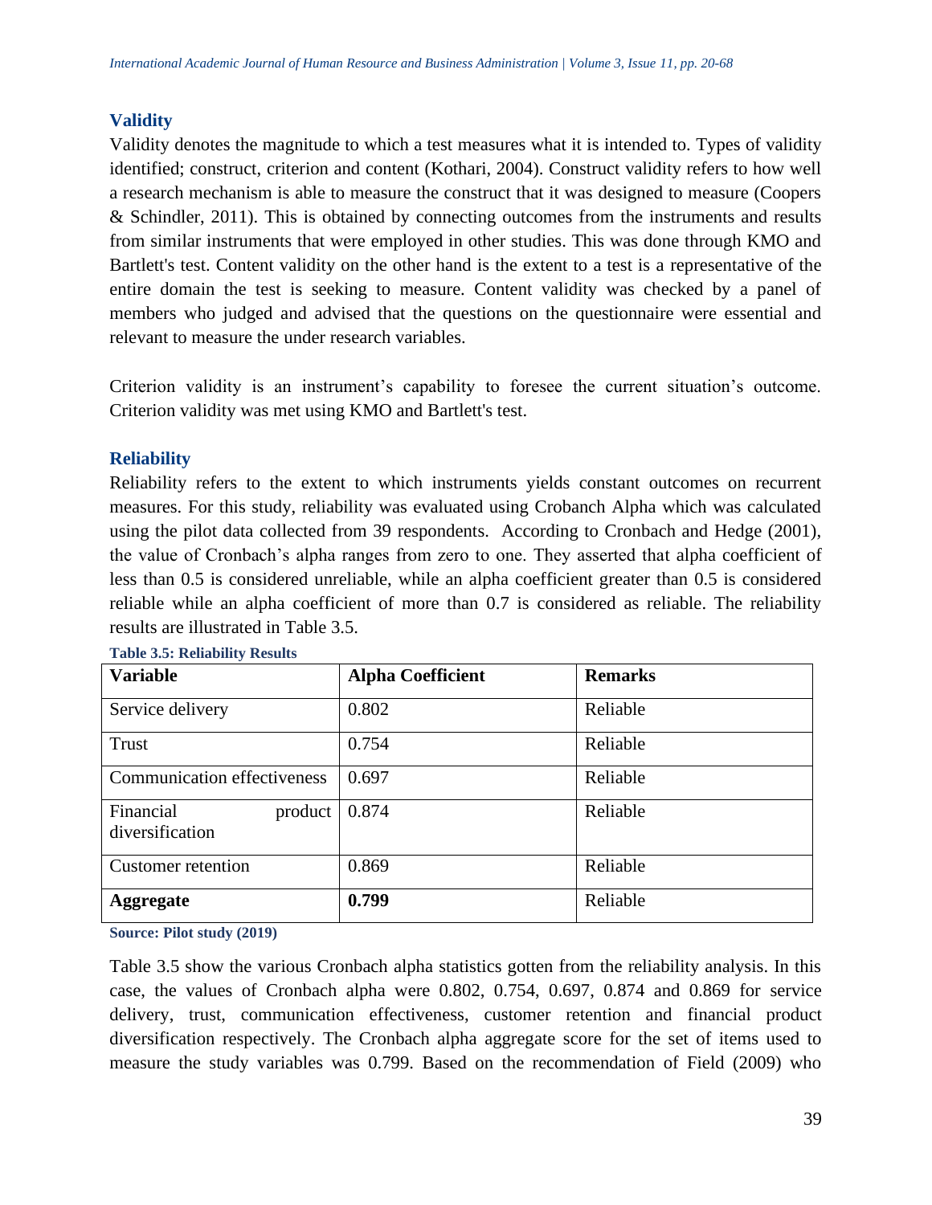### Validity

Validity denotes the magnitude to which a test measures what it is intended to. Types of validity identified; construct, criterion and content (Kothari, 2004). Construct validity refers to how well a research mechanism is able to measure the construct that it was designed to measure (Coopers & Schindler, 2011). This is obtained by connecting outcomes from the instruments and results from similar instruments that were employed in other studies. This was done through KMO and Bartlett's test. Content validity on the other hand is the extent to a test is a representative of the entire domain the test is seeking to measure. Content validity was checked by a panel of members who judged and advised that the questions on the questionnaire were essential and relevant to measure the under research variables.

Criterion validity is an instrument's capability to foresee the current situation's outcome. Criterion validity was met using KMO and Bartlett's test.

### Reliability

Reliability refers to the extent to which instruments yields constant outcomes on recurrent measures. For this study, reliability was evaluated using Crobanch Alpha which was calculated using the pilot data collected from 39 respondents. According to Cronbach and Hedge (2001), the value of Cronbach's alpha ranges from zero to one. They asserted that alpha coefficient of less than 0.5 is considered unreliable, while an alpha coefficient greater than 0.5 is considered reliable while an alpha coefficient of more than 0.7 is considered as reliable. The reliability results are illustrated in Table 3.5.

**Table 3.5: Reliability Results**

| Variable | Alpha Coefficient | Remarks |
|---|---|---|
| Service delivery | 0.802 | Reliable |
| Trust | 0.754 | Reliable |
| Communication effectiveness | 0.697 | Reliable |
| Financial product diversification | 0.874 | Reliable |
| Customer retention | 0.869 | Reliable |
| **Aggregate** | **0.799** | Reliable |

**Source: Pilot study (2019)**

Table 3.5 show the various Cronbach alpha statistics gotten from the reliability analysis. In this case, the values of Cronbach alpha were 0.802, 0.754, 0.697, 0.874 and 0.869 for service delivery, trust, communication effectiveness, customer retention and financial product diversification respectively. The Cronbach alpha aggregate score for the set of items used to measure the study variables was 0.799. Based on the recommendation of Field (2009) who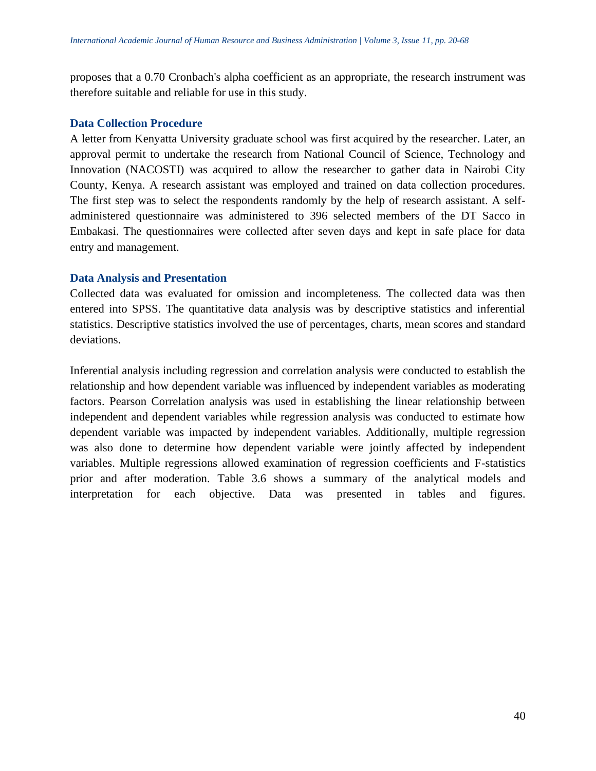proposes that a 0.70 Cronbach's alpha coefficient as an appropriate, the research instrument was therefore suitable and reliable for use in this study.

### Data Collection Procedure

A letter from Kenyatta University graduate school was first acquired by the researcher. Later, an approval permit to undertake the research from National Council of Science, Technology and Innovation (NACOSTI) was acquired to allow the researcher to gather data in Nairobi City County, Kenya. A research assistant was employed and trained on data collection procedures. The first step was to select the respondents randomly by the help of research assistant. A self-administered questionnaire was administered to 396 selected members of the DT Sacco in Embakasi. The questionnaires were collected after seven days and kept in safe place for data entry and management.

### Data Analysis and Presentation

Collected data was evaluated for omission and incompleteness. The collected data was then entered into SPSS. The quantitative data analysis was by descriptive statistics and inferential statistics. Descriptive statistics involved the use of percentages, charts, mean scores and standard deviations.

Inferential analysis including regression and correlation analysis were conducted to establish the relationship and how dependent variable was influenced by independent variables as moderating factors. Pearson Correlation analysis was used in establishing the linear relationship between independent and dependent variables while regression analysis was conducted to estimate how dependent variable was impacted by independent variables. Additionally, multiple regression was also done to determine how dependent variable were jointly affected by independent variables. Multiple regressions allowed examination of regression coefficients and F-statistics prior and after moderation. Table 3.6 shows a summary of the analytical models and interpretation for each objective. Data was presented in tables and figures.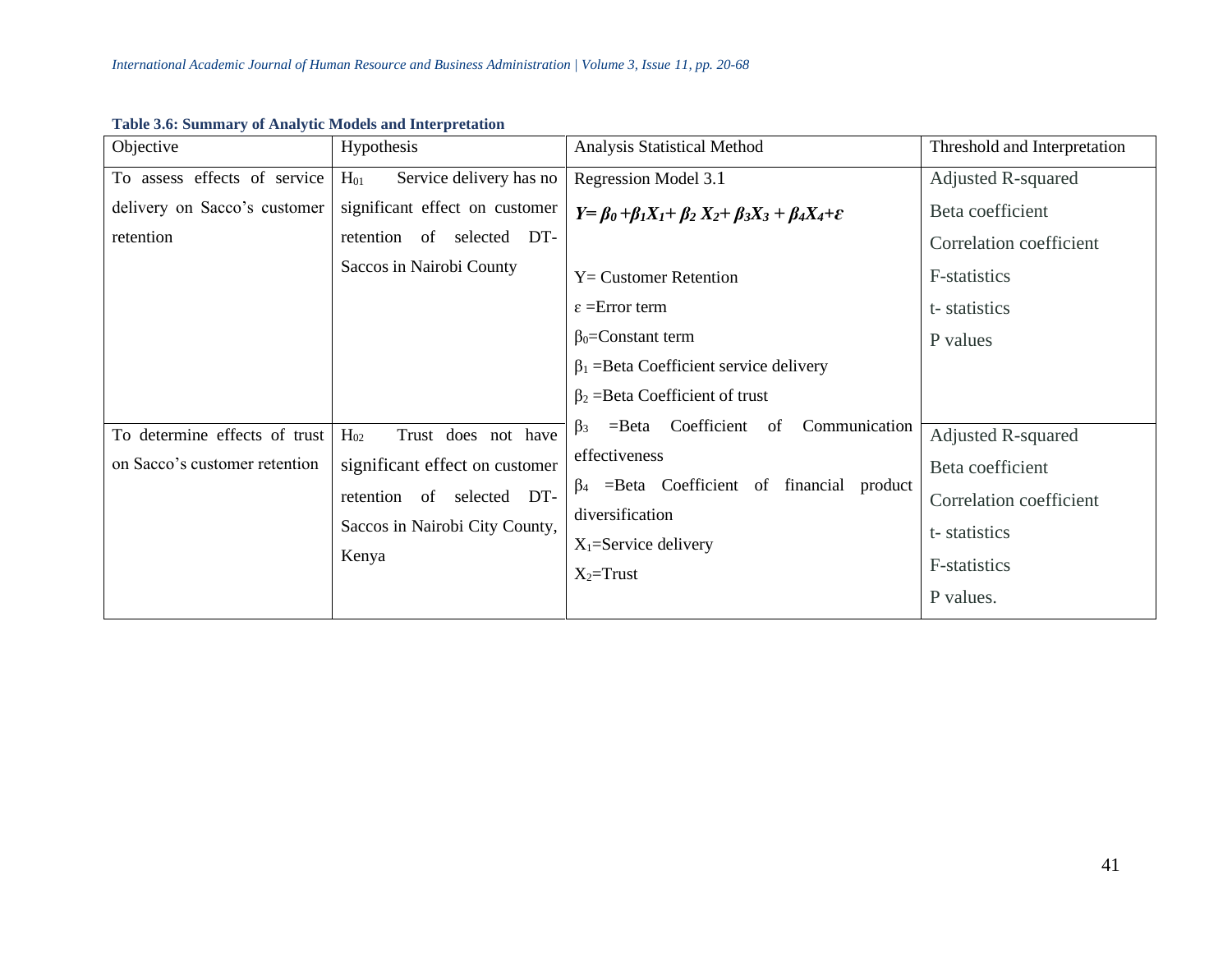**Table 3.6: Summary of Analytic Models and Interpretation**

| Objective | Hypothesis | Analysis Statistical Method | Threshold and Interpretation |
|---|---|---|---|
| To assess effects of service delivery on Sacco's customer retention | $H_{01}$ Service delivery has no significant effect on customer retention of selected DT-Saccos in Nairobi County | Regression Model 3.1<br>$Y= \beta_0 +\beta_1X_1+ \beta_2 X_2+ \beta_3X_3 + \beta_4X_4+\varepsilon$<br><br>Y= Customer Retention<br>$\varepsilon$ =Error term<br>$\beta_0$=Constant term<br>$\beta_1$ =Beta Coefficient service delivery<br>$\beta_2$ =Beta Coefficient of trust<br>$\beta_3$ =Beta Coefficient of Communication effectiveness<br>$\beta_4$ =Beta Coefficient of financial product diversification<br>$X_1$=Service delivery<br>$X_2$=Trust | Adjusted R-squared<br>Beta coefficient<br>Correlation coefficient<br>F-statistics<br>t- statistics<br>P values |
| To determine effects of trust on Sacco's customer retention | $H_{02}$ Trust does not have significant effect on customer retention of selected DT-Saccos in Nairobi City County, Kenya | | Adjusted R-squared<br>Beta coefficient<br>Correlation coefficient<br>t- statistics<br>F-statistics<br>P values. |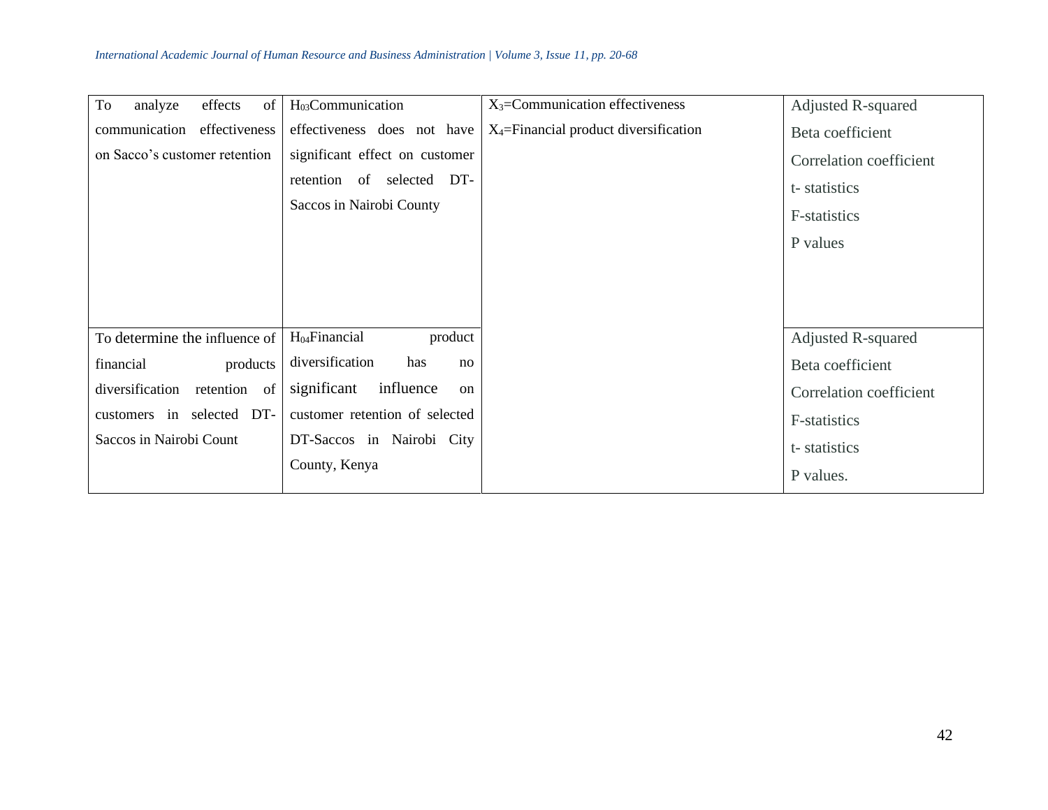| To analyze effects of communication effectiveness on Sacco's customer retention | $H_{03}$ Communication effectiveness does not have significant effect on customer retention of selected DT-Saccos in Nairobi County | $X_3$=Communication effectiveness<br>$X_4$=Financial product diversification | Adjusted R-squared<br>Beta coefficient<br>Correlation coefficient<br>t- statistics<br>F-statistics<br>P values |
|---|---|---|---|
| To determine the influence of financial products diversification retention of customers in selected DT-Saccos in Nairobi Count | $H_{04}$ Financial product diversification has no significant influence on customer retention of selected DT-Saccos in Nairobi City County, Kenya | | Adjusted R-squared<br>Beta coefficient<br>Correlation coefficient<br>F-statistics<br>t- statistics<br>P values. |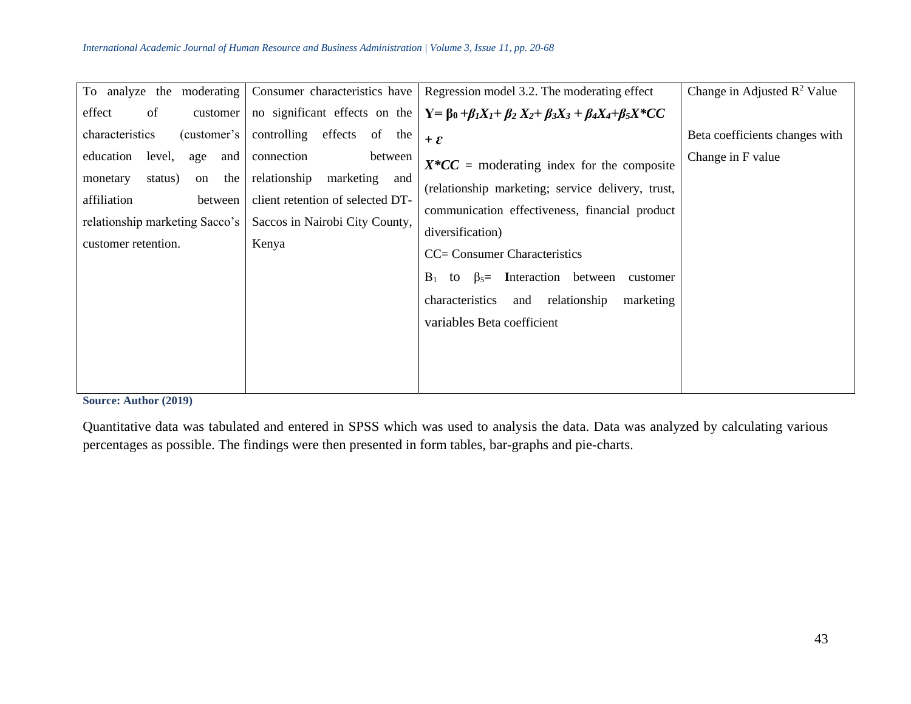| To analyze the moderating effect of customer characteristics (customer's education level, age and monetary status) on the affiliation between relationship marketing Sacco's customer retention. | Consumer characteristics have no significant effects on the controlling effects of the connection between relationship marketing and client retention of selected DT-Saccos in Nairobi City County, Kenya | Regression model 3.2. The moderating effect $Y= \beta_0 +\beta_1 X_1+ \beta_2 X_2+ \beta_3 X_3 + \beta_4 X_4+\beta_5 X*CC + \varepsilon$ <br> ***X*CC*** = moderating index for the composite (relationship marketing; service delivery, trust, communication effectiveness, financial product diversification) <br> CC= Consumer Characteristics <br> $B_1$ to $\beta_5$= **I**nteraction between customer characteristics and relationship marketing variables Beta coefficient | Change in Adjusted $R^2$ Value <br><br> Beta coefficients changes with Change in F value |
|---|---|---|---|

**Source: Author (2019)**

Quantitative data was tabulated and entered in SPSS which was used to analysis the data. Data was analyzed by calculating various percentages as possible. The findings were then presented in form tables, bar-graphs and pie-charts.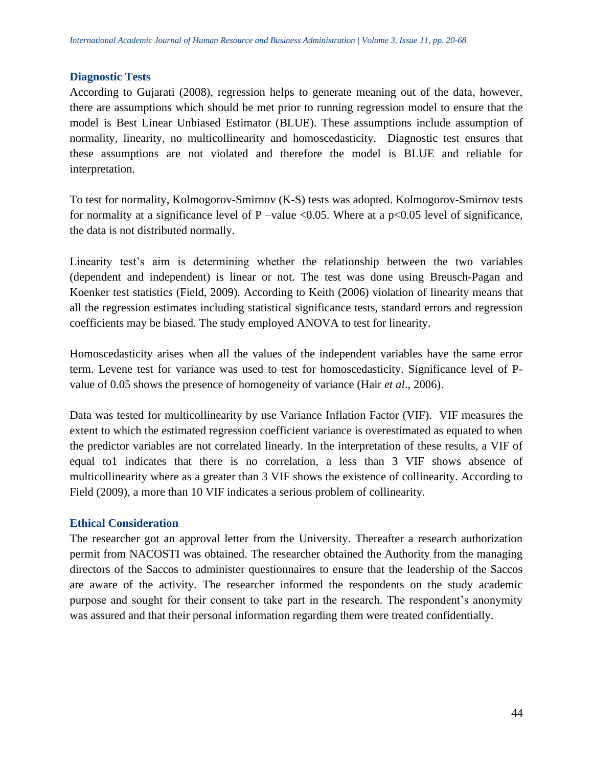## Diagnostic Tests

According to Gujarati (2008), regression helps to generate meaning out of the data, however, there are assumptions which should be met prior to running regression model to ensure that the model is Best Linear Unbiased Estimator (BLUE). These assumptions include assumption of normality, linearity, no multicollinearity and homoscedasticity. Diagnostic test ensures that these assumptions are not violated and therefore the model is BLUE and reliable for interpretation.

To test for normality, Kolmogorov-Smirnov (K-S) tests was adopted. Kolmogorov-Smirnov tests for normality at a significance level of P –value <0.05. Where at a $p<0.05$ level of significance, the data is not distributed normally.

Linearity test's aim is determining whether the relationship between the two variables (dependent and independent) is linear or not. The test was done using Breusch-Pagan and Koenker test statistics (Field, 2009). According to Keith (2006) violation of linearity means that all the regression estimates including statistical significance tests, standard errors and regression coefficients may be biased. The study employed ANOVA to test for linearity.

Homoscedasticity arises when all the values of the independent variables have the same error term. Levene test for variance was used to test for homoscedasticity. Significance level of P-value of 0.05 shows the presence of homogeneity of variance (Hair *et al*., 2006).

Data was tested for multicollinearity by use Variance Inflation Factor (VIF). VIF measures the extent to which the estimated regression coefficient variance is overestimated as equated to when the predictor variables are not correlated linearly. In the interpretation of these results, a VIF of equal to1 indicates that there is no correlation, a less than 3 VIF shows absence of multicollinearity where as a greater than 3 VIF shows the existence of collinearity. According to Field (2009), a more than 10 VIF indicates a serious problem of collinearity.

## Ethical Consideration

The researcher got an approval letter from the University. Thereafter a research authorization permit from NACOSTI was obtained. The researcher obtained the Authority from the managing directors of the Saccos to administer questionnaires to ensure that the leadership of the Saccos are aware of the activity. The researcher informed the respondents on the study academic purpose and sought for their consent to take part in the research. The respondent's anonymity was assured and that their personal information regarding them were treated confidentially.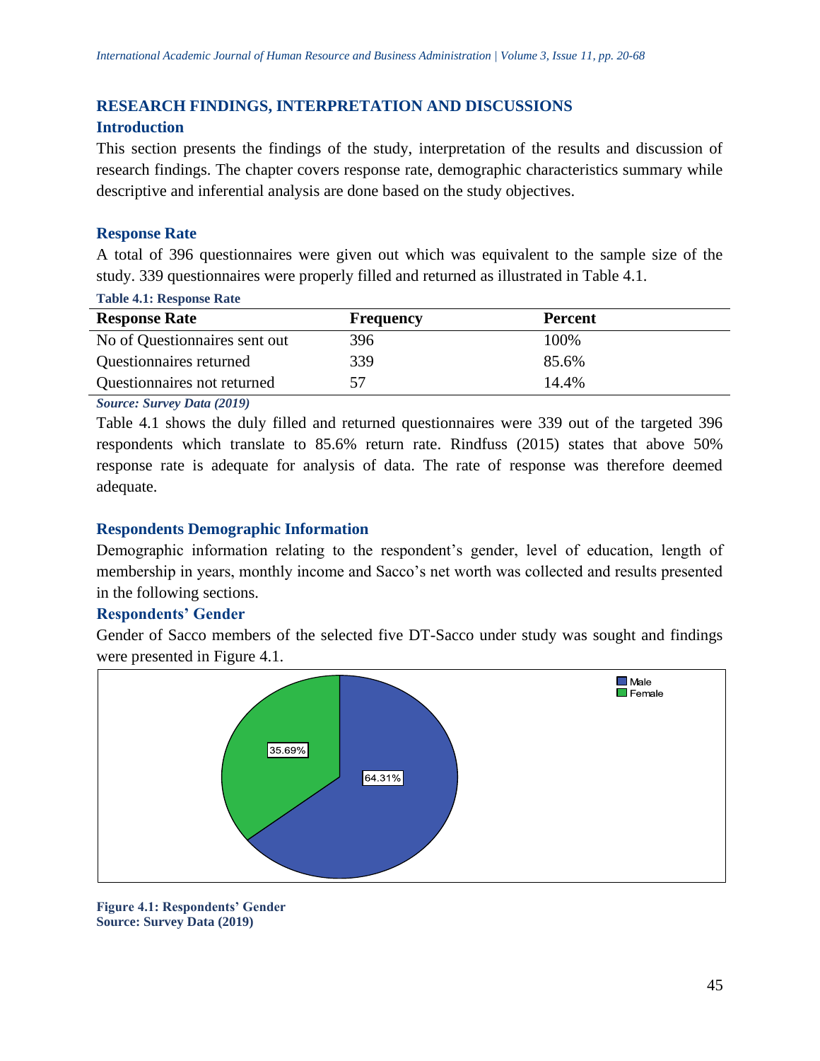## RESEARCH FINDINGS, INTERPRETATION AND DISCUSSIONS

### Introduction

This section presents the findings of the study, interpretation of the results and discussion of research findings. The chapter covers response rate, demographic characteristics summary while descriptive and inferential analysis are done based on the study objectives.

### Response Rate

A total of 396 questionnaires were given out which was equivalent to the sample size of the study. 339 questionnaires were properly filled and returned as illustrated in Table 4.1.

**Table 4.1: Response Rate**

| Response Rate | Frequency | Percent |
| --- | --- | --- |
| No of Questionnaires sent out | 396 | 100% |
| Questionnaires returned | 339 | 85.6% |
| Questionnaires not returned | 57 | 14.4% |

***Source: Survey Data (2019)***

Table 4.1 shows the duly filled and returned questionnaires were 339 out of the targeted 396 respondents which translate to 85.6% return rate. Rindfuss (2015) states that above 50% response rate is adequate for analysis of data. The rate of response was therefore deemed adequate.

### Respondents Demographic Information

Demographic information relating to the respondent's gender, level of education, length of membership in years, monthly income and Sacco's net worth was collected and results presented in the following sections.

### Respondents' Gender

Gender of Sacco members of the selected five DT-Sacco under study was sought and findings were presented in Figure 4.1.

| Gender | Percent |
| --- | --- |
| Male | 64.31% |
| Female | 35.69% |

**Figure 4.1: Respondents' Gender**
**Source: Survey Data (2019)**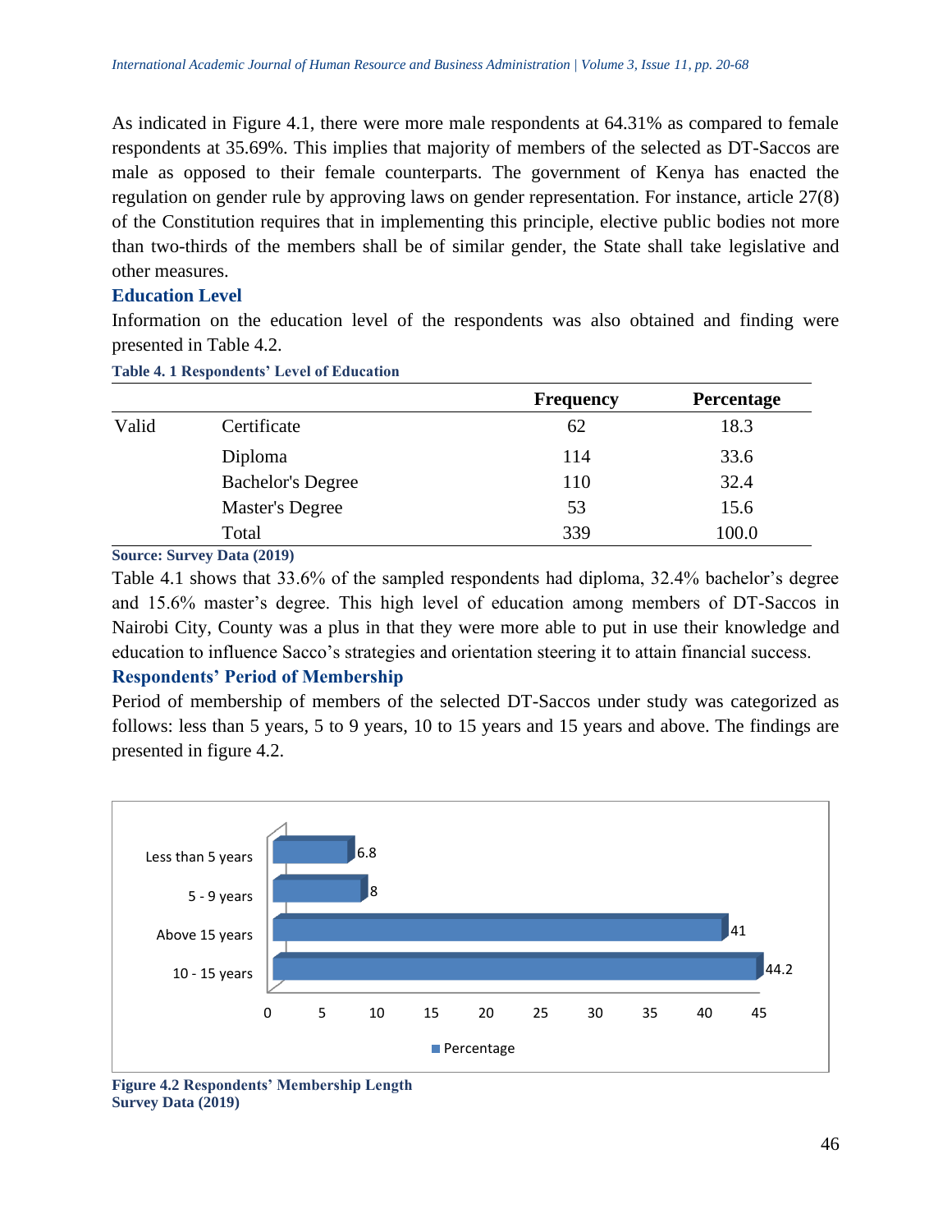As indicated in Figure 4.1, there were more male respondents at 64.31% as compared to female respondents at 35.69%. This implies that majority of members of the selected as DT-Saccos are male as opposed to their female counterparts. The government of Kenya has enacted the regulation on gender rule by approving laws on gender representation. For instance, article 27(8) of the Constitution requires that in implementing this principle, elective public bodies not more than two-thirds of the members shall be of similar gender, the State shall take legislative and other measures.

### Education Level

Information on the education level of the respondents was also obtained and finding were presented in Table 4.2.

**Table 4. 1 Respondents' Level of Education**

| | | Frequency | Percentage |
|---|---|---|---|
| Valid | Certificate | 62 | 18.3 |
| | Diploma | 114 | 33.6 |
| | Bachelor's Degree | 110 | 32.4 |
| | Master's Degree | 53 | 15.6 |
| | Total | 339 | 100.0 |

**Source: Survey Data (2019)**

Table 4.1 shows that 33.6% of the sampled respondents had diploma, 32.4% bachelor's degree and 15.6% master's degree. This high level of education among members of DT-Saccos in Nairobi City, County was a plus in that they were more able to put in use their knowledge and education to influence Sacco's strategies and orientation steering it to attain financial success.

### Respondents' Period of Membership

Period of membership of members of the selected DT-Saccos under study was categorized as follows: less than 5 years, 5 to 9 years, 10 to 15 years and 15 years and above. The findings are presented in figure 4.2.

| Period of membership | Percentage |
|---|---|
| Less than 5 years | 6.8 |
| 5 - 9 years | 8 |
| Above 15 years | 41 |
| 10 - 15 years | 44.2 |

**Figure 4.2 Respondents' Membership Length**
**Survey Data (2019)**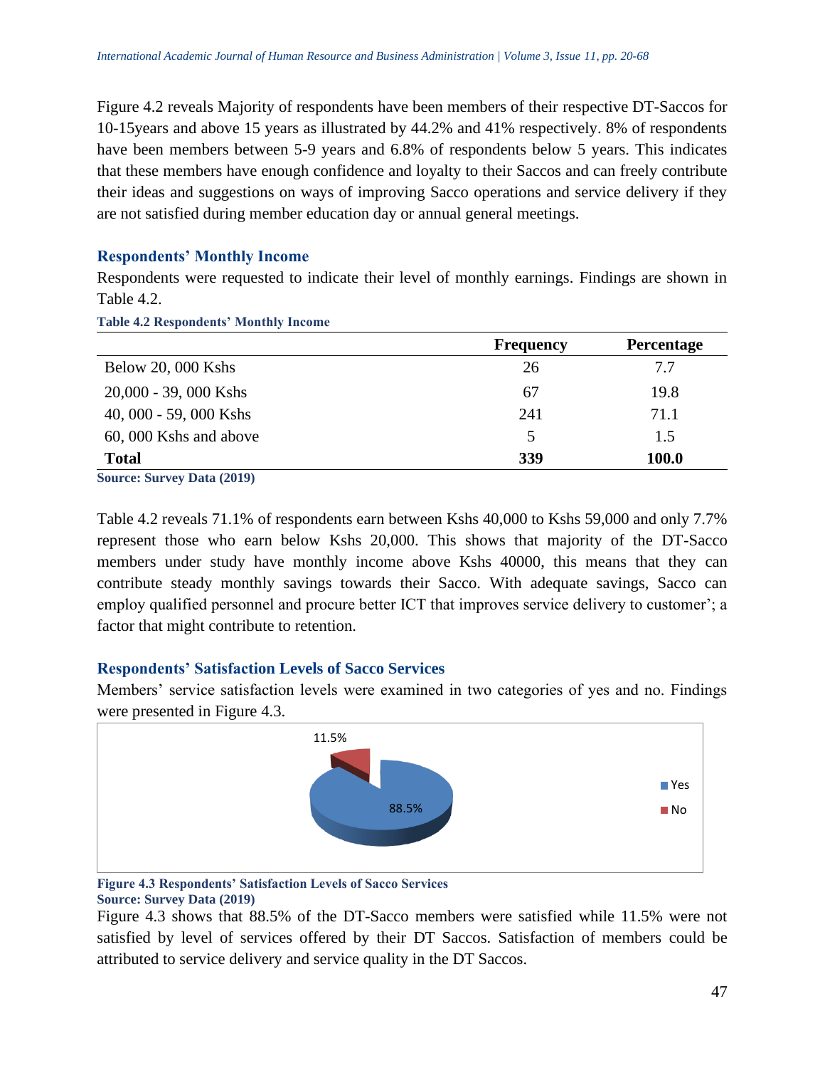Figure 4.2 reveals Majority of respondents have been members of their respective DT-Saccos for 10-15years and above 15 years as illustrated by 44.2% and 41% respectively. 8% of respondents have been members between 5-9 years and 6.8% of respondents below 5 years. This indicates that these members have enough confidence and loyalty to their Saccos and can freely contribute their ideas and suggestions on ways of improving Sacco operations and service delivery if they are not satisfied during member education day or annual general meetings.

### Respondents' Monthly Income

Respondents were requested to indicate their level of monthly earnings. Findings are shown in Table 4.2.

**Table 4.2 Respondents' Monthly Income**

| | Frequency | Percentage |
|---|---|---|
| Below 20, 000 Kshs | 26 | 7.7 |
| 20,000 - 39, 000 Kshs | 67 | 19.8 |
| 40, 000 - 59, 000 Kshs | 241 | 71.1 |
| 60, 000 Kshs and above | 5 | 1.5 |
| **Total** | **339** | **100.0** |

**Source: Survey Data (2019)**

Table 4.2 reveals 71.1% of respondents earn between Kshs 40,000 to Kshs 59,000 and only 7.7% represent those who earn below Kshs 20,000. This shows that majority of the DT-Sacco members under study have monthly income above Kshs 40000, this means that they can contribute steady monthly savings towards their Sacco. With adequate savings, Sacco can employ qualified personnel and procure better ICT that improves service delivery to customer'; a factor that might contribute to retention.

### Respondents' Satisfaction Levels of Sacco Services

Members' service satisfaction levels were examined in two categories of yes and no. Findings were presented in Figure 4.3.

**Figure 4.3 Respondents' Satisfaction Levels of Sacco Services**
**Source: Survey Data (2019)**

Figure 4.3 shows that 88.5% of the DT-Sacco members were satisfied while 11.5% were not satisfied by level of services offered by their DT Saccos. Satisfaction of members could be attributed to service delivery and service quality in the DT Saccos.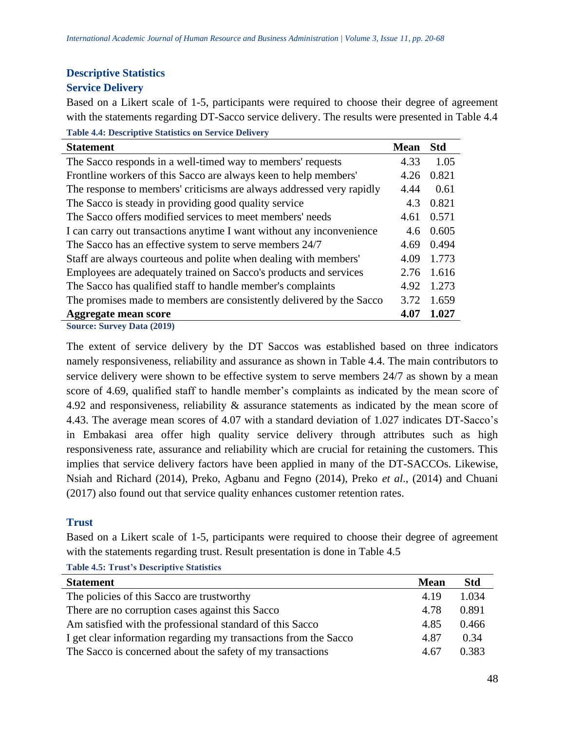## Descriptive Statistics

### Service Delivery

Based on a Likert scale of 1-5, participants were required to choose their degree of agreement with the statements regarding DT-Sacco service delivery. The results were presented in Table 4.4

**Table 4.4: Descriptive Statistics on Service Delivery**

| Statement | Mean | Std |
|---|---|---|
| The Sacco responds in a well-timed way to members' requests | 4.33 | 1.05 |
| Frontline workers of this Sacco are always keen to help members' | 4.26 | 0.821 |
| The response to members' criticisms are always addressed very rapidly | 4.44 | 0.61 |
| The Sacco is steady in providing good quality service | 4.3 | 0.821 |
| The Sacco offers modified services to meet members' needs | 4.61 | 0.571 |
| I can carry out transactions anytime I want without any inconvenience | 4.6 | 0.605 |
| The Sacco has an effective system to serve members 24/7 | 4.69 | 0.494 |
| Staff are always courteous and polite when dealing with members' | 4.09 | 1.773 |
| Employees are adequately trained on Sacco's products and services | 2.76 | 1.616 |
| The Sacco has qualified staff to handle member's complaints | 4.92 | 1.273 |
| The promises made to members are consistently delivered by the Sacco | 3.72 | 1.659 |
| **Aggregate mean score** | **4.07** | **1.027** |

**Source: Survey Data (2019)**

The extent of service delivery by the DT Saccos was established based on three indicators namely responsiveness, reliability and assurance as shown in Table 4.4. The main contributors to service delivery were shown to be effective system to serve members 24/7 as shown by a mean score of 4.69, qualified staff to handle member's complaints as indicated by the mean score of 4.92 and responsiveness, reliability & assurance statements as indicated by the mean score of 4.43. The average mean scores of 4.07 with a standard deviation of 1.027 indicates DT-Sacco's in Embakasi area offer high quality service delivery through attributes such as high responsiveness rate, assurance and reliability which are crucial for retaining the customers. This implies that service delivery factors have been applied in many of the DT-SACCOs. Likewise, Nsiah and Richard (2014), Preko, Agbanu and Fegno (2014), Preko *et al*., (2014) and Chuani (2017) also found out that service quality enhances customer retention rates.

### Trust

Based on a Likert scale of 1-5, participants were required to choose their degree of agreement with the statements regarding trust. Result presentation is done in Table 4.5

**Table 4.5: Trust's Descriptive Statistics**

| Statement | Mean | Std |
|---|---|---|
| The policies of this Sacco are trustworthy | 4.19 | 1.034 |
| There are no corruption cases against this Sacco | 4.78 | 0.891 |
| Am satisfied with the professional standard of this Sacco | 4.85 | 0.466 |
| I get clear information regarding my transactions from the Sacco | 4.87 | 0.34 |
| The Sacco is concerned about the safety of my transactions | 4.67 | 0.383 |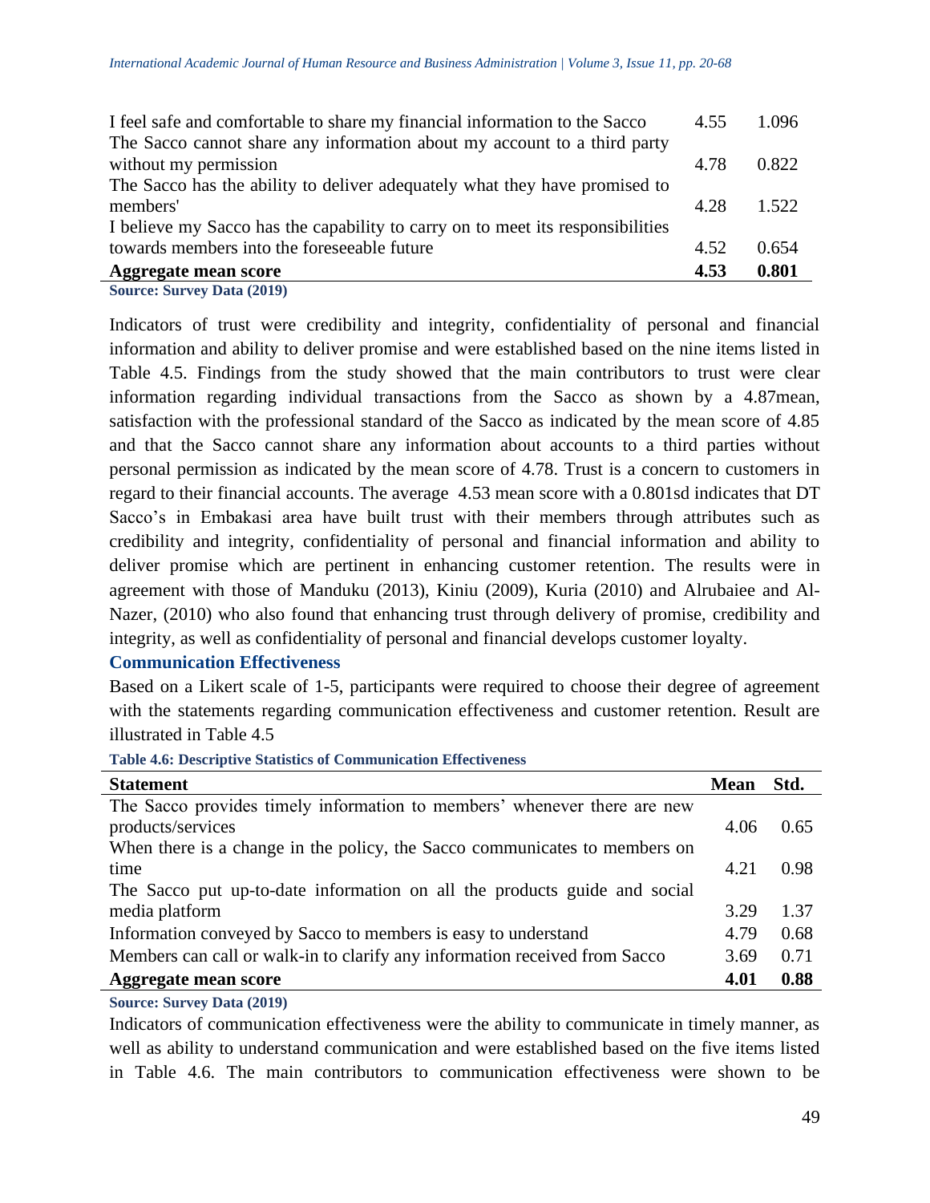| | | |
|---|---|---|
| I feel safe and comfortable to share my financial information to the Sacco | 4.55 | 1.096 |
| The Sacco cannot share any information about my account to a third party without my permission | 4.78 | 0.822 |
| The Sacco has the ability to deliver adequately what they have promised to members' | 4.28 | 1.522 |
| I believe my Sacco has the capability to carry on to meet its responsibilities towards members into the foreseeable future | 4.52 | 0.654 |
| **Aggregate mean score** | **4.53** | **0.801** |

**Source: Survey Data (2019)**

Indicators of trust were credibility and integrity, confidentiality of personal and financial information and ability to deliver promise and were established based on the nine items listed in Table 4.5. Findings from the study showed that the main contributors to trust were clear information regarding individual transactions from the Sacco as shown by a 4.87mean, satisfaction with the professional standard of the Sacco as indicated by the mean score of 4.85 and that the Sacco cannot share any information about accounts to a third parties without personal permission as indicated by the mean score of 4.78. Trust is a concern to customers in regard to their financial accounts. The average 4.53 mean score with a 0.801sd indicates that DT Sacco's in Embakasi area have built trust with their members through attributes such as credibility and integrity, confidentiality of personal and financial information and ability to deliver promise which are pertinent in enhancing customer retention. The results were in agreement with those of Manduku (2013), Kiniu (2009), Kuria (2010) and Alrubaiee and Al-Nazer, (2010) who also found that enhancing trust through delivery of promise, credibility and integrity, as well as confidentiality of personal and financial develops customer loyalty.

### Communication Effectiveness

Based on a Likert scale of 1-5, participants were required to choose their degree of agreement with the statements regarding communication effectiveness and customer retention. Result are illustrated in Table 4.5

**Table 4.6: Descriptive Statistics of Communication Effectiveness**

| Statement | Mean | Std. |
|---|---|---|
| The Sacco provides timely information to members' whenever there are new products/services | 4.06 | 0.65 |
| When there is a change in the policy, the Sacco communicates to members on time | 4.21 | 0.98 |
| The Sacco put up-to-date information on all the products guide and social media platform | 3.29 | 1.37 |
| Information conveyed by Sacco to members is easy to understand | 4.79 | 0.68 |
| Members can call or walk-in to clarify any information received from Sacco | 3.69 | 0.71 |
| **Aggregate mean score** | **4.01** | **0.88** |

**Source: Survey Data (2019)**

Indicators of communication effectiveness were the ability to communicate in timely manner, as well as ability to understand communication and were established based on the five items listed in Table 4.6. The main contributors to communication effectiveness were shown to be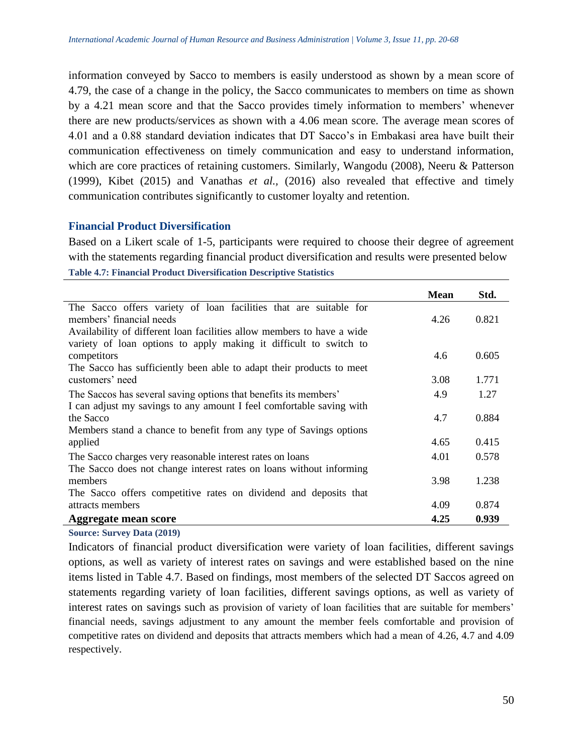information conveyed by Sacco to members is easily understood as shown by a mean score of 4.79, the case of a change in the policy, the Sacco communicates to members on time as shown by a 4.21 mean score and that the Sacco provides timely information to members' whenever there are new products/services as shown with a 4.06 mean score. The average mean scores of 4.01 and a 0.88 standard deviation indicates that DT Sacco's in Embakasi area have built their communication effectiveness on timely communication and easy to understand information, which are core practices of retaining customers. Similarly, Wangodu (2008), Neeru & Patterson (1999), Kibet (2015) and Vanathas *et al.,* (2016) also revealed that effective and timely communication contributes significantly to customer loyalty and retention.

### Financial Product Diversification

Based on a Likert scale of 1-5, participants were required to choose their degree of agreement with the statements regarding financial product diversification and results were presented below

**Table 4.7: Financial Product Diversification Descriptive Statistics**

| | Mean | Std. |
|---|---|---|
| The Sacco offers variety of loan facilities that are suitable for members' financial needs | 4.26 | 0.821 |
| Availability of different loan facilities allow members to have a wide variety of loan options to apply making it difficult to switch to competitors | 4.6 | 0.605 |
| The Sacco has sufficiently been able to adapt their products to meet customers' need | 3.08 | 1.771 |
| The Saccos has several saving options that benefits its members' | 4.9 | 1.27 |
| I can adjust my savings to any amount I feel comfortable saving with the Sacco | 4.7 | 0.884 |
| Members stand a chance to benefit from any type of Savings options applied | 4.65 | 0.415 |
| The Sacco charges very reasonable interest rates on loans | 4.01 | 0.578 |
| The Sacco does not change interest rates on loans without informing members | 3.98 | 1.238 |
| The Sacco offers competitive rates on dividend and deposits that attracts members | 4.09 | 0.874 |
| **Aggregate mean score** | **4.25** | **0.939** |

**Source: Survey Data (2019)**

Indicators of financial product diversification were variety of loan facilities, different savings options, as well as variety of interest rates on savings and were established based on the nine items listed in Table 4.7. Based on findings, most members of the selected DT Saccos agreed on statements regarding variety of loan facilities, different savings options, as well as variety of interest rates on savings such as provision of variety of loan facilities that are suitable for members' financial needs, savings adjustment to any amount the member feels comfortable and provision of competitive rates on dividend and deposits that attracts members which had a mean of 4.26, 4.7 and 4.09 respectively.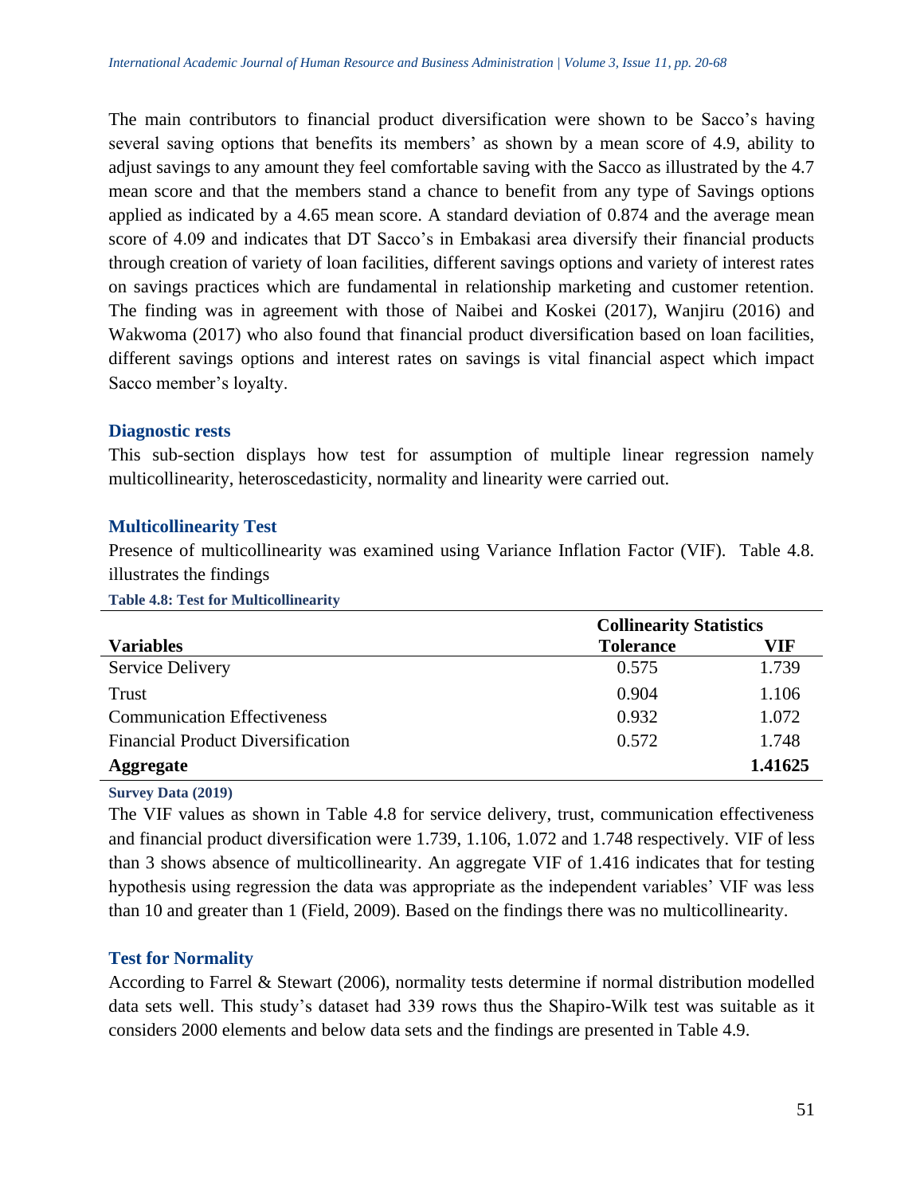The main contributors to financial product diversification were shown to be Sacco's having several saving options that benefits its members' as shown by a mean score of 4.9, ability to adjust savings to any amount they feel comfortable saving with the Sacco as illustrated by the 4.7 mean score and that the members stand a chance to benefit from any type of Savings options applied as indicated by a 4.65 mean score. A standard deviation of 0.874 and the average mean score of 4.09 and indicates that DT Sacco's in Embakasi area diversify their financial products through creation of variety of loan facilities, different savings options and variety of interest rates on savings practices which are fundamental in relationship marketing and customer retention. The finding was in agreement with those of Naibei and Koskei (2017), Wanjiru (2016) and Wakwoma (2017) who also found that financial product diversification based on loan facilities, different savings options and interest rates on savings is vital financial aspect which impact Sacco member's loyalty.

### Diagnostic rests

This sub-section displays how test for assumption of multiple linear regression namely multicollinearity, heteroscedasticity, normality and linearity were carried out.

### Multicollinearity Test

Presence of multicollinearity was examined using Variance Inflation Factor (VIF). Table 4.8. illustrates the findings

**Table 4.8: Test for Multicollinearity**

| | Collinearity Statistics | |
|---|---|---|
| **Variables** | **Tolerance** | **VIF** |
| Service Delivery | 0.575 | 1.739 |
| Trust | 0.904 | 1.106 |
| Communication Effectiveness | 0.932 | 1.072 |
| Financial Product Diversification | 0.572 | 1.748 |
| **Aggregate** | | **1.41625** |

**Survey Data (2019)**

The VIF values as shown in Table 4.8 for service delivery, trust, communication effectiveness and financial product diversification were 1.739, 1.106, 1.072 and 1.748 respectively. VIF of less than 3 shows absence of multicollinearity. An aggregate VIF of 1.416 indicates that for testing hypothesis using regression the data was appropriate as the independent variables' VIF was less than 10 and greater than 1 (Field, 2009). Based on the findings there was no multicollinearity.

### Test for Normality

According to Farrel & Stewart (2006), normality tests determine if normal distribution modelled data sets well. This study's dataset had 339 rows thus the Shapiro-Wilk test was suitable as it considers 2000 elements and below data sets and the findings are presented in Table 4.9.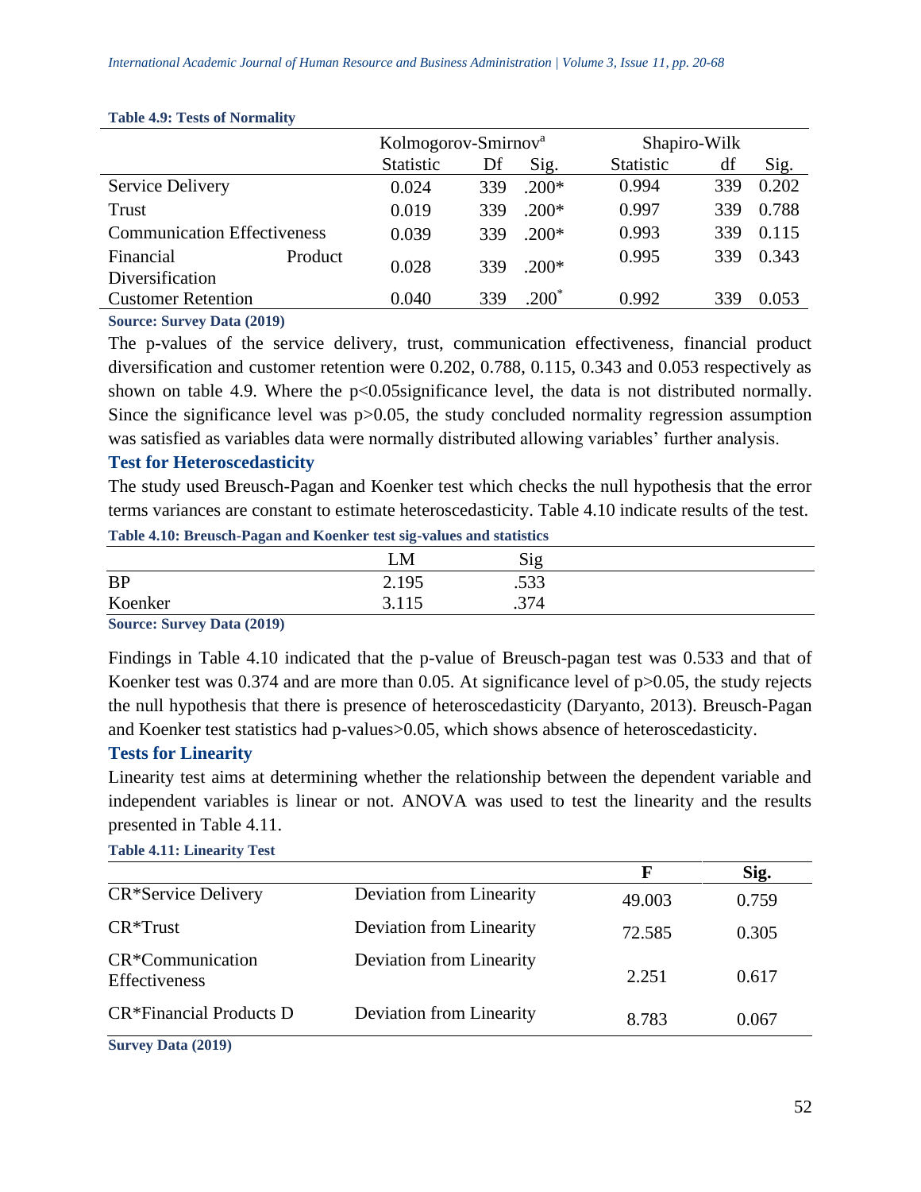**Table 4.9: Tests of Normality**

| | Kolmogorov-Smirnov[a] | | | Shapiro-Wilk | | |
|---|---|---|---|---|---|---|
| | Statistic | Df | Sig. | Statistic | df | Sig. |
| Service Delivery | 0.024 | 339 | .200* | 0.994 | 339 | 0.202 |
| Trust | 0.019 | 339 | .200* | 0.997 | 339 | 0.788 |
| Communication Effectiveness | 0.039 | 339 | .200* | 0.993 | 339 | 0.115 |
| Financial Product Diversification | 0.028 | 339 | .200* | 0.995 | 339 | 0.343 |
| Customer Retention | 0.040 | 339 | .200* | 0.992 | 339 | 0.053 |

**Source: Survey Data (2019)**

The p-values of the service delivery, trust, communication effectiveness, financial product diversification and customer retention were 0.202, 0.788, 0.115, 0.343 and 0.053 respectively as shown on table 4.9. Where the $p<0.05$significance level, the data is not distributed normally. Since the significance level was $p>0.05$, the study concluded normality regression assumption was satisfied as variables data were normally distributed allowing variables' further analysis.

### Test for Heteroscedasticity

The study used Breusch-Pagan and Koenker test which checks the null hypothesis that the error terms variances are constant to estimate heteroscedasticity. Table 4.10 indicate results of the test.

**Table 4.10: Breusch-Pagan and Koenker test sig-values and statistics**

| | LM | Sig |
|---|---|---|
| BP | 2.195 | .533 |
| Koenker | 3.115 | .374 |

**Source: Survey Data (2019)**

Findings in Table 4.10 indicated that the p-value of Breusch-pagan test was 0.533 and that of Koenker test was 0.374 and are more than 0.05. At significance level of $p>0.05$, the study rejects the null hypothesis that there is presence of heteroscedasticity (Daryanto, 2013). Breusch-Pagan and Koenker test statistics had p-values>0.05, which shows absence of heteroscedasticity.

### Tests for Linearity

Linearity test aims at determining whether the relationship between the dependent variable and independent variables is linear or not. ANOVA was used to test the linearity and the results presented in Table 4.11.

**Table 4.11: Linearity Test**

| | | F | Sig. |
|---|---|---|---|
| CR*Service Delivery | Deviation from Linearity | 49.003 | 0.759 |
| CR*Trust | Deviation from Linearity | 72.585 | 0.305 |
| CR*Communication Effectiveness | Deviation from Linearity | 2.251 | 0.617 |
| CR*Financial Products D | Deviation from Linearity | 8.783 | 0.067 |

**Survey Data (2019)**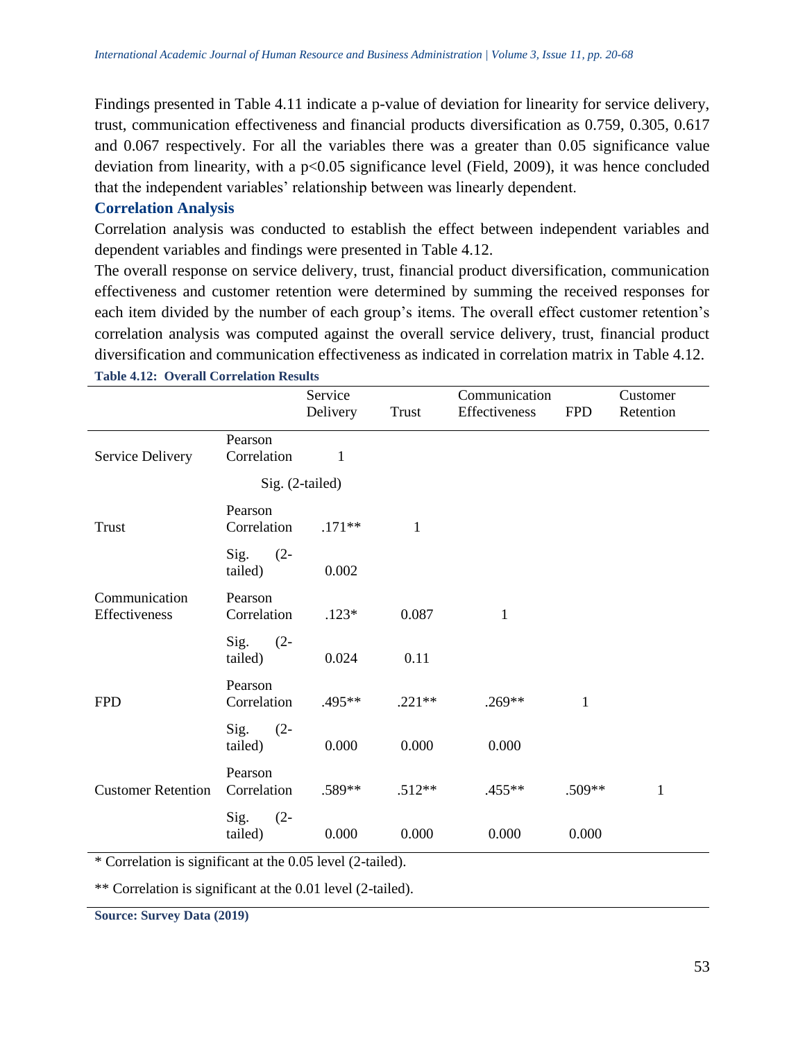Findings presented in Table 4.11 indicate a p-value of deviation for linearity for service delivery, trust, communication effectiveness and financial products diversification as 0.759, 0.305, 0.617 and 0.067 respectively. For all the variables there was a greater than 0.05 significance value deviation from linearity, with a $p<0.05$ significance level (Field, 2009), it was hence concluded that the independent variables' relationship between was linearly dependent.

### Correlation Analysis

Correlation analysis was conducted to establish the effect between independent variables and dependent variables and findings were presented in Table 4.12.

The overall response on service delivery, trust, financial product diversification, communication effectiveness and customer retention were determined by summing the received responses for each item divided by the number of each group's items. The overall effect customer retention's correlation analysis was computed against the overall service delivery, trust, financial product diversification and communication effectiveness as indicated in correlation matrix in Table 4.12.

**Table 4.12: Overall Correlation Results**

| | | Service Delivery | Trust | Communication Effectiveness | FPD | Customer Retention |
|---|---|---|---|---|---|---|
| Service Delivery | Pearson Correlation | 1 | | | | |
| | Sig. (2-tailed) | | | | | |
| Trust | Pearson Correlation | .171** | 1 | | | |
| | Sig. (2-tailed) | 0.002 | | | | |
| Communication Effectiveness | Pearson Correlation | .123* | 0.087 | 1 | | |
| | Sig. (2-tailed) | 0.024 | 0.11 | | | |
| FPD | Pearson Correlation | .495** | .221** | .269** | 1 | |
| | Sig. (2-tailed) | 0.000 | 0.000 | 0.000 | | |
| Customer Retention | Pearson Correlation | .589** | .512** | .455** | .509** | 1 |
| | Sig. (2-tailed) | 0.000 | 0.000 | 0.000 | 0.000 | |

* Correlation is significant at the 0.05 level (2-tailed).

** Correlation is significant at the 0.01 level (2-tailed).

**Source: Survey Data (2019)**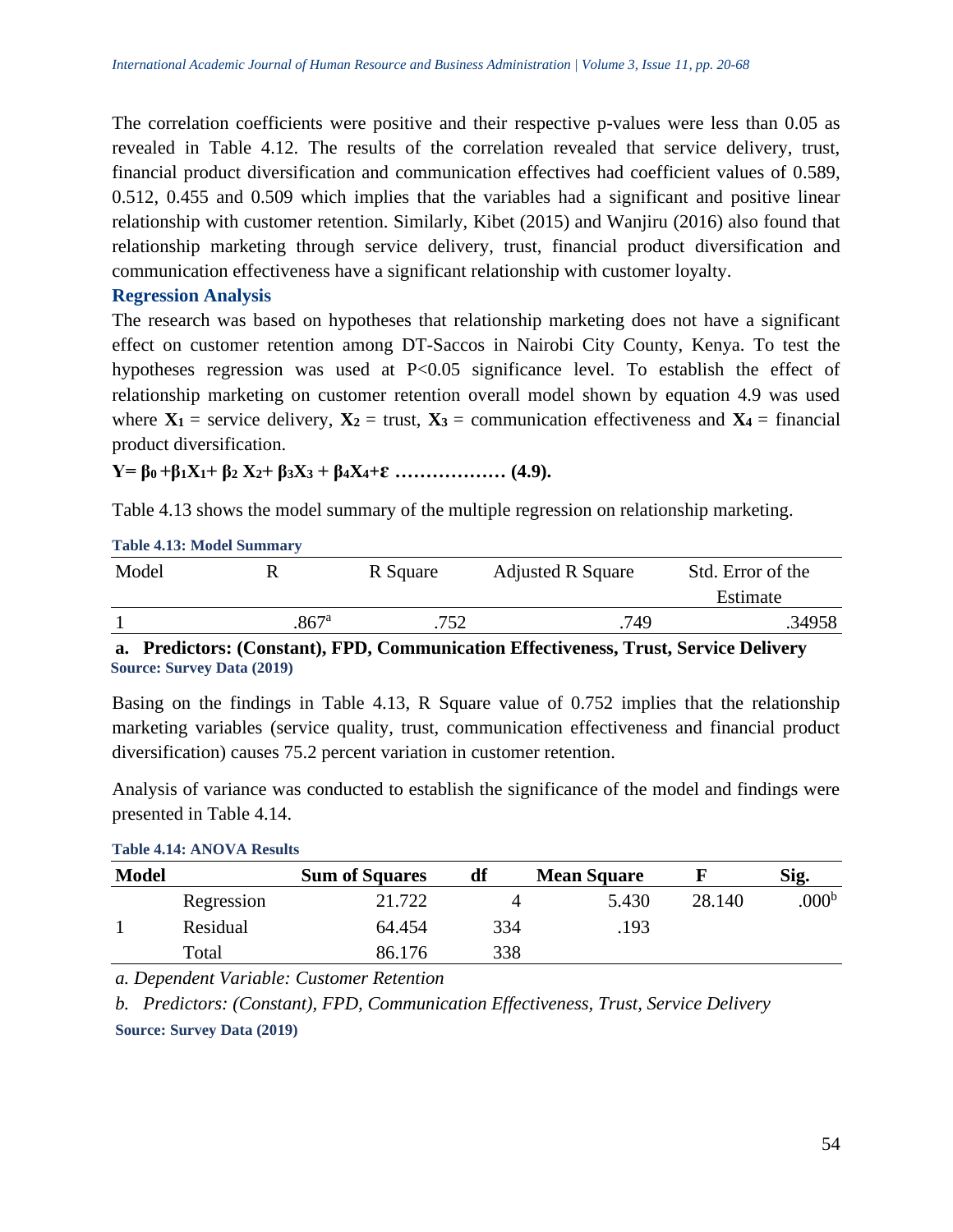The correlation coefficients were positive and their respective p-values were less than 0.05 as revealed in Table 4.12. The results of the correlation revealed that service delivery, trust, financial product diversification and communication effectives had coefficient values of 0.589, 0.512, 0.455 and 0.509 which implies that the variables had a significant and positive linear relationship with customer retention. Similarly, Kibet (2015) and Wanjiru (2016) also found that relationship marketing through service delivery, trust, financial product diversification and communication effectiveness have a significant relationship with customer loyalty.

### Regression Analysis

The research was based on hypotheses that relationship marketing does not have a significant effect on customer retention among DT-Saccos in Nairobi City County, Kenya. To test the hypotheses regression was used at $P<0.05$ significance level. To establish the effect of relationship marketing on customer retention overall model shown by equation 4.9 was used where $\mathbf{X_1}$ = service delivery, $\mathbf{X_2}$ = trust, $\mathbf{X_3}$ = communication effectiveness and $\mathbf{X_4}$ = financial product diversification.

$$Y= \beta_0 +\beta_1X_1+ \beta_2 X_2+ \beta_3X_3 + \beta_4X_4+\varepsilon \quad \ldots\ldots\ldots\ldots\ldots\ldots \text{(4.9)}.$$

Table 4.13 shows the model summary of the multiple regression on relationship marketing.

**Table 4.13: Model Summary**

| Model | R | R Square | Adjusted R Square | Std. Error of the Estimate |
|---|---|---|---|---|
| 1 | .867[a] | .752 | .749 | .34958 |

**a. Predictors: (Constant), FPD, Communication Effectiveness, Trust, Service Delivery**

**Source: Survey Data (2019)**

Basing on the findings in Table 4.13, R Square value of 0.752 implies that the relationship marketing variables (service quality, trust, communication effectiveness and financial product diversification) causes 75.2 percent variation in customer retention.

Analysis of variance was conducted to establish the significance of the model and findings were presented in Table 4.14.

**Table 4.14: ANOVA Results**

| Model | | Sum of Squares | df | Mean Square | F | Sig. |
|---|---|---|---|---|---|---|
| | Regression | 21.722 | 4 | 5.430 | 28.140 | .000[b] |
| 1 | Residual | 64.454 | 334 | .193 | | |
| | Total | 86.176 | 338 | | | |

*a. Dependent Variable: Customer Retention*

*b. Predictors: (Constant), FPD, Communication Effectiveness, Trust, Service Delivery*

**Source: Survey Data (2019)**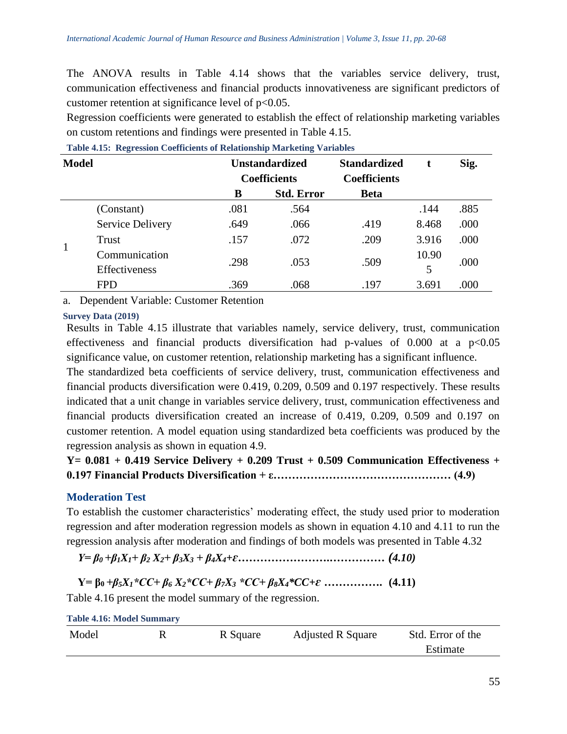The ANOVA results in Table 4.14 shows that the variables service delivery, trust, communication effectiveness and financial products innovativeness are significant predictors of customer retention at significance level of $p<0.05$.

Regression coefficients were generated to establish the effect of relationship marketing variables on custom retentions and findings were presented in Table 4.15.

**Table 4.15: Regression Coefficients of Relationship Marketing Variables**

| Model | | Unstandardized Coefficients | | Standardized Coefficients | t | Sig. |
|---|---|---|---|---|---|---|
| | | B | Std. Error | Beta | | |
| 1 | (Constant) | .081 | .564 | | .144 | .885 |
| | Service Delivery | .649 | .066 | .419 | 8.468 | .000 |
| | Trust | .157 | .072 | .209 | 3.916 | .000 |
| | Communication Effectiveness | .298 | .053 | .509 | 10.905 | .000 |
| | FPD | .369 | .068 | .197 | 3.691 | .000 |

a. Dependent Variable: Customer Retention

**Survey Data (2019)**

Results in Table 4.15 illustrate that variables namely, service delivery, trust, communication effectiveness and financial products diversification had p-values of 0.000 at a $p<0.05$ significance value, on customer retention, relationship marketing has a significant influence.

The standardized beta coefficients of service delivery, trust, communication effectiveness and financial products diversification were 0.419, 0.209, 0.509 and 0.197 respectively. These results indicated that a unit change in variables service delivery, trust, communication effectiveness and financial products diversification created an increase of 0.419, 0.209, 0.509 and 0.197 on customer retention. A model equation using standardized beta coefficients was produced by the regression analysis as shown in equation 4.9.

**Y= 0.081 + 0.419 Service Delivery + 0.209 Trust + 0.509 Communication Effectiveness + 0.197 Financial Products Diversification + ε………………………………………… (4.9)**

### Moderation Test

To establish the customer characteristics' moderating effect, the study used prior to moderation regression and after moderation regression models as shown in equation 4.10 and 4.11 to run the regression analysis after moderation and findings of both models was presented in Table 4.32

$$Y= \beta_0 +\beta_1X_1+ \beta_2 X_2+ \beta_3X_3 + \beta_4X_4+\varepsilon \quad (4.10)$$

$$Y= \beta_0 +\beta_5X_1*CC+ \beta_6 X_2*CC+ \beta_7X_3 *CC+ \beta_8X_4*CC+\varepsilon \quad (4.11)$$

Table 4.16 present the model summary of the regression.

**Table 4.16: Model Summary**

| Model | R | R Square | Adjusted R Square | Std. Error of the Estimate |
|---|---|---|---|---|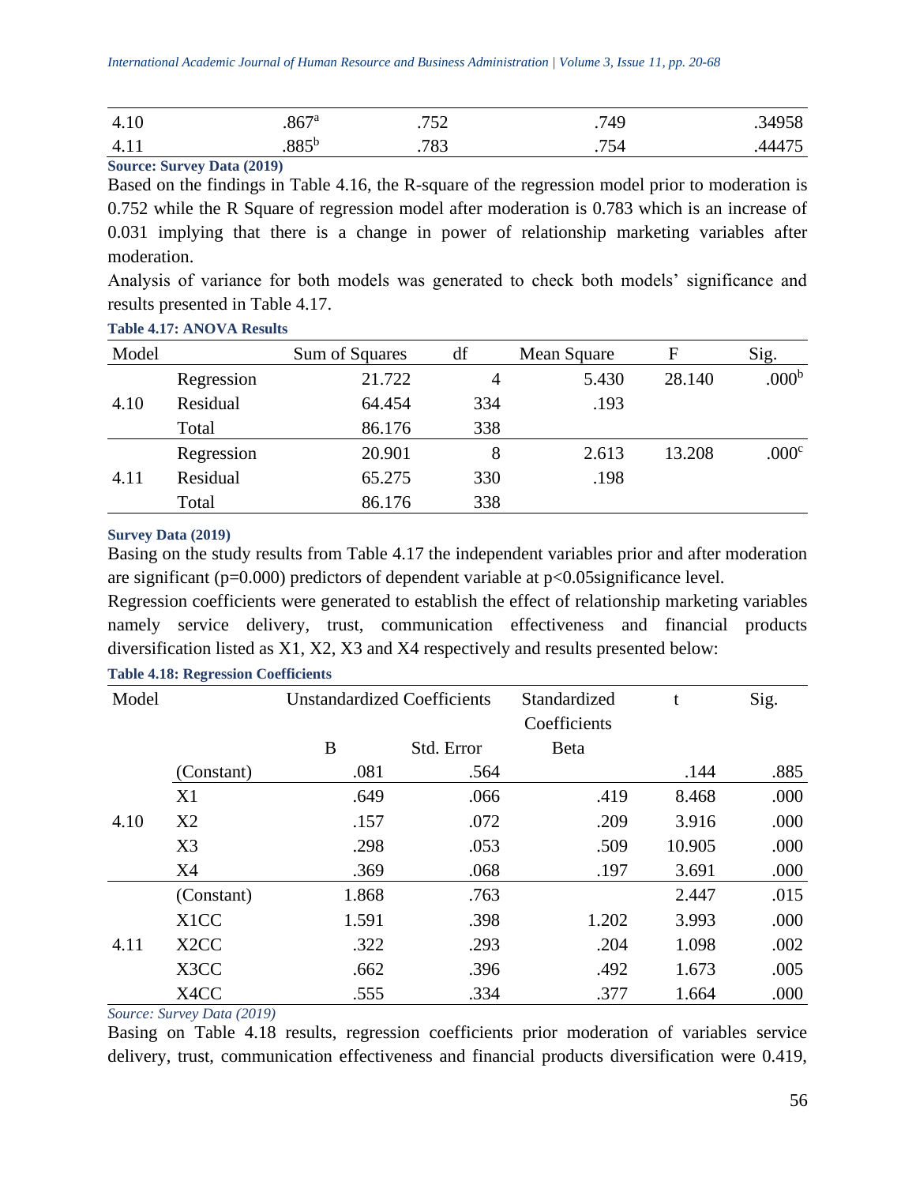| 4.10 | .867[a] | .752 | .749 | .34958 |
|---|---|---|---|---|
| 4.11 | .885[b] | .783 | .754 | .44475 |

**Source: Survey Data (2019)**

Based on the findings in Table 4.16, the R-square of the regression model prior to moderation is 0.752 while the R Square of regression model after moderation is 0.783 which is an increase of 0.031 implying that there is a change in power of relationship marketing variables after moderation.

Analysis of variance for both models was generated to check both models' significance and results presented in Table 4.17.

**Table 4.17: ANOVA Results**

| Model | | Sum of Squares | df | Mean Square | F | Sig. |
|---|---|---|---|---|---|---|
| 4.10 | Regression | 21.722 | 4 | 5.430 | 28.140 | .000[b] |
| | Residual | 64.454 | 334 | .193 | | |
| | Total | 86.176 | 338 | | | |
| 4.11 | Regression | 20.901 | 8 | 2.613 | 13.208 | .000[c] |
| | Residual | 65.275 | 330 | .198 | | |
| | Total | 86.176 | 338 | | | |

**Survey Data (2019)**

Basing on the study results from Table 4.17 the independent variables prior and after moderation are significant ($p=0.000$) predictors of dependent variable at $p<0.05$significance level.

Regression coefficients were generated to establish the effect of relationship marketing variables namely service delivery, trust, communication effectiveness and financial products diversification listed as X1, X2, X3 and X4 respectively and results presented below:

**Table 4.18: Regression Coefficients**

| Model | | Unstandardized Coefficients | | Standardized Coefficients | t | Sig. |
|---|---|---|---|---|---|---|
| | | B | Std. Error | Beta | | |
| 4.10 | (Constant) | .081 | .564 | | .144 | .885 |
| | X1 | .649 | .066 | .419 | 8.468 | .000 |
| | X2 | .157 | .072 | .209 | 3.916 | .000 |
| | X3 | .298 | .053 | .509 | 10.905 | .000 |
| | X4 | .369 | .068 | .197 | 3.691 | .000 |
| 4.11 | (Constant) | 1.868 | .763 | | 2.447 | .015 |
| | X1CC | 1.591 | .398 | 1.202 | 3.993 | .000 |
| | X2CC | .322 | .293 | .204 | 1.098 | .002 |
| | X3CC | .662 | .396 | .492 | 1.673 | .005 |
| | X4CC | .555 | .334 | .377 | 1.664 | .000 |

*Source: Survey Data (2019)*

Basing on Table 4.18 results, regression coefficients prior moderation of variables service delivery, trust, communication effectiveness and financial products diversification were 0.419,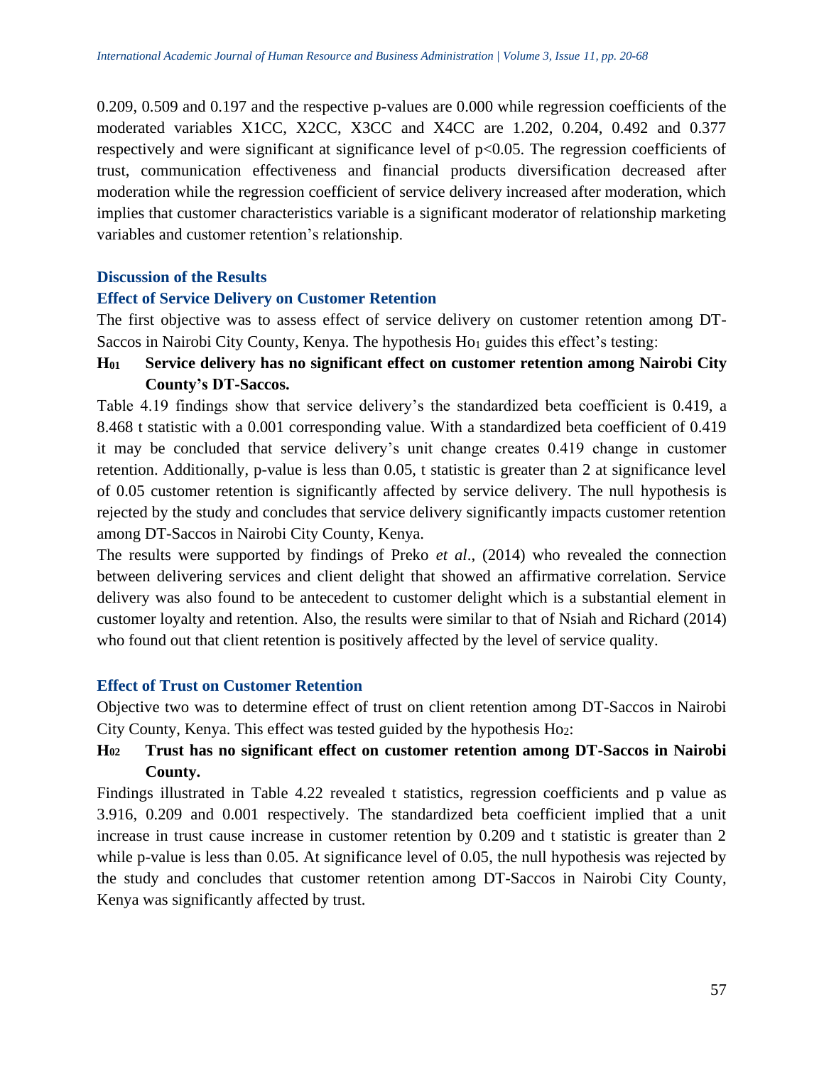0.209, 0.509 and 0.197 and the respective p-values are 0.000 while regression coefficients of the moderated variables X1CC, X2CC, X3CC and X4CC are 1.202, 0.204, 0.492 and 0.377 respectively and were significant at significance level of $p<0.05$. The regression coefficients of trust, communication effectiveness and financial products diversification decreased after moderation while the regression coefficient of service delivery increased after moderation, which implies that customer characteristics variable is a significant moderator of relationship marketing variables and customer retention's relationship.

## Discussion of the Results

### Effect of Service Delivery on Customer Retention

The first objective was to assess effect of service delivery on customer retention among DT-Saccos in Nairobi City County, Kenya. The hypothesis $Ho_1$ guides this effect's testing:

**$H_{01}$ Service delivery has no significant effect on customer retention among Nairobi City County's DT-Saccos.**

Table 4.19 findings show that service delivery's the standardized beta coefficient is 0.419, a 8.468 t statistic with a 0.001 corresponding value. With a standardized beta coefficient of 0.419 it may be concluded that service delivery's unit change creates 0.419 change in customer retention. Additionally, p-value is less than 0.05, t statistic is greater than 2 at significance level of 0.05 customer retention is significantly affected by service delivery. The null hypothesis is rejected by the study and concludes that service delivery significantly impacts customer retention among DT-Saccos in Nairobi City County, Kenya.

The results were supported by findings of Preko *et al*., (2014) who revealed the connection between delivering services and client delight that showed an affirmative correlation. Service delivery was also found to be antecedent to customer delight which is a substantial element in customer loyalty and retention. Also, the results were similar to that of Nsiah and Richard (2014) who found out that client retention is positively affected by the level of service quality.

### Effect of Trust on Customer Retention

Objective two was to determine effect of trust on client retention among DT-Saccos in Nairobi City County, Kenya. This effect was tested guided by the hypothesis $Ho_2$:

**$H_{02}$ Trust has no significant effect on customer retention among DT-Saccos in Nairobi County.**

Findings illustrated in Table 4.22 revealed t statistics, regression coefficients and p value as 3.916, 0.209 and 0.001 respectively. The standardized beta coefficient implied that a unit increase in trust cause increase in customer retention by 0.209 and t statistic is greater than 2 while p-value is less than 0.05. At significance level of 0.05, the null hypothesis was rejected by the study and concludes that customer retention among DT-Saccos in Nairobi City County, Kenya was significantly affected by trust.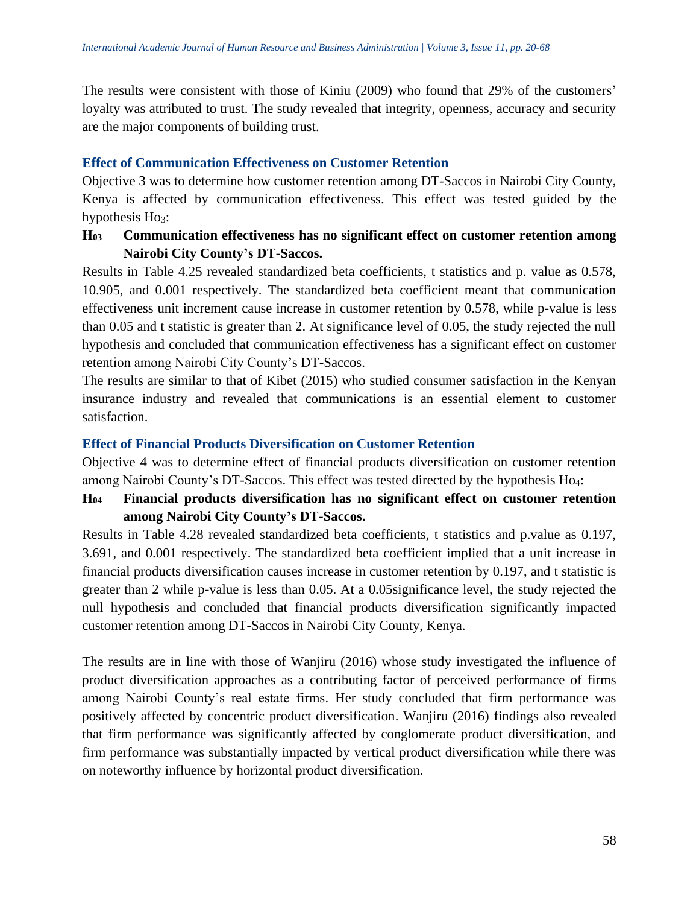The results were consistent with those of Kiniu (2009) who found that 29% of the customers' loyalty was attributed to trust. The study revealed that integrity, openness, accuracy and security are the major components of building trust.

### Effect of Communication Effectiveness on Customer Retention

Objective 3 was to determine how customer retention among DT-Saccos in Nairobi City County, Kenya is affected by communication effectiveness. This effect was tested guided by the hypothesis $Ho_3$:

**$H_{03}$ Communication effectiveness has no significant effect on customer retention among Nairobi City County's DT-Saccos.**

Results in Table 4.25 revealed standardized beta coefficients, t statistics and p. value as 0.578, 10.905, and 0.001 respectively. The standardized beta coefficient meant that communication effectiveness unit increment cause increase in customer retention by 0.578, while p-value is less than 0.05 and t statistic is greater than 2. At significance level of 0.05, the study rejected the null hypothesis and concluded that communication effectiveness has a significant effect on customer retention among Nairobi City County's DT-Saccos.

The results are similar to that of Kibet (2015) who studied consumer satisfaction in the Kenyan insurance industry and revealed that communications is an essential element to customer satisfaction.

### Effect of Financial Products Diversification on Customer Retention

Objective 4 was to determine effect of financial products diversification on customer retention among Nairobi County's DT-Saccos. This effect was tested directed by the hypothesis $Ho_4$:

**$H_{04}$ Financial products diversification has no significant effect on customer retention among Nairobi City County's DT-Saccos.**

Results in Table 4.28 revealed standardized beta coefficients, t statistics and p.value as 0.197, 3.691, and 0.001 respectively. The standardized beta coefficient implied that a unit increase in financial products diversification causes increase in customer retention by 0.197, and t statistic is greater than 2 while p-value is less than 0.05. At a 0.05significance level, the study rejected the null hypothesis and concluded that financial products diversification significantly impacted customer retention among DT-Saccos in Nairobi City County, Kenya.

The results are in line with those of Wanjiru (2016) whose study investigated the influence of product diversification approaches as a contributing factor of perceived performance of firms among Nairobi County's real estate firms. Her study concluded that firm performance was positively affected by concentric product diversification. Wanjiru (2016) findings also revealed that firm performance was significantly affected by conglomerate product diversification, and firm performance was substantially impacted by vertical product diversification while there was on noteworthy influence by horizontal product diversification.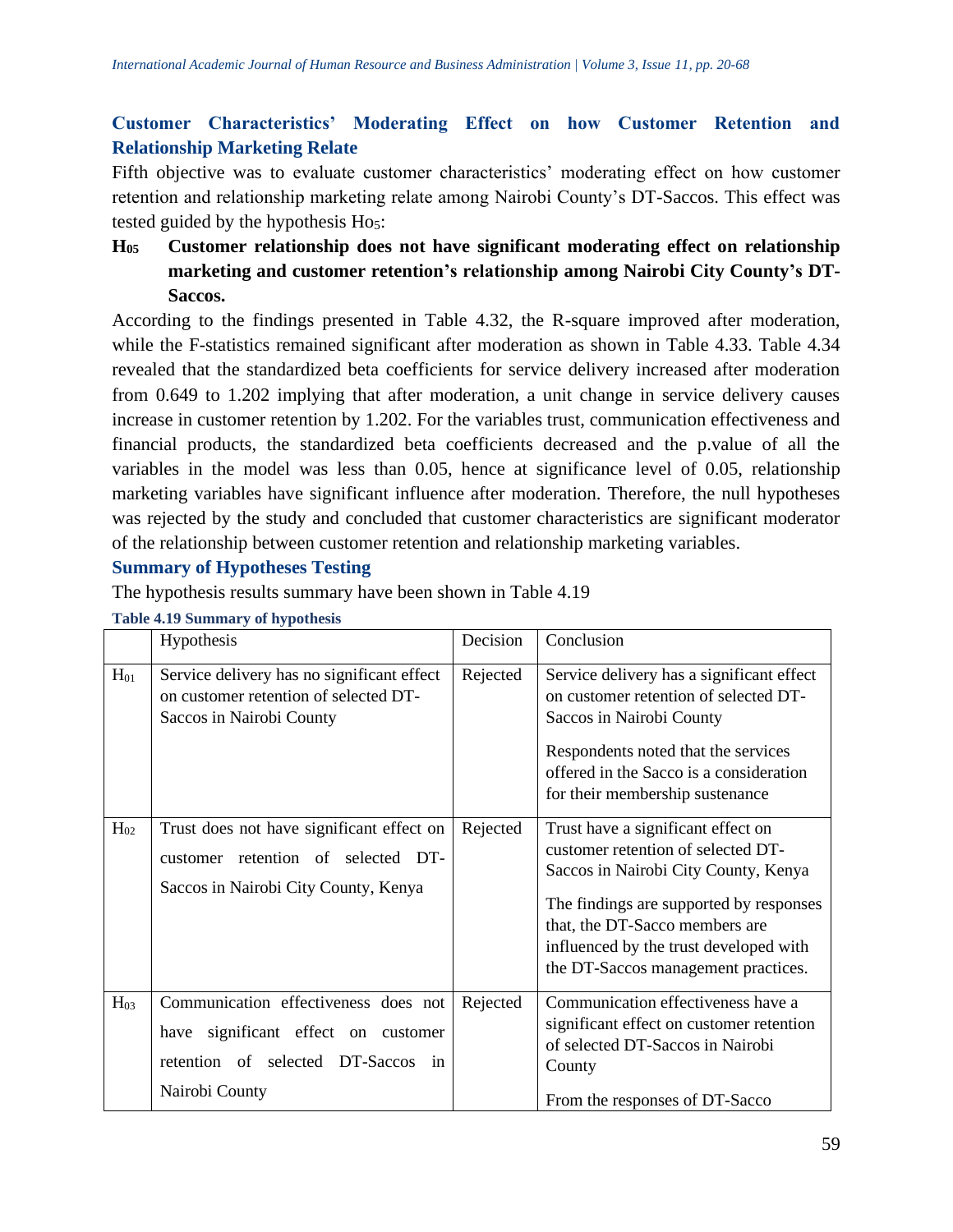### Customer Characteristics' Moderating Effect on how Customer Retention and Relationship Marketing Relate

Fifth objective was to evaluate customer characteristics' moderating effect on how customer retention and relationship marketing relate among Nairobi County's DT-Saccos. This effect was tested guided by the hypothesis $Ho_5$:

**$H_{05}$ Customer relationship does not have significant moderating effect on relationship marketing and customer retention's relationship among Nairobi City County's DT-Saccos.**

According to the findings presented in Table 4.32, the R-square improved after moderation, while the F-statistics remained significant after moderation as shown in Table 4.33. Table 4.34 revealed that the standardized beta coefficients for service delivery increased after moderation from 0.649 to 1.202 implying that after moderation, a unit change in service delivery causes increase in customer retention by 1.202. For the variables trust, communication effectiveness and financial products, the standardized beta coefficients decreased and the p.value of all the variables in the model was less than 0.05, hence at significance level of 0.05, relationship marketing variables have significant influence after moderation. Therefore, the null hypotheses was rejected by the study and concluded that customer characteristics are significant moderator of the relationship between customer retention and relationship marketing variables.

### Summary of Hypotheses Testing

The hypothesis results summary have been shown in Table 4.19

**Table 4.19 Summary of hypothesis**

| | Hypothesis | Decision | Conclusion |
|---|---|---|---|
| $H_{01}$ | Service delivery has no significant effect on customer retention of selected DT-Saccos in Nairobi County | Rejected | Service delivery has a significant effect on customer retention of selected DT-Saccos in Nairobi County<br><br>Respondents noted that the services offered in the Sacco is a consideration for their membership sustenance |
| $H_{02}$ | Trust does not have significant effect on customer retention of selected DT-Saccos in Nairobi City County, Kenya | Rejected | Trust have a significant effect on customer retention of selected DT-Saccos in Nairobi City County, Kenya<br><br>The findings are supported by responses that, the DT-Sacco members are influenced by the trust developed with the DT-Saccos management practices. |
| $H_{03}$ | Communication effectiveness does not have significant effect on customer retention of selected DT-Saccos in Nairobi County | Rejected | Communication effectiveness have a significant effect on customer retention of selected DT-Saccos in Nairobi County<br><br>From the responses of DT-Sacco |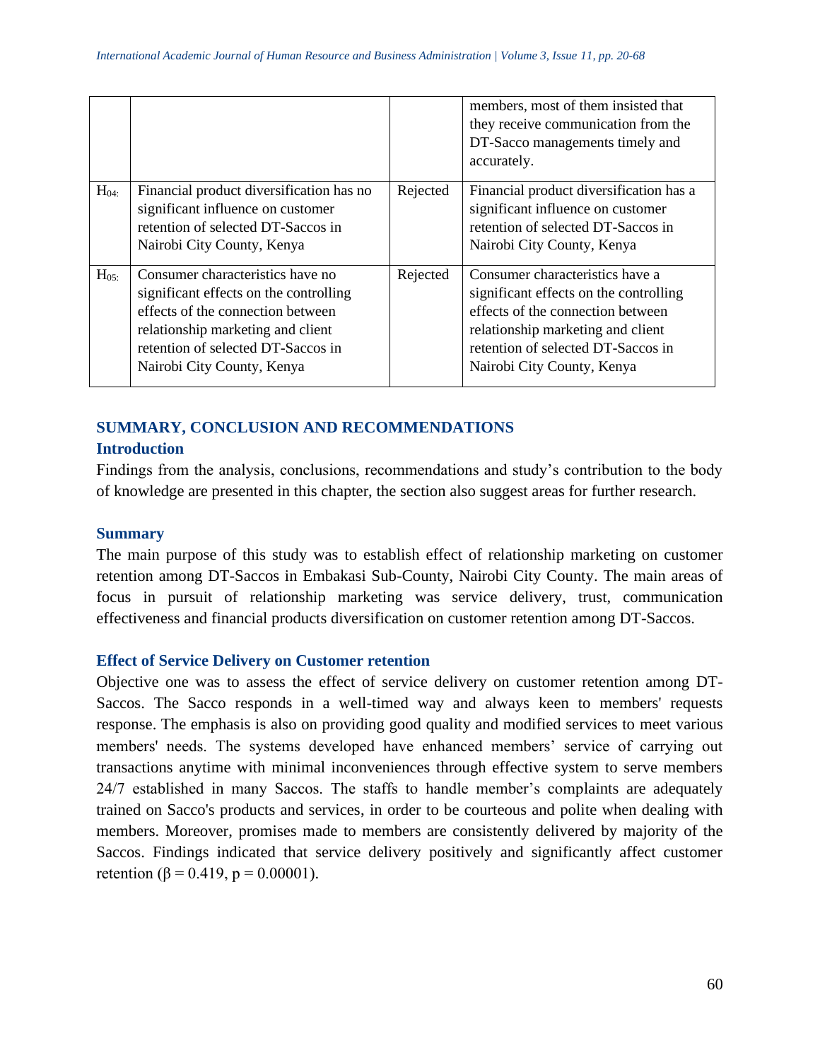| | | | members, most of them insisted that they receive communication from the DT-Sacco managements timely and accurately. |
|---|---|---|---|
| $H_{04:}$ | Financial product diversification has no significant influence on customer retention of selected DT-Saccos in Nairobi City County, Kenya | Rejected | Financial product diversification has a significant influence on customer retention of selected DT-Saccos in Nairobi City County, Kenya |
| $H_{05:}$ | Consumer characteristics have no significant effects on the controlling effects of the connection between relationship marketing and client retention of selected DT-Saccos in Nairobi City County, Kenya | Rejected | Consumer characteristics have a significant effects on the controlling effects of the connection between relationship marketing and client retention of selected DT-Saccos in Nairobi City County, Kenya |

## SUMMARY, CONCLUSION AND RECOMMENDATIONS

### Introduction

Findings from the analysis, conclusions, recommendations and study's contribution to the body of knowledge are presented in this chapter, the section also suggest areas for further research.

### Summary

The main purpose of this study was to establish effect of relationship marketing on customer retention among DT-Saccos in Embakasi Sub-County, Nairobi City County. The main areas of focus in pursuit of relationship marketing was service delivery, trust, communication effectiveness and financial products diversification on customer retention among DT-Saccos.

### Effect of Service Delivery on Customer retention

Objective one was to assess the effect of service delivery on customer retention among DT-Saccos. The Sacco responds in a well-timed way and always keen to members' requests response. The emphasis is also on providing good quality and modified services to meet various members' needs. The systems developed have enhanced members' service of carrying out transactions anytime with minimal inconveniences through effective system to serve members 24/7 established in many Saccos. The staffs to handle member's complaints are adequately trained on Sacco's products and services, in order to be courteous and polite when dealing with members. Moreover, promises made to members are consistently delivered by majority of the Saccos. Findings indicated that service delivery positively and significantly affect customer retention ($\beta = 0.419$, $p = 0.00001$).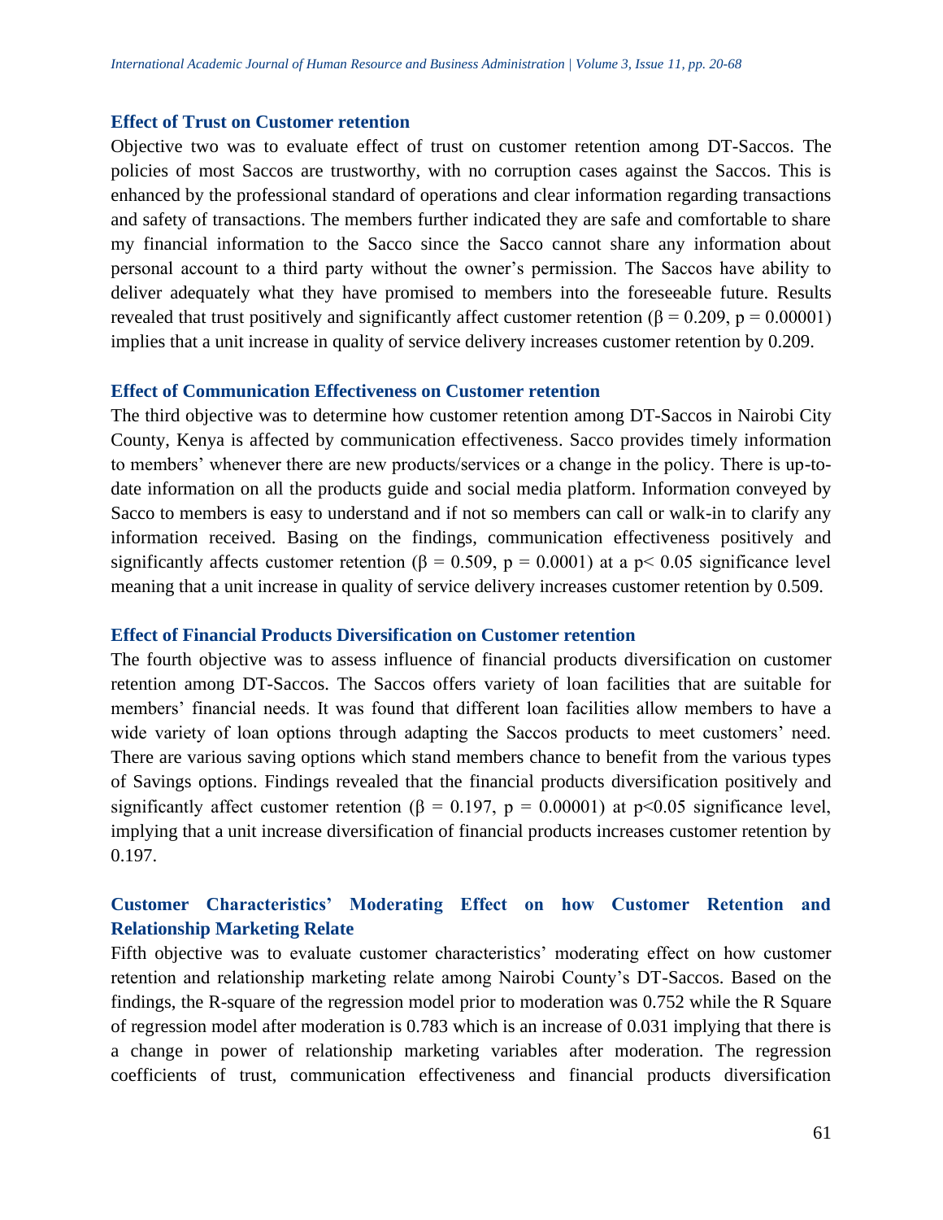### Effect of Trust on Customer retention

Objective two was to evaluate effect of trust on customer retention among DT-Saccos. The policies of most Saccos are trustworthy, with no corruption cases against the Saccos. This is enhanced by the professional standard of operations and clear information regarding transactions and safety of transactions. The members further indicated they are safe and comfortable to share my financial information to the Sacco since the Sacco cannot share any information about personal account to a third party without the owner's permission. The Saccos have ability to deliver adequately what they have promised to members into the foreseeable future. Results revealed that trust positively and significantly affect customer retention ($\beta = 0.209$, $p = 0.00001$) implies that a unit increase in quality of service delivery increases customer retention by 0.209.

### Effect of Communication Effectiveness on Customer retention

The third objective was to determine how customer retention among DT-Saccos in Nairobi City County, Kenya is affected by communication effectiveness. Sacco provides timely information to members' whenever there are new products/services or a change in the policy. There is up-to-date information on all the products guide and social media platform. Information conveyed by Sacco to members is easy to understand and if not so members can call or walk-in to clarify any information received. Basing on the findings, communication effectiveness positively and significantly affects customer retention ($\beta = 0.509$, $p = 0.0001$) at a $p< 0.05$ significance level meaning that a unit increase in quality of service delivery increases customer retention by 0.509.

### Effect of Financial Products Diversification on Customer retention

The fourth objective was to assess influence of financial products diversification on customer retention among DT-Saccos. The Saccos offers variety of loan facilities that are suitable for members' financial needs. It was found that different loan facilities allow members to have a wide variety of loan options through adapting the Saccos products to meet customers' need. There are various saving options which stand members chance to benefit from the various types of Savings options. Findings revealed that the financial products diversification positively and significantly affect customer retention ($\beta = 0.197$, $p = 0.00001$) at $p<0.05$ significance level, implying that a unit increase diversification of financial products increases customer retention by 0.197.

### Customer Characteristics' Moderating Effect on how Customer Retention and Relationship Marketing Relate

Fifth objective was to evaluate customer characteristics' moderating effect on how customer retention and relationship marketing relate among Nairobi County's DT-Saccos. Based on the findings, the R-square of the regression model prior to moderation was 0.752 while the R Square of regression model after moderation is 0.783 which is an increase of 0.031 implying that there is a change in power of relationship marketing variables after moderation. The regression coefficients of trust, communication effectiveness and financial products diversification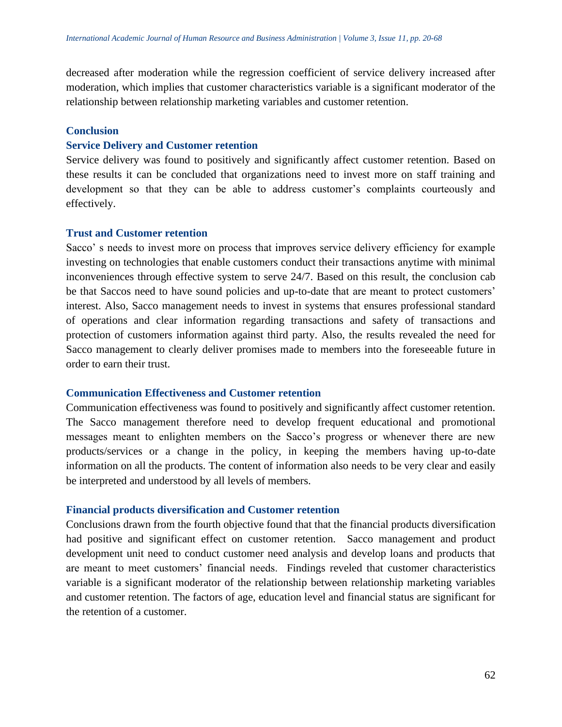decreased after moderation while the regression coefficient of service delivery increased after moderation, which implies that customer characteristics variable is a significant moderator of the relationship between relationship marketing variables and customer retention.

## Conclusion

### Service Delivery and Customer retention

Service delivery was found to positively and significantly affect customer retention. Based on these results it can be concluded that organizations need to invest more on staff training and development so that they can be able to address customer's complaints courteously and effectively.

### Trust and Customer retention

Sacco' s needs to invest more on process that improves service delivery efficiency for example investing on technologies that enable customers conduct their transactions anytime with minimal inconveniences through effective system to serve 24/7. Based on this result, the conclusion cab be that Saccos need to have sound policies and up-to-date that are meant to protect customers' interest. Also, Sacco management needs to invest in systems that ensures professional standard of operations and clear information regarding transactions and safety of transactions and protection of customers information against third party. Also, the results revealed the need for Sacco management to clearly deliver promises made to members into the foreseeable future in order to earn their trust.

### Communication Effectiveness and Customer retention

Communication effectiveness was found to positively and significantly affect customer retention. The Sacco management therefore need to develop frequent educational and promotional messages meant to enlighten members on the Sacco's progress or whenever there are new products/services or a change in the policy, in keeping the members having up-to-date information on all the products. The content of information also needs to be very clear and easily be interpreted and understood by all levels of members.

### Financial products diversification and Customer retention

Conclusions drawn from the fourth objective found that that the financial products diversification had positive and significant effect on customer retention. Sacco management and product development unit need to conduct customer need analysis and develop loans and products that are meant to meet customers' financial needs. Findings reveled that customer characteristics variable is a significant moderator of the relationship between relationship marketing variables and customer retention. The factors of age, education level and financial status are significant for the retention of a customer.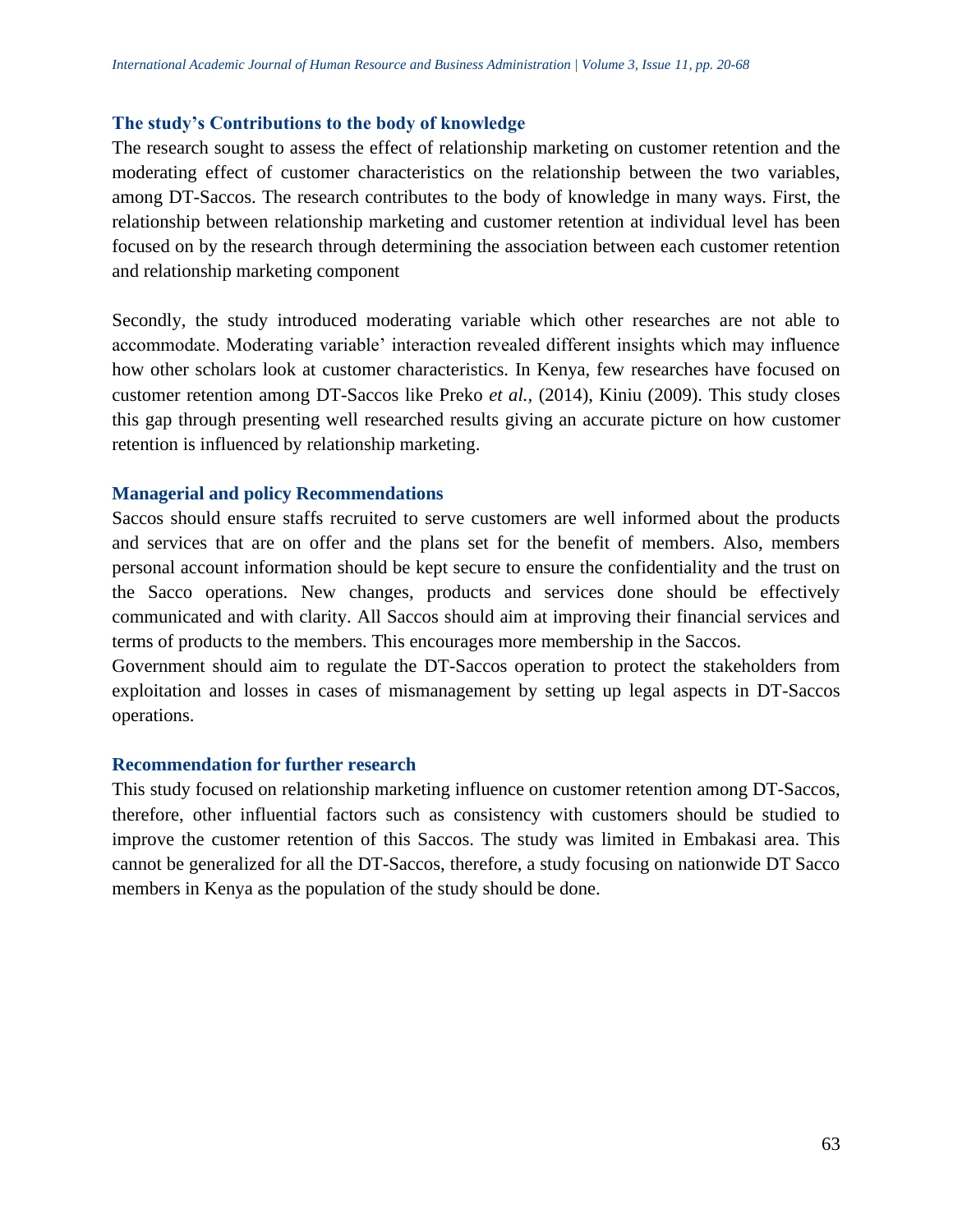### The study's Contributions to the body of knowledge

The research sought to assess the effect of relationship marketing on customer retention and the moderating effect of customer characteristics on the relationship between the two variables, among DT-Saccos. The research contributes to the body of knowledge in many ways. First, the relationship between relationship marketing and customer retention at individual level has been focused on by the research through determining the association between each customer retention and relationship marketing component

Secondly, the study introduced moderating variable which other researches are not able to accommodate. Moderating variable' interaction revealed different insights which may influence how other scholars look at customer characteristics. In Kenya, few researches have focused on customer retention among DT-Saccos like Preko *et al.*, (2014), Kiniu (2009). This study closes this gap through presenting well researched results giving an accurate picture on how customer retention is influenced by relationship marketing.

### Managerial and policy Recommendations

Saccos should ensure staffs recruited to serve customers are well informed about the products and services that are on offer and the plans set for the benefit of members. Also, members personal account information should be kept secure to ensure the confidentiality and the trust on the Sacco operations. New changes, products and services done should be effectively communicated and with clarity. All Saccos should aim at improving their financial services and terms of products to the members. This encourages more membership in the Saccos.

Government should aim to regulate the DT-Saccos operation to protect the stakeholders from exploitation and losses in cases of mismanagement by setting up legal aspects in DT-Saccos operations.

### Recommendation for further research

This study focused on relationship marketing influence on customer retention among DT-Saccos, therefore, other influential factors such as consistency with customers should be studied to improve the customer retention of this Saccos. The study was limited in Embakasi area. This cannot be generalized for all the DT-Saccos, therefore, a study focusing on nationwide DT Sacco members in Kenya as the population of the study should be done.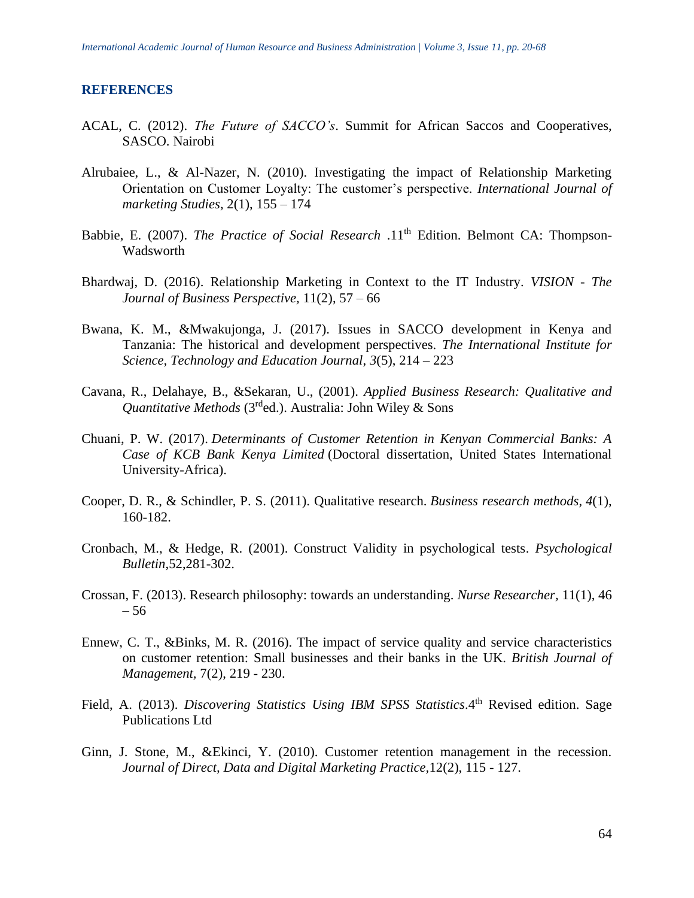## REFERENCES

ACAL, C. (2012). *The Future of SACCO's*. Summit for African Saccos and Cooperatives, SASCO. Nairobi

Alrubaiee, L., & Al-Nazer, N. (2010). Investigating the impact of Relationship Marketing Orientation on Customer Loyalty: The customer's perspective. *International Journal of marketing Studies*, 2(1), 155 – 174

Babbie, E. (2007). *The Practice of Social Research* .11th Edition. Belmont CA: Thompson-Wadsworth

Bhardwaj, D. (2016). Relationship Marketing in Context to the IT Industry. *VISION - The Journal of Business Perspective,* 11(2), 57 – 66

Bwana, K. M., &Mwakujonga, J. (2017). Issues in SACCO development in Kenya and Tanzania: The historical and development perspectives. *The International Institute for Science, Technology and Education Journal*, *3*(5), 214 – 223

Cavana, R., Delahaye, B., &Sekaran, U., (2001). *Applied Business Research: Qualitative and Quantitative Methods* (3rded.). Australia: John Wiley & Sons

Chuani, P. W. (2017). *Determinants of Customer Retention in Kenyan Commercial Banks: A Case of KCB Bank Kenya Limited* (Doctoral dissertation, United States International University-Africa).

Cooper, D. R., & Schindler, P. S. (2011). Qualitative research. *Business research methods*, *4*(1), 160-182.

Cronbach, M., & Hedge, R. (2001). Construct Validity in psychological tests. *Psychological Bulletin*,52,281-302.

Crossan, F. (2013). Research philosophy: towards an understanding. *Nurse Researcher*, 11(1), 46 – 56

Ennew, C. T., &Binks, M. R. (2016). The impact of service quality and service characteristics on customer retention: Small businesses and their banks in the UK. *British Journal of Management*, 7(2), 219 - 230.

Field, A. (2013). *Discovering Statistics Using IBM SPSS Statistics*.4th Revised edition. Sage Publications Ltd

Ginn, J. Stone, M., &Ekinci, Y. (2010). Customer retention management in the recession. *Journal of Direct, Data and Digital Marketing Practice*,12(2), 115 - 127.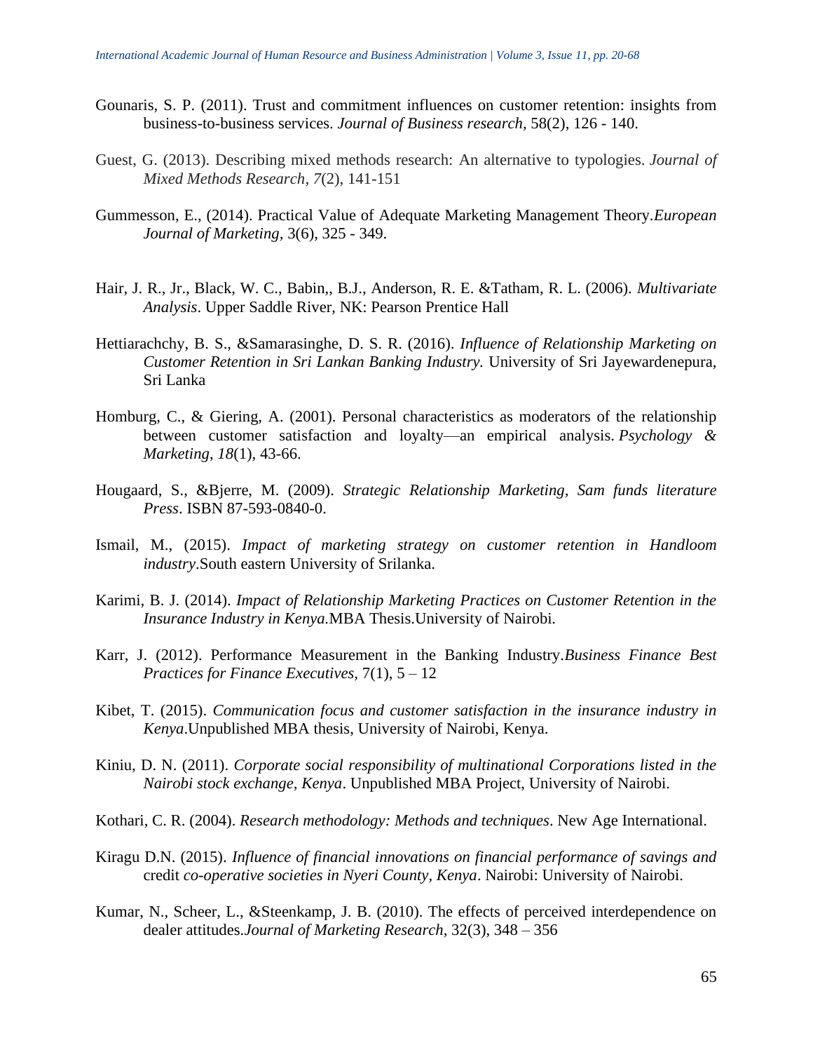Gounaris, S. P. (2011). Trust and commitment influences on customer retention: insights from business-to-business services. *Journal of Business research*, 58(2), 126 - 140.

Guest, G. (2013). Describing mixed methods research: An alternative to typologies. *Journal of Mixed Methods Research*, *7*(2), 141-151

Gummesson, E., (2014). Practical Value of Adequate Marketing Management Theory.*European Journal of Marketing,* 3(6), 325 - 349.

Hair, J. R., Jr., Black, W. C., Babin,, B.J., Anderson, R. E. &Tatham, R. L. (2006). *Multivariate Analysis*. Upper Saddle River, NK: Pearson Prentice Hall

Hettiarachchy, B. S., &Samarasinghe, D. S. R. (2016). *Influence of Relationship Marketing on Customer Retention in Sri Lankan Banking Industry.* University of Sri Jayewardenepura, Sri Lanka

Homburg, C., & Giering, A. (2001). Personal characteristics as moderators of the relationship between customer satisfaction and loyalty—an empirical analysis. *Psychology & Marketing*, *18*(1), 43-66.

Hougaard, S., &Bjerre, M. (2009). *Strategic Relationship Marketing, Sam funds literature Press*. ISBN 87-593-0840-0.

Ismail, M., (2015). *Impact of marketing strategy on customer retention in Handloom industry*.South eastern University of Srilanka.

Karimi, B. J. (2014). *Impact of Relationship Marketing Practices on Customer Retention in the Insurance Industry in Kenya.*MBA Thesis.University of Nairobi*.*

Karr, J. (2012). Performance Measurement in the Banking Industry.*Business Finance Best Practices for Finance Executives,* 7(1), 5 – 12

Kibet, T. (2015). *Communication focus and customer satisfaction in the insurance industry in Kenya*.Unpublished MBA thesis, University of Nairobi, Kenya.

Kiniu, D. N. (2011). *Corporate social responsibility of multinational Corporations listed in the Nairobi stock exchange, Kenya*. Unpublished MBA Project, University of Nairobi.

Kothari, C. R. (2004). *Research methodology: Methods and techniques*. New Age International.

Kiragu D.N. (2015). *Influence of financial innovations on financial performance of savings and* credit *co-operative societies in Nyeri County, Kenya*. Nairobi: University of Nairobi.

Kumar, N., Scheer, L., &Steenkamp, J. B. (2010). The effects of perceived interdependence on dealer attitudes.*Journal of Marketing Research,* 32(3), 348 – 356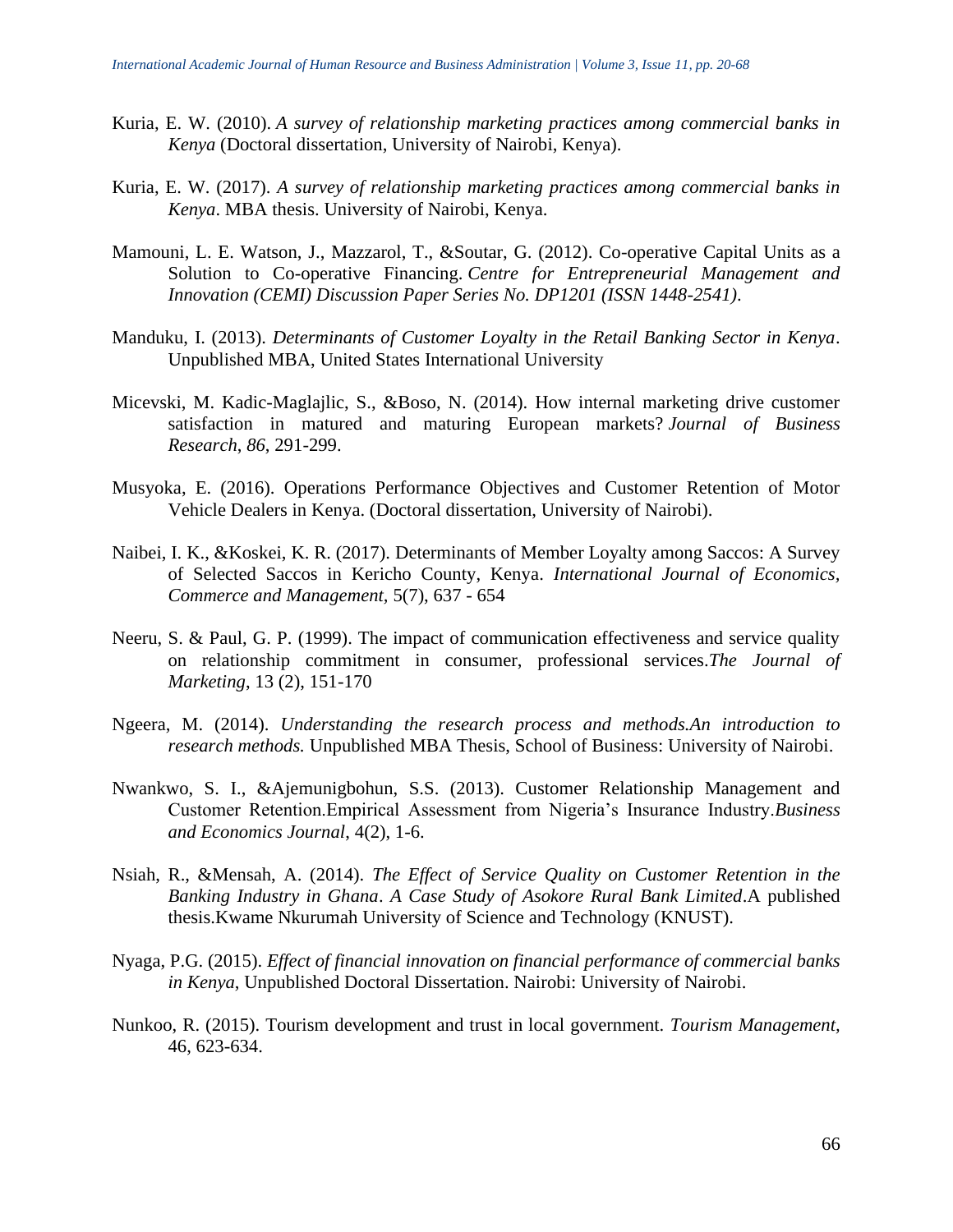Kuria, E. W. (2010). *A survey of relationship marketing practices among commercial banks in Kenya* (Doctoral dissertation, University of Nairobi, Kenya).

Kuria, E. W. (2017). *A survey of relationship marketing practices among commercial banks in Kenya*. MBA thesis. University of Nairobi, Kenya.

Mamouni, L. E. Watson, J., Mazzarol, T., &Soutar, G. (2012). Co-operative Capital Units as a Solution to Co-operative Financing. *Centre for Entrepreneurial Management and Innovation (CEMI) Discussion Paper Series No. DP1201 (ISSN 1448-2541)*.

Manduku, I. (2013). *Determinants of Customer Loyalty in the Retail Banking Sector in Kenya*. Unpublished MBA, United States International University

Micevski, M. Kadic-Maglajlic, S., &Boso, N. (2014). How internal marketing drive customer satisfaction in matured and maturing European markets? *Journal of Business Research*, *86*, 291-299.

Musyoka, E. (2016). Operations Performance Objectives and Customer Retention of Motor Vehicle Dealers in Kenya. (Doctoral dissertation, University of Nairobi).

Naibei, I. K., &Koskei, K. R. (2017). Determinants of Member Loyalty among Saccos: A Survey of Selected Saccos in Kericho County, Kenya. *International Journal of Economics, Commerce and Management,* 5(7), 637 - 654

Neeru, S. & Paul, G. P. (1999). The impact of communication effectiveness and service quality on relationship commitment in consumer, professional services.*The Journal of Marketing*, 13 (2), 151-170

Ngeera, M. (2014). *Understanding the research process and methods.An introduction to research methods.* Unpublished MBA Thesis, School of Business: University of Nairobi.

Nwankwo, S. I., &Ajemunigbohun, S.S. (2013). Customer Relationship Management and Customer Retention.Empirical Assessment from Nigeria's Insurance Industry.*Business and Economics Journal*, 4(2), 1-6.

Nsiah, R., &Mensah, A. (2014). *The Effect of Service Quality on Customer Retention in the Banking Industry in Ghana*. *A Case Study of Asokore Rural Bank Limited*.A published thesis.Kwame Nkurumah University of Science and Technology (KNUST).

Nyaga, P.G. (2015). *Effect of financial innovation on financial performance of commercial banks in Kenya*, Unpublished Doctoral Dissertation. Nairobi: University of Nairobi.

Nunkoo, R. (2015). Tourism development and trust in local government. *Tourism Management,* 46, 623-634.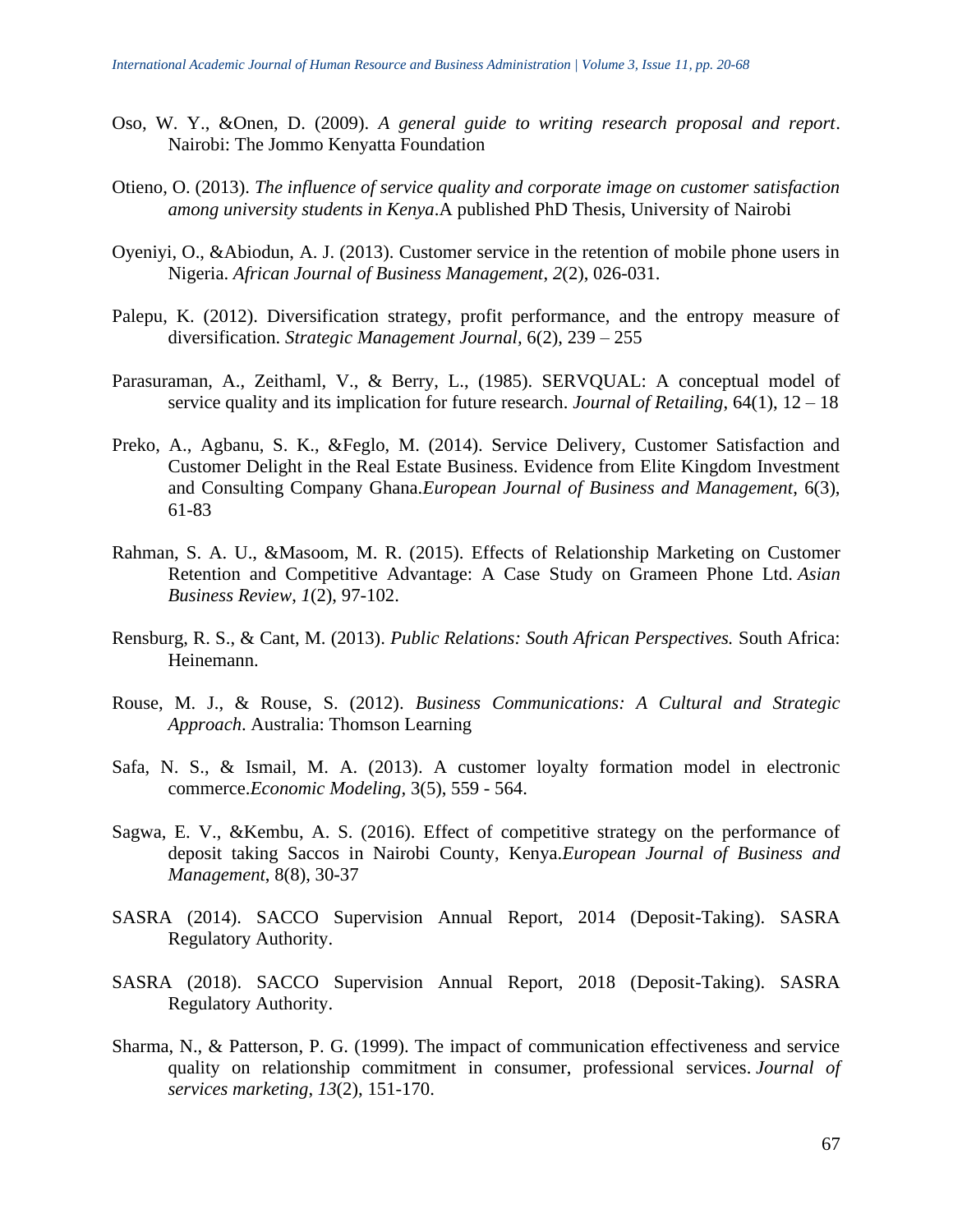Oso, W. Y., &Onen, D. (2009). *A general guide to writing research proposal and report*. Nairobi: The Jommo Kenyatta Foundation

Otieno, O. (2013). *The influence of service quality and corporate image on customer satisfaction among university students in Kenya*.A published PhD Thesis, University of Nairobi

Oyeniyi, O., &Abiodun, A. J. (2013). Customer service in the retention of mobile phone users in Nigeria. *African Journal of Business Management*, *2*(2), 026-031.

Palepu, K. (2012). Diversification strategy, profit performance, and the entropy measure of diversification. *Strategic Management Journal*, 6(2), 239 – 255

Parasuraman, A., Zeithaml, V., & Berry, L., (1985). SERVQUAL: A conceptual model of service quality and its implication for future research. *Journal of Retailing*, 64(1), 12 – 18

Preko, A., Agbanu, S. K., &Feglo, M. (2014). Service Delivery, Customer Satisfaction and Customer Delight in the Real Estate Business. Evidence from Elite Kingdom Investment and Consulting Company Ghana.*European Journal of Business and Management*, 6(3), 61-83

Rahman, S. A. U., &Masoom, M. R. (2015). Effects of Relationship Marketing on Customer Retention and Competitive Advantage: A Case Study on Grameen Phone Ltd. *Asian Business Review*, *1*(2), 97-102.

Rensburg, R. S., & Cant, M. (2013). *Public Relations: South African Perspectives.* South Africa: Heinemann.

Rouse, M. J., & Rouse, S. (2012). *Business Communications: A Cultural and Strategic Approach*. Australia: Thomson Learning

Safa, N. S., & Ismail, M. A. (2013). A customer loyalty formation model in electronic commerce.*Economic Modeling*, 3(5), 559 - 564.

Sagwa, E. V., &Kembu, A. S. (2016). Effect of competitive strategy on the performance of deposit taking Saccos in Nairobi County, Kenya.*European Journal of Business and Management*, 8(8), 30-37

SASRA (2014). SACCO Supervision Annual Report, 2014 (Deposit-Taking). SASRA Regulatory Authority.

SASRA (2018). SACCO Supervision Annual Report, 2018 (Deposit-Taking). SASRA Regulatory Authority.

Sharma, N., & Patterson, P. G. (1999). The impact of communication effectiveness and service quality on relationship commitment in consumer, professional services. *Journal of services marketing*, *13*(2), 151-170.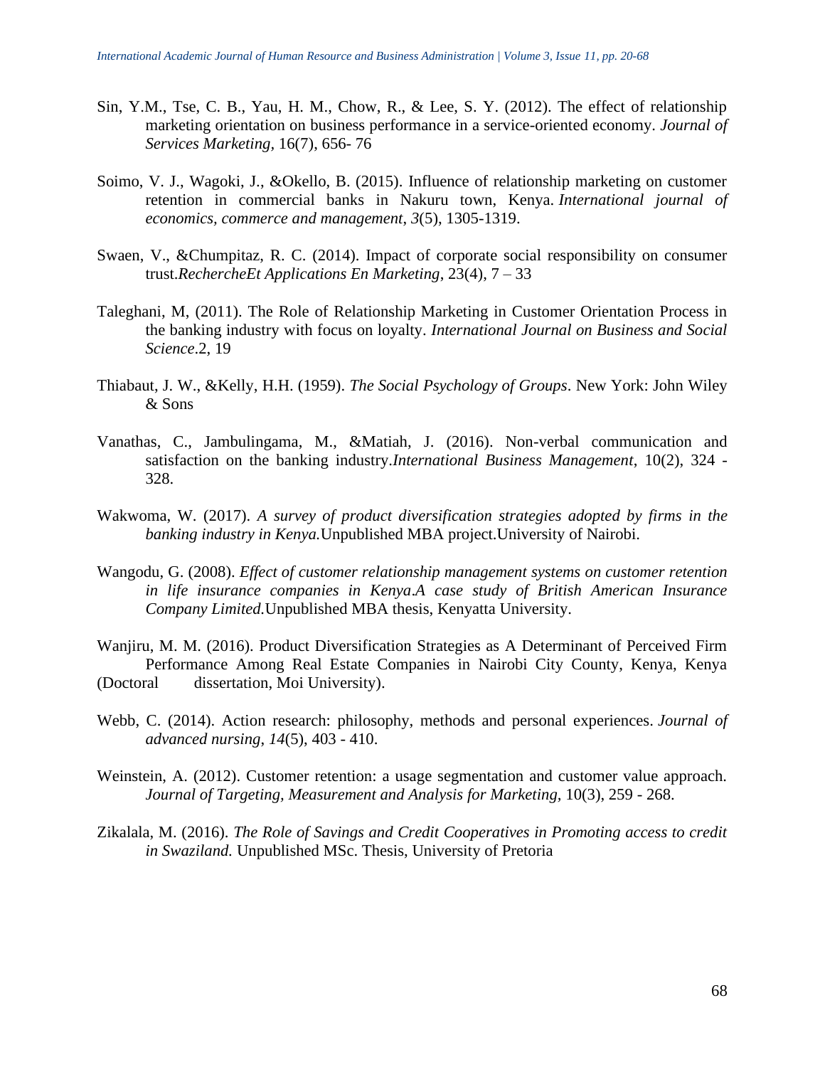Sin, Y.M., Tse, C. B., Yau, H. M., Chow, R., & Lee, S. Y. (2012). The effect of relationship marketing orientation on business performance in a service-oriented economy. *Journal of Services Marketing*, 16(7), 656- 76

Soimo, V. J., Wagoki, J., &Okello, B. (2015). Influence of relationship marketing on customer retention in commercial banks in Nakuru town, Kenya. *International journal of economics, commerce and management*, *3*(5), 1305-1319.

Swaen, V., &Chumpitaz, R. C. (2014). Impact of corporate social responsibility on consumer trust.*RechercheEt Applications En Marketing*, 23(4), 7 – 33

Taleghani, M, (2011). The Role of Relationship Marketing in Customer Orientation Process in the banking industry with focus on loyalty. *International Journal on Business and Social Science*.2, 19

Thiabaut, J. W., &Kelly, H.H. (1959). *The Social Psychology of Groups*. New York: John Wiley & Sons

Vanathas, C., Jambulingama, M., &Matiah, J. (2016). Non-verbal communication and satisfaction on the banking industry.*International Business Management*, 10(2), 324 - 328.

Wakwoma, W. (2017). *A survey of product diversification strategies adopted by firms in the banking industry in Kenya.*Unpublished MBA project.University of Nairobi.

Wangodu, G. (2008). *Effect of customer relationship management systems on customer retention in life insurance companies in Kenya.A case study of British American Insurance Company Limited.*Unpublished MBA thesis, Kenyatta University.

Wanjiru, M. M. (2016). Product Diversification Strategies as A Determinant of Perceived Firm Performance Among Real Estate Companies in Nairobi City County, Kenya, Kenya (Doctoral dissertation, Moi University).

Webb, C. (2014). Action research: philosophy, methods and personal experiences. *Journal of advanced nursing*, *14*(5), 403 - 410.

Weinstein, A. (2012). Customer retention: a usage segmentation and customer value approach. *Journal of Targeting, Measurement and Analysis for Marketing*, 10(3), 259 - 268.

Zikalala, M. (2016). *The Role of Savings and Credit Cooperatives in Promoting access to credit in Swaziland.* Unpublished MSc. Thesis, University of Pretoria